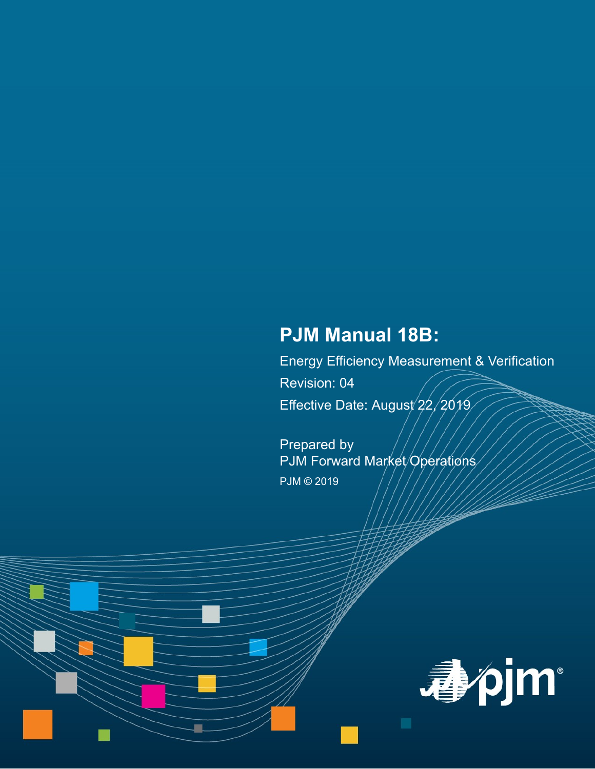# PJM Manual 18B:

Energy Efficiency Measurement & Verification

Revision: 04

Effective Date: August 22, 2019

Prepared by
PJM Forward Market Operations

PJM © 2019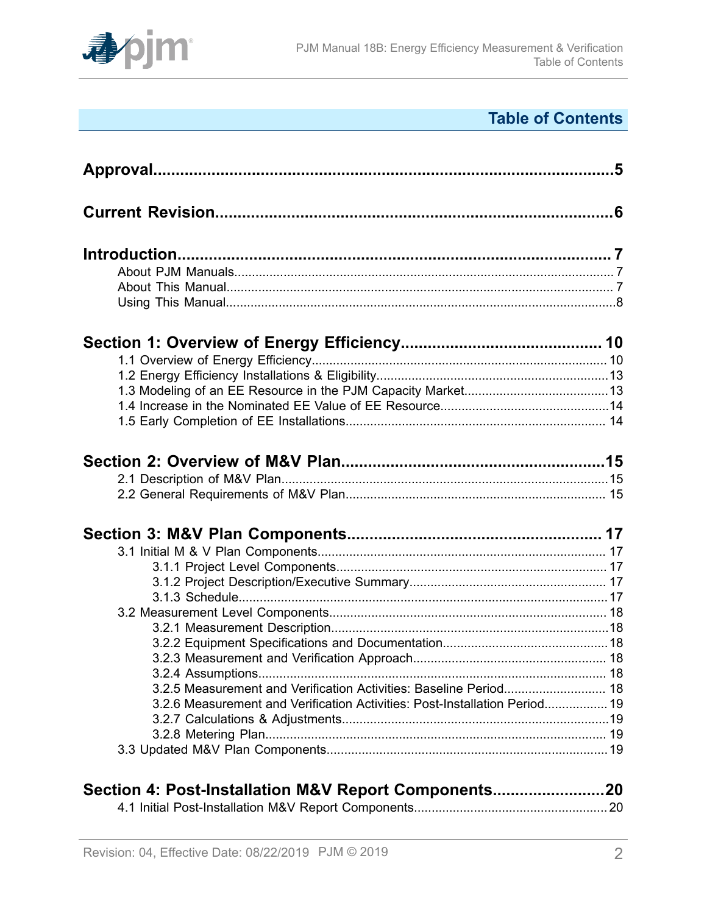## Table of Contents

**Approval** ... 5

**Current Revision** ... 6

**Introduction** ... 7

- About PJM Manuals ... 7
- About This Manual ... 7
- Using This Manual ... 8

**Section 1: Overview of Energy Efficiency** ... 10

- 1.1 Overview of Energy Efficiency ... 10
- 1.2 Energy Efficiency Installations & Eligibility ... 13
- 1.3 Modeling of an EE Resource in the PJM Capacity Market ... 13
- 1.4 Increase in the Nominated EE Value of EE Resource ... 14
- 1.5 Early Completion of EE Installations ... 14

**Section 2: Overview of M&V Plan** ... 15

- 2.1 Description of M&V Plan ... 15
- 2.2 General Requirements of M&V Plan ... 15

**Section 3: M&V Plan Components** ... 17

- 3.1 Initial M & V Plan Components ... 17
  - 3.1.1 Project Level Components ... 17
  - 3.1.2 Project Description/Executive Summary ... 17
  - 3.1.3 Schedule ... 17
- 3.2 Measurement Level Components ... 18
  - 3.2.1 Measurement Description ... 18
  - 3.2.2 Equipment Specifications and Documentation ... 18
  - 3.2.3 Measurement and Verification Approach ... 18
  - 3.2.4 Assumptions ... 18
  - 3.2.5 Measurement and Verification Activities: Baseline Period ... 18
  - 3.2.6 Measurement and Verification Activities: Post-Installation Period ... 19
  - 3.2.7 Calculations & Adjustments ... 19
  - 3.2.8 Metering Plan ... 19
- 3.3 Updated M&V Plan Components ... 19

**Section 4: Post-Installation M&V Report Components** ... 20

- 4.1 Initial Post-Installation M&V Report Components ... 20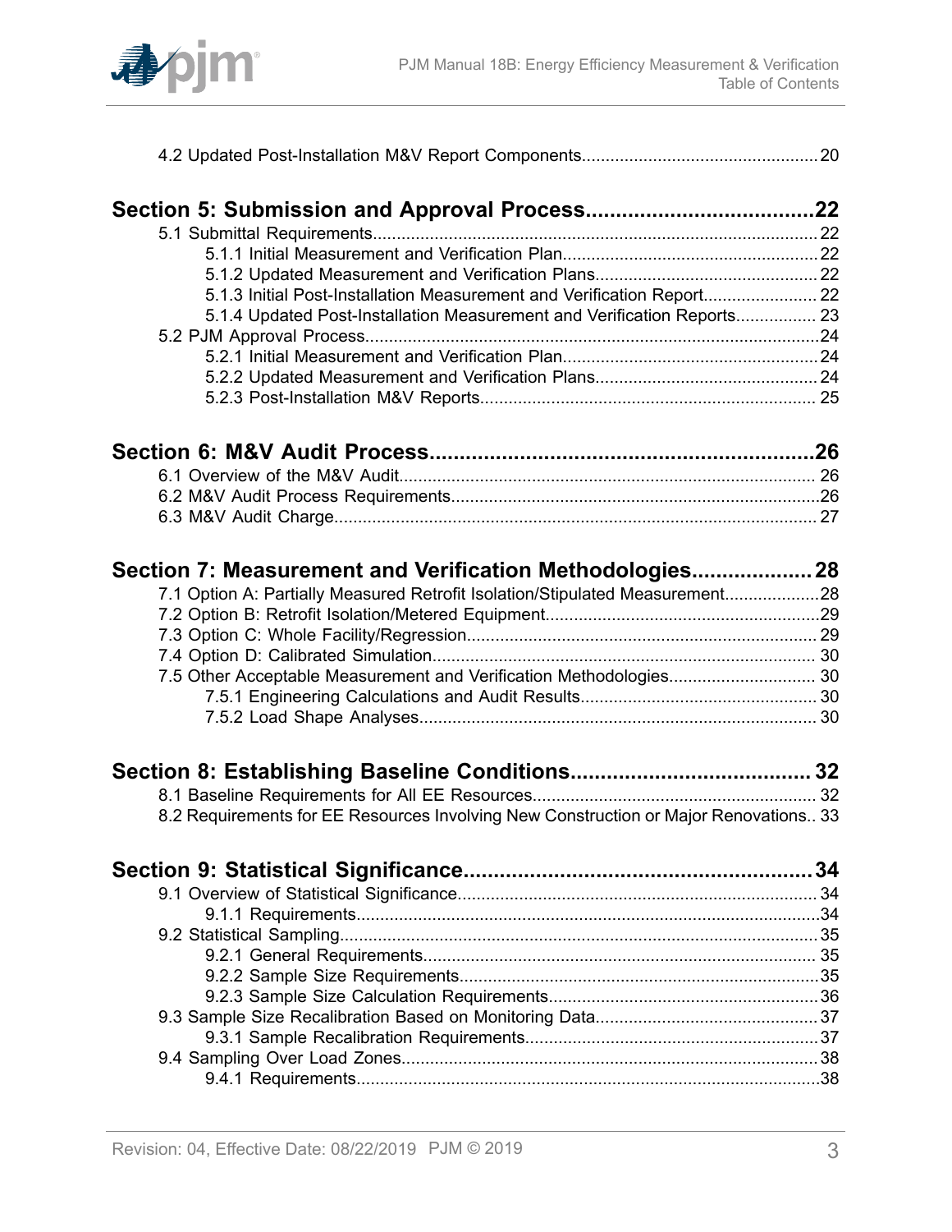4.2 Updated Post-Installation M&V Report Components.................................................20

**Section 5: Submission and Approval Process.....................................22**

5.1 Submittal Requirements.............................................................................................22

5.1.1 Initial Measurement and Verification Plan.....................................................22

5.1.2 Updated Measurement and Verification Plans...............................................22

5.1.3 Initial Post-Installation Measurement and Verification Report........................22

5.1.4 Updated Post-Installation Measurement and Verification Reports.................23

5.2 PJM Approval Process................................................................................................24

5.2.1 Initial Measurement and Verification Plan.....................................................24

5.2.2 Updated Measurement and Verification Plans...............................................24

5.2.3 Post-Installation M&V Reports.......................................................................25

**Section 6: M&V Audit Process...............................................................26**

6.1 Overview of the M&V Audit........................................................................................26

6.2 M&V Audit Process Requirements.............................................................................26

6.3 M&V Audit Charge.....................................................................................................27

**Section 7: Measurement and Verification Methodologies....................28**

7.1 Option A: Partially Measured Retrofit Isolation/Stipulated Measurement....................28

7.2 Option B: Retrofit Isolation/Metered Equipment..........................................................29

7.3 Option C: Whole Facility/Regression..........................................................................29

7.4 Option D: Calibrated Simulation.................................................................................30

7.5 Other Acceptable Measurement and Verification Methodologies...............................30

7.5.1 Engineering Calculations and Audit Results..................................................30

7.5.2 Load Shape Analyses...................................................................................30

**Section 8: Establishing Baseline Conditions.......................................32**

8.1 Baseline Requirements for All EE Resources............................................................32

8.2 Requirements for EE Resources Involving New Construction or Major Renovations..33

**Section 9: Statistical Significance.........................................................34**

9.1 Overview of Statistical Significance............................................................................34

9.1.1 Requirements.................................................................................................34

9.2 Statistical Sampling.....................................................................................................35

9.2.1 General Requirements...................................................................................35

9.2.2 Sample Size Requirements............................................................................35

9.2.3 Sample Size Calculation Requirements.........................................................36

9.3 Sample Size Recalibration Based on Monitoring Data...............................................37

9.3.1 Sample Recalibration Requirements..............................................................37

9.4 Sampling Over Load Zones........................................................................................38

9.4.1 Requirements.................................................................................................38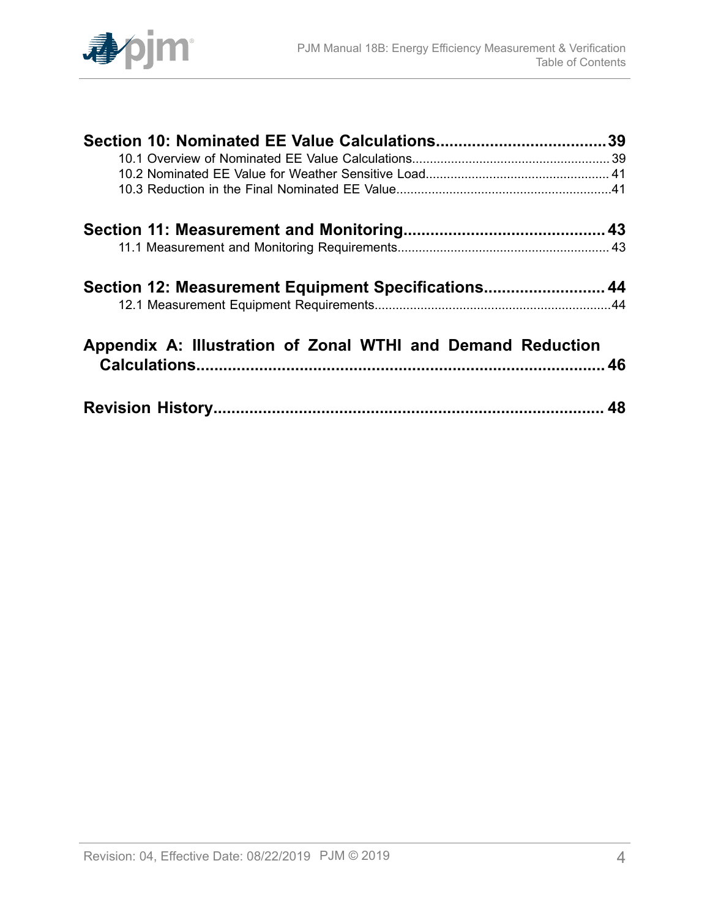**Section 10: Nominated EE Value Calculations.....................................39**

- 10.1 Overview of Nominated EE Value Calculations........................................................39
- 10.2 Nominated EE Value for Weather Sensitive Load.....................................................41
- 10.3 Reduction in the Final Nominated EE Value.............................................................41

**Section 11: Measurement and Monitoring............................................43**

- 11.1 Measurement and Monitoring Requirements............................................................43

**Section 12: Measurement Equipment Specifications...........................44**

- 12.1 Measurement Equipment Requirements...................................................................44

**Appendix A: Illustration of Zonal WTHI and Demand Reduction Calculations..........................................................................................46**

**Revision History.....................................................................................48**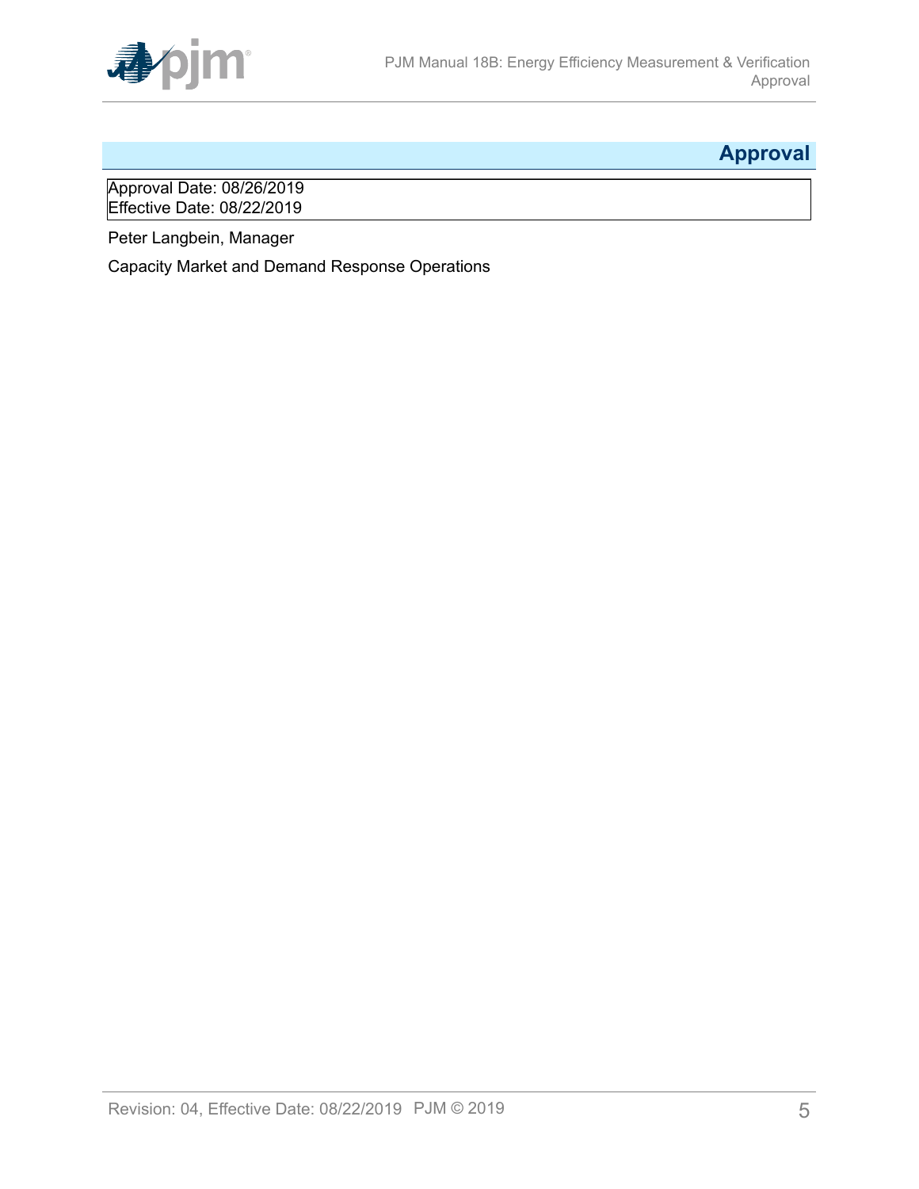# Approval

Approval Date: 08/26/2019
Effective Date: 08/22/2019

Peter Langbein, Manager

Capacity Market and Demand Response Operations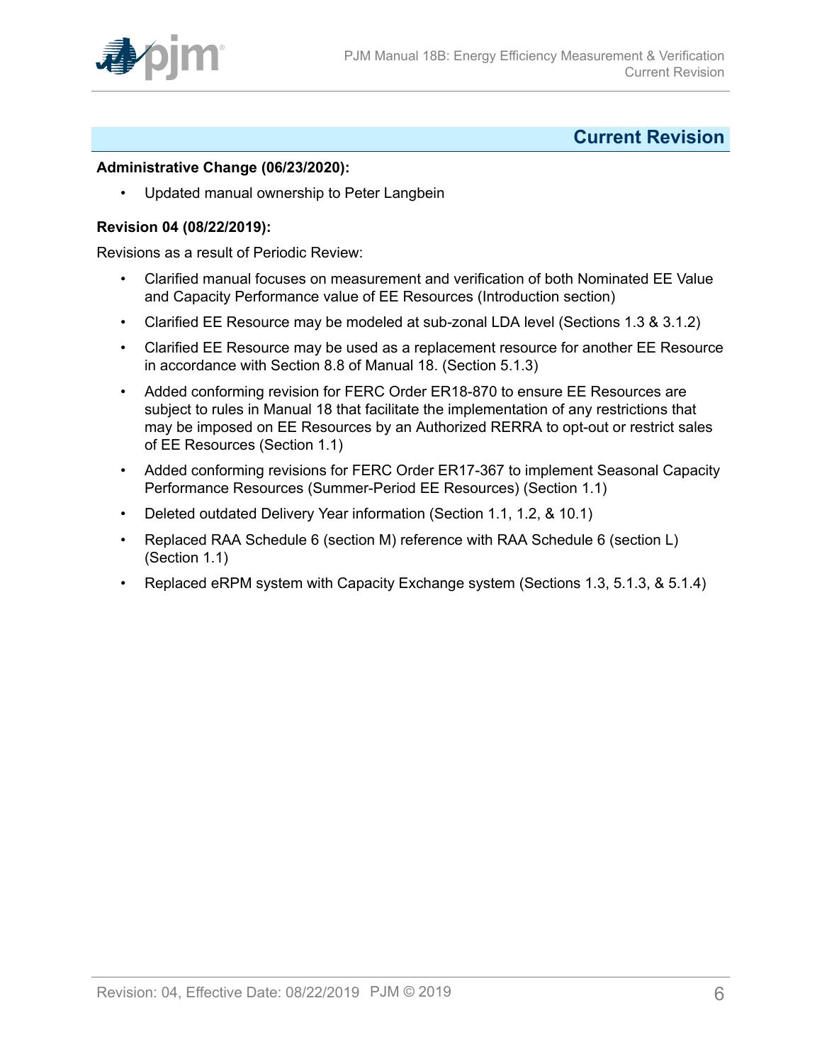# Current Revision

**Administrative Change (06/23/2020):**

- Updated manual ownership to Peter Langbein

**Revision 04 (08/22/2019):**

Revisions as a result of Periodic Review:

- Clarified manual focuses on measurement and verification of both Nominated EE Value and Capacity Performance value of EE Resources (Introduction section)
- Clarified EE Resource may be modeled at sub-zonal LDA level (Sections 1.3 & 3.1.2)
- Clarified EE Resource may be used as a replacement resource for another EE Resource in accordance with Section 8.8 of Manual 18. (Section 5.1.3)
- Added conforming revision for FERC Order ER18-870 to ensure EE Resources are subject to rules in Manual 18 that facilitate the implementation of any restrictions that may be imposed on EE Resources by an Authorized RERRA to opt-out or restrict sales of EE Resources (Section 1.1)
- Added conforming revisions for FERC Order ER17-367 to implement Seasonal Capacity Performance Resources (Summer-Period EE Resources) (Section 1.1)
- Deleted outdated Delivery Year information (Section 1.1, 1.2, & 10.1)
- Replaced RAA Schedule 6 (section M) reference with RAA Schedule 6 (section L) (Section 1.1)
- Replaced eRPM system with Capacity Exchange system (Sections 1.3, 5.1.3, & 5.1.4)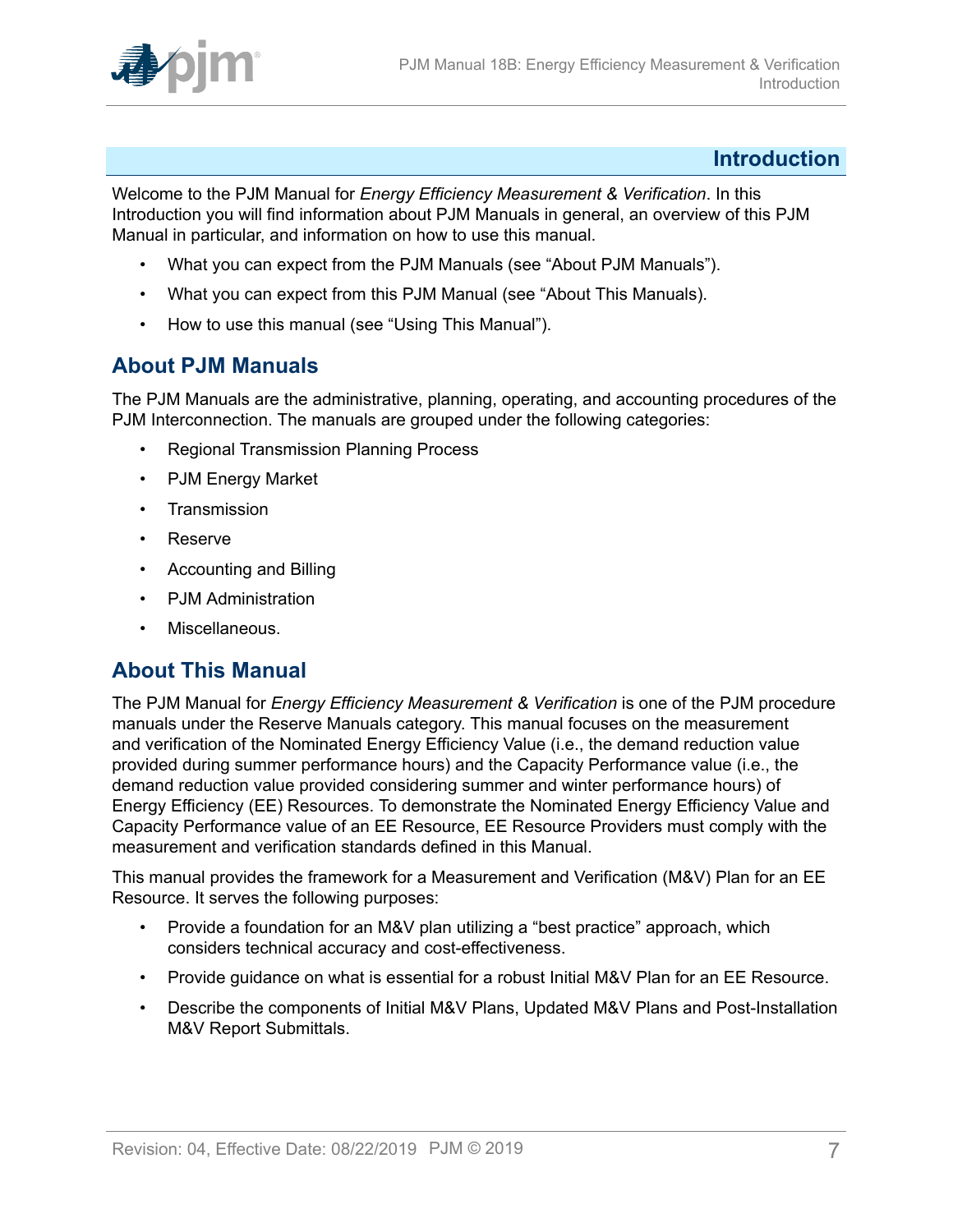# Introduction

Welcome to the PJM Manual for *Energy Efficiency Measurement & Verification*. In this Introduction you will find information about PJM Manuals in general, an overview of this PJM Manual in particular, and information on how to use this manual.

- What you can expect from the PJM Manuals (see “About PJM Manuals”).
- What you can expect from this PJM Manual (see “About This Manuals).
- How to use this manual (see “Using This Manual”).

## About PJM Manuals

The PJM Manuals are the administrative, planning, operating, and accounting procedures of the PJM Interconnection. The manuals are grouped under the following categories:

- Regional Transmission Planning Process
- PJM Energy Market
- Transmission
- Reserve
- Accounting and Billing
- PJM Administration
- Miscellaneous.

## About This Manual

The PJM Manual for *Energy Efficiency Measurement & Verification* is one of the PJM procedure manuals under the Reserve Manuals category. This manual focuses on the measurement and verification of the Nominated Energy Efficiency Value (i.e., the demand reduction value provided during summer performance hours) and the Capacity Performance value (i.e., the demand reduction value provided considering summer and winter performance hours) of Energy Efficiency (EE) Resources. To demonstrate the Nominated Energy Efficiency Value and Capacity Performance value of an EE Resource, EE Resource Providers must comply with the measurement and verification standards defined in this Manual.

This manual provides the framework for a Measurement and Verification (M&V) Plan for an EE Resource. It serves the following purposes:

- Provide a foundation for an M&V plan utilizing a “best practice” approach, which considers technical accuracy and cost-effectiveness.
- Provide guidance on what is essential for a robust Initial M&V Plan for an EE Resource.
- Describe the components of Initial M&V Plans, Updated M&V Plans and Post-Installation M&V Report Submittals.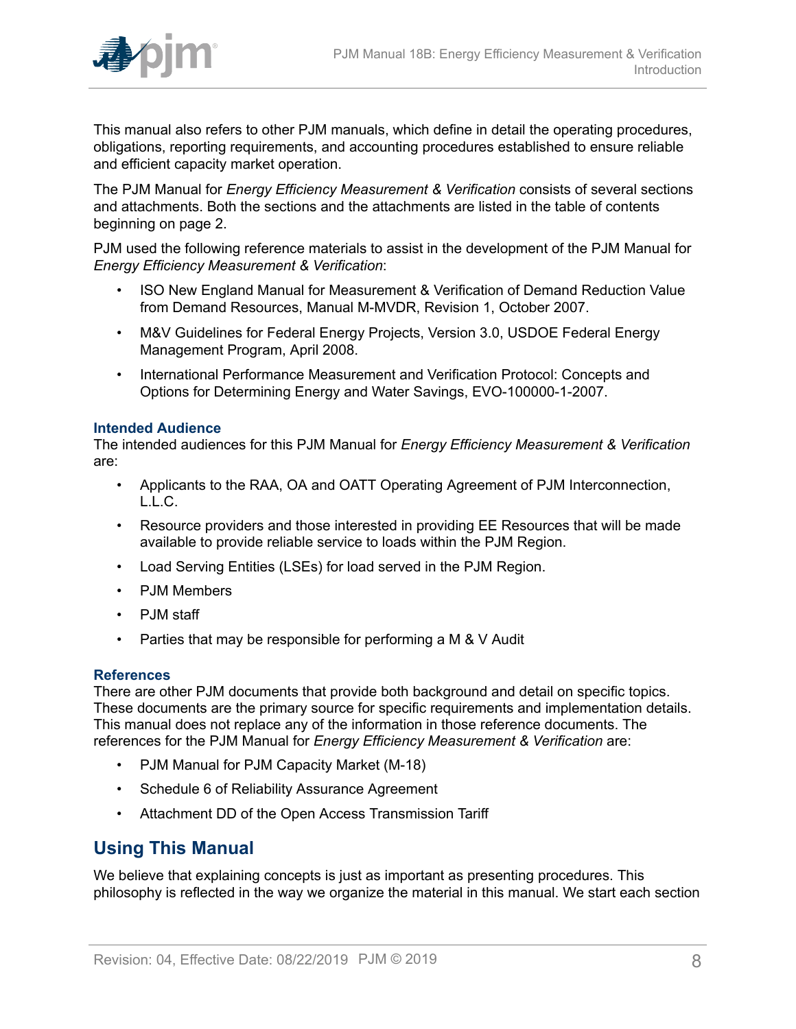This manual also refers to other PJM manuals, which define in detail the operating procedures, obligations, reporting requirements, and accounting procedures established to ensure reliable and efficient capacity market operation.

The PJM Manual for *Energy Efficiency Measurement & Verification* consists of several sections and attachments. Both the sections and the attachments are listed in the table of contents beginning on page 2.

PJM used the following reference materials to assist in the development of the PJM Manual for *Energy Efficiency Measurement & Verification*:

- ISO New England Manual for Measurement & Verification of Demand Reduction Value from Demand Resources, Manual M-MVDR, Revision 1, October 2007.
- M&V Guidelines for Federal Energy Projects, Version 3.0, USDOE Federal Energy Management Program, April 2008.
- International Performance Measurement and Verification Protocol: Concepts and Options for Determining Energy and Water Savings, EVO-100000-1-2007.

### Intended Audience

The intended audiences for this PJM Manual for *Energy Efficiency Measurement & Verification* are:

- Applicants to the RAA, OA and OATT Operating Agreement of PJM Interconnection, L.L.C.
- Resource providers and those interested in providing EE Resources that will be made available to provide reliable service to loads within the PJM Region.
- Load Serving Entities (LSEs) for load served in the PJM Region.
- PJM Members
- PJM staff
- Parties that may be responsible for performing a M & V Audit

### References

There are other PJM documents that provide both background and detail on specific topics. These documents are the primary source for specific requirements and implementation details. This manual does not replace any of the information in those reference documents. The references for the PJM Manual for *Energy Efficiency Measurement & Verification* are:

- PJM Manual for PJM Capacity Market (M-18)
- Schedule 6 of Reliability Assurance Agreement
- Attachment DD of the Open Access Transmission Tariff

## Using This Manual

We believe that explaining concepts is just as important as presenting procedures. This philosophy is reflected in the way we organize the material in this manual. We start each section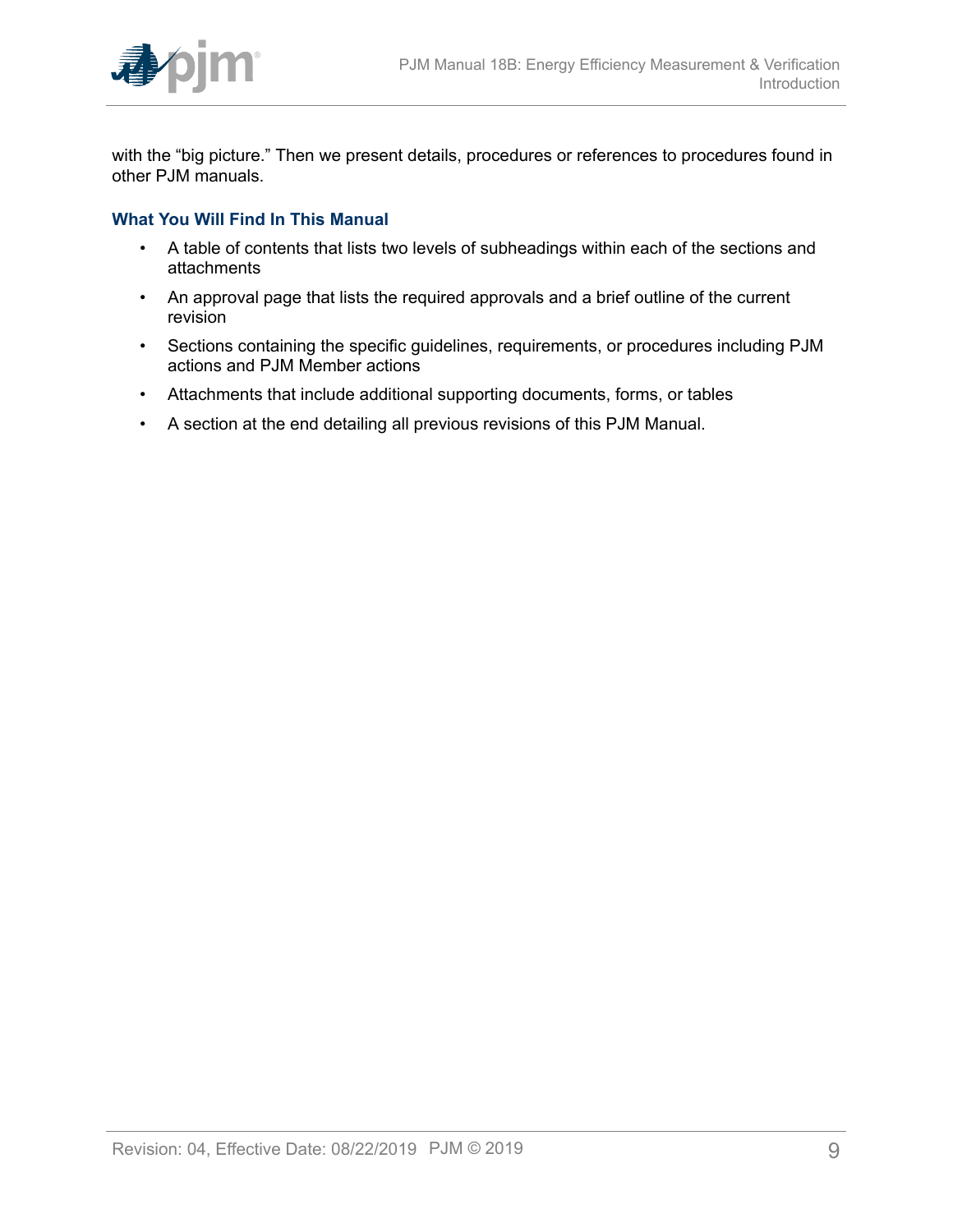with the “big picture.” Then we present details, procedures or references to procedures found in other PJM manuals.

### What You Will Find In This Manual

- A table of contents that lists two levels of subheadings within each of the sections and attachments
- An approval page that lists the required approvals and a brief outline of the current revision
- Sections containing the specific guidelines, requirements, or procedures including PJM actions and PJM Member actions
- Attachments that include additional supporting documents, forms, or tables
- A section at the end detailing all previous revisions of this PJM Manual.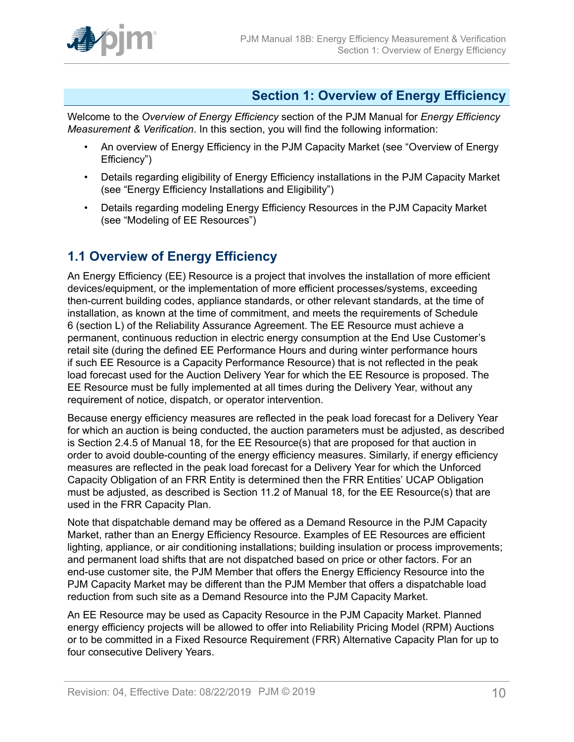# Section 1: Overview of Energy Efficiency

Welcome to the *Overview of Energy Efficiency* section of the PJM Manual for *Energy Efficiency Measurement & Verification*. In this section, you will find the following information:

- An overview of Energy Efficiency in the PJM Capacity Market (see "Overview of Energy Efficiency")
- Details regarding eligibility of Energy Efficiency installations in the PJM Capacity Market (see "Energy Efficiency Installations and Eligibility")
- Details regarding modeling Energy Efficiency Resources in the PJM Capacity Market (see "Modeling of EE Resources")

## 1.1 Overview of Energy Efficiency

An Energy Efficiency (EE) Resource is a project that involves the installation of more efficient devices/equipment, or the implementation of more efficient processes/systems, exceeding then-current building codes, appliance standards, or other relevant standards, at the time of installation, as known at the time of commitment, and meets the requirements of Schedule 6 (section L) of the Reliability Assurance Agreement. The EE Resource must achieve a permanent, continuous reduction in electric energy consumption at the End Use Customer's retail site (during the defined EE Performance Hours and during winter performance hours if such EE Resource is a Capacity Performance Resource) that is not reflected in the peak load forecast used for the Auction Delivery Year for which the EE Resource is proposed. The EE Resource must be fully implemented at all times during the Delivery Year, without any requirement of notice, dispatch, or operator intervention.

Because energy efficiency measures are reflected in the peak load forecast for a Delivery Year for which an auction is being conducted, the auction parameters must be adjusted, as described is Section 2.4.5 of Manual 18, for the EE Resource(s) that are proposed for that auction in order to avoid double-counting of the energy efficiency measures. Similarly, if energy efficiency measures are reflected in the peak load forecast for a Delivery Year for which the Unforced Capacity Obligation of an FRR Entity is determined then the FRR Entities' UCAP Obligation must be adjusted, as described is Section 11.2 of Manual 18, for the EE Resource(s) that are used in the FRR Capacity Plan.

Note that dispatchable demand may be offered as a Demand Resource in the PJM Capacity Market, rather than an Energy Efficiency Resource. Examples of EE Resources are efficient lighting, appliance, or air conditioning installations; building insulation or process improvements; and permanent load shifts that are not dispatched based on price or other factors. For an end-use customer site, the PJM Member that offers the Energy Efficiency Resource into the PJM Capacity Market may be different than the PJM Member that offers a dispatchable load reduction from such site as a Demand Resource into the PJM Capacity Market.

An EE Resource may be used as Capacity Resource in the PJM Capacity Market. Planned energy efficiency projects will be allowed to offer into Reliability Pricing Model (RPM) Auctions or to be committed in a Fixed Resource Requirement (FRR) Alternative Capacity Plan for up to four consecutive Delivery Years.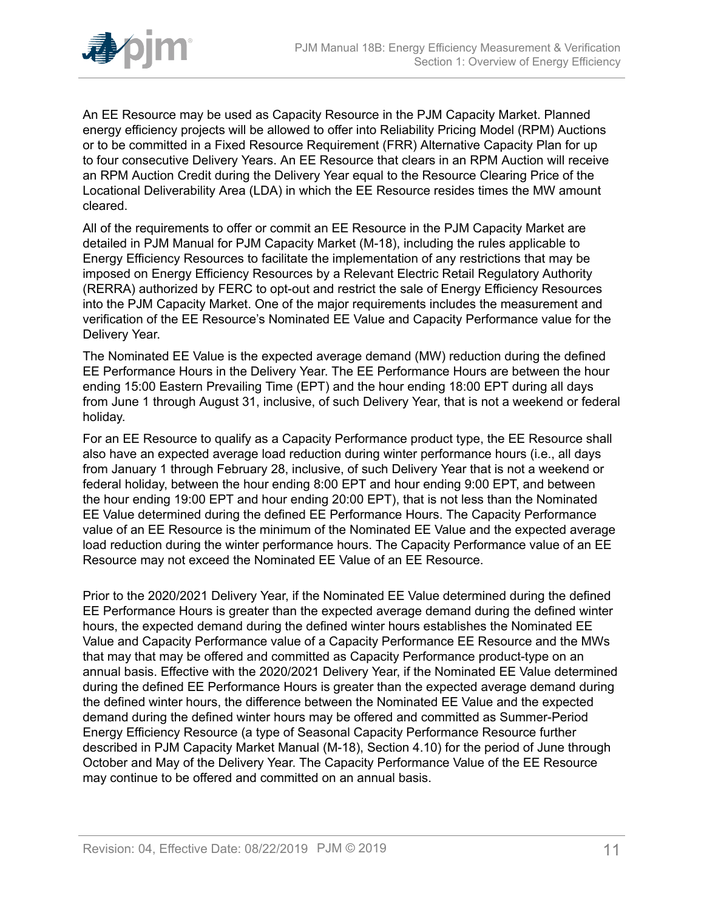An EE Resource may be used as Capacity Resource in the PJM Capacity Market. Planned energy efficiency projects will be allowed to offer into Reliability Pricing Model (RPM) Auctions or to be committed in a Fixed Resource Requirement (FRR) Alternative Capacity Plan for up to four consecutive Delivery Years. An EE Resource that clears in an RPM Auction will receive an RPM Auction Credit during the Delivery Year equal to the Resource Clearing Price of the Locational Deliverability Area (LDA) in which the EE Resource resides times the MW amount cleared.

All of the requirements to offer or commit an EE Resource in the PJM Capacity Market are detailed in PJM Manual for PJM Capacity Market (M-18), including the rules applicable to Energy Efficiency Resources to facilitate the implementation of any restrictions that may be imposed on Energy Efficiency Resources by a Relevant Electric Retail Regulatory Authority (RERRA) authorized by FERC to opt-out and restrict the sale of Energy Efficiency Resources into the PJM Capacity Market. One of the major requirements includes the measurement and verification of the EE Resource's Nominated EE Value and Capacity Performance value for the Delivery Year.

The Nominated EE Value is the expected average demand (MW) reduction during the defined EE Performance Hours in the Delivery Year. The EE Performance Hours are between the hour ending 15:00 Eastern Prevailing Time (EPT) and the hour ending 18:00 EPT during all days from June 1 through August 31, inclusive, of such Delivery Year, that is not a weekend or federal holiday.

For an EE Resource to qualify as a Capacity Performance product type, the EE Resource shall also have an expected average load reduction during winter performance hours (i.e., all days from January 1 through February 28, inclusive, of such Delivery Year that is not a weekend or federal holiday, between the hour ending 8:00 EPT and hour ending 9:00 EPT, and between the hour ending 19:00 EPT and hour ending 20:00 EPT), that is not less than the Nominated EE Value determined during the defined EE Performance Hours. The Capacity Performance value of an EE Resource is the minimum of the Nominated EE Value and the expected average load reduction during the winter performance hours. The Capacity Performance value of an EE Resource may not exceed the Nominated EE Value of an EE Resource.

Prior to the 2020/2021 Delivery Year, if the Nominated EE Value determined during the defined EE Performance Hours is greater than the expected average demand during the defined winter hours, the expected demand during the defined winter hours establishes the Nominated EE Value and Capacity Performance value of a Capacity Performance EE Resource and the MWs that may that may be offered and committed as Capacity Performance product-type on an annual basis. Effective with the 2020/2021 Delivery Year, if the Nominated EE Value determined during the defined EE Performance Hours is greater than the expected average demand during the defined winter hours, the difference between the Nominated EE Value and the expected demand during the defined winter hours may be offered and committed as Summer-Period Energy Efficiency Resource (a type of Seasonal Capacity Performance Resource further described in PJM Capacity Market Manual (M-18), Section 4.10) for the period of June through October and May of the Delivery Year. The Capacity Performance Value of the EE Resource may continue to be offered and committed on an annual basis.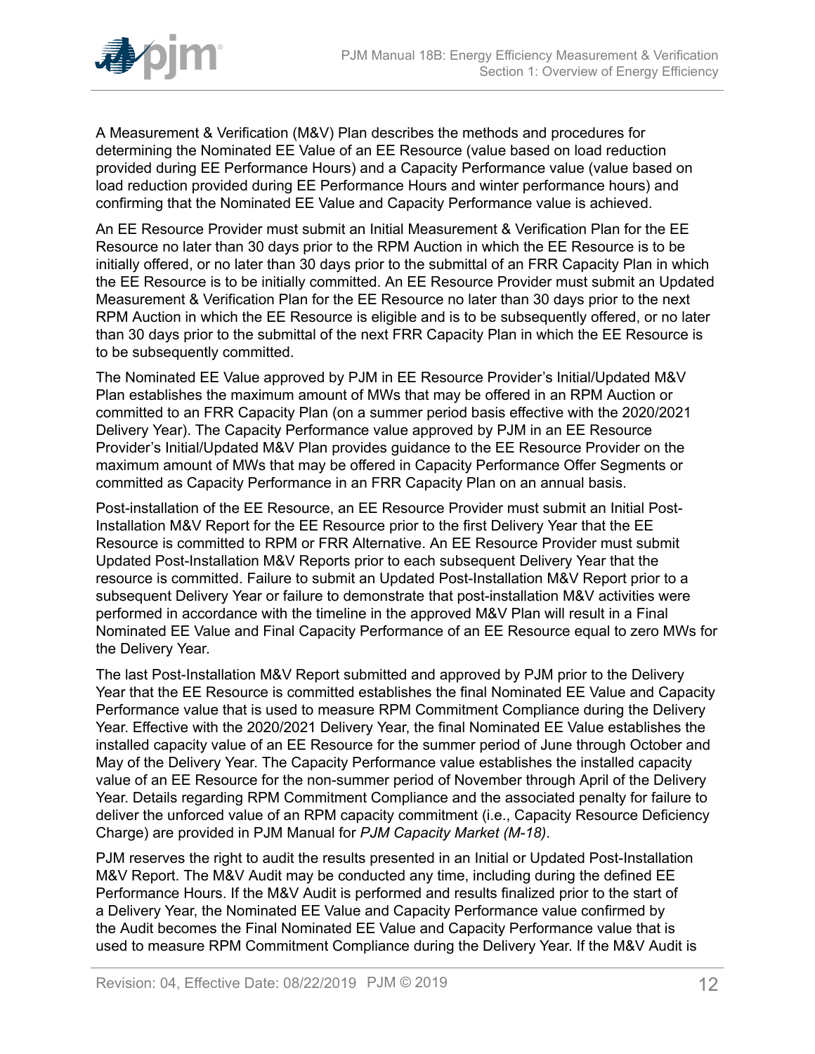A Measurement & Verification (M&V) Plan describes the methods and procedures for determining the Nominated EE Value of an EE Resource (value based on load reduction provided during EE Performance Hours) and a Capacity Performance value (value based on load reduction provided during EE Performance Hours and winter performance hours) and confirming that the Nominated EE Value and Capacity Performance value is achieved.

An EE Resource Provider must submit an Initial Measurement & Verification Plan for the EE Resource no later than 30 days prior to the RPM Auction in which the EE Resource is to be initially offered, or no later than 30 days prior to the submittal of an FRR Capacity Plan in which the EE Resource is to be initially committed. An EE Resource Provider must submit an Updated Measurement & Verification Plan for the EE Resource no later than 30 days prior to the next RPM Auction in which the EE Resource is eligible and is to be subsequently offered, or no later than 30 days prior to the submittal of the next FRR Capacity Plan in which the EE Resource is to be subsequently committed.

The Nominated EE Value approved by PJM in EE Resource Provider's Initial/Updated M&V Plan establishes the maximum amount of MWs that may be offered in an RPM Auction or committed to an FRR Capacity Plan (on a summer period basis effective with the 2020/2021 Delivery Year). The Capacity Performance value approved by PJM in an EE Resource Provider's Initial/Updated M&V Plan provides guidance to the EE Resource Provider on the maximum amount of MWs that may be offered in Capacity Performance Offer Segments or committed as Capacity Performance in an FRR Capacity Plan on an annual basis.

Post-installation of the EE Resource, an EE Resource Provider must submit an Initial Post-Installation M&V Report for the EE Resource prior to the first Delivery Year that the EE Resource is committed to RPM or FRR Alternative. An EE Resource Provider must submit Updated Post-Installation M&V Reports prior to each subsequent Delivery Year that the resource is committed. Failure to submit an Updated Post-Installation M&V Report prior to a subsequent Delivery Year or failure to demonstrate that post-installation M&V activities were performed in accordance with the timeline in the approved M&V Plan will result in a Final Nominated EE Value and Final Capacity Performance of an EE Resource equal to zero MWs for the Delivery Year.

The last Post-Installation M&V Report submitted and approved by PJM prior to the Delivery Year that the EE Resource is committed establishes the final Nominated EE Value and Capacity Performance value that is used to measure RPM Commitment Compliance during the Delivery Year. Effective with the 2020/2021 Delivery Year, the final Nominated EE Value establishes the installed capacity value of an EE Resource for the summer period of June through October and May of the Delivery Year. The Capacity Performance value establishes the installed capacity value of an EE Resource for the non-summer period of November through April of the Delivery Year. Details regarding RPM Commitment Compliance and the associated penalty for failure to deliver the unforced value of an RPM capacity commitment (i.e., Capacity Resource Deficiency Charge) are provided in PJM Manual for *PJM Capacity Market (M-18)*.

PJM reserves the right to audit the results presented in an Initial or Updated Post-Installation M&V Report. The M&V Audit may be conducted any time, including during the defined EE Performance Hours. If the M&V Audit is performed and results finalized prior to the start of a Delivery Year, the Nominated EE Value and Capacity Performance value confirmed by the Audit becomes the Final Nominated EE Value and Capacity Performance value that is used to measure RPM Commitment Compliance during the Delivery Year. If the M&V Audit is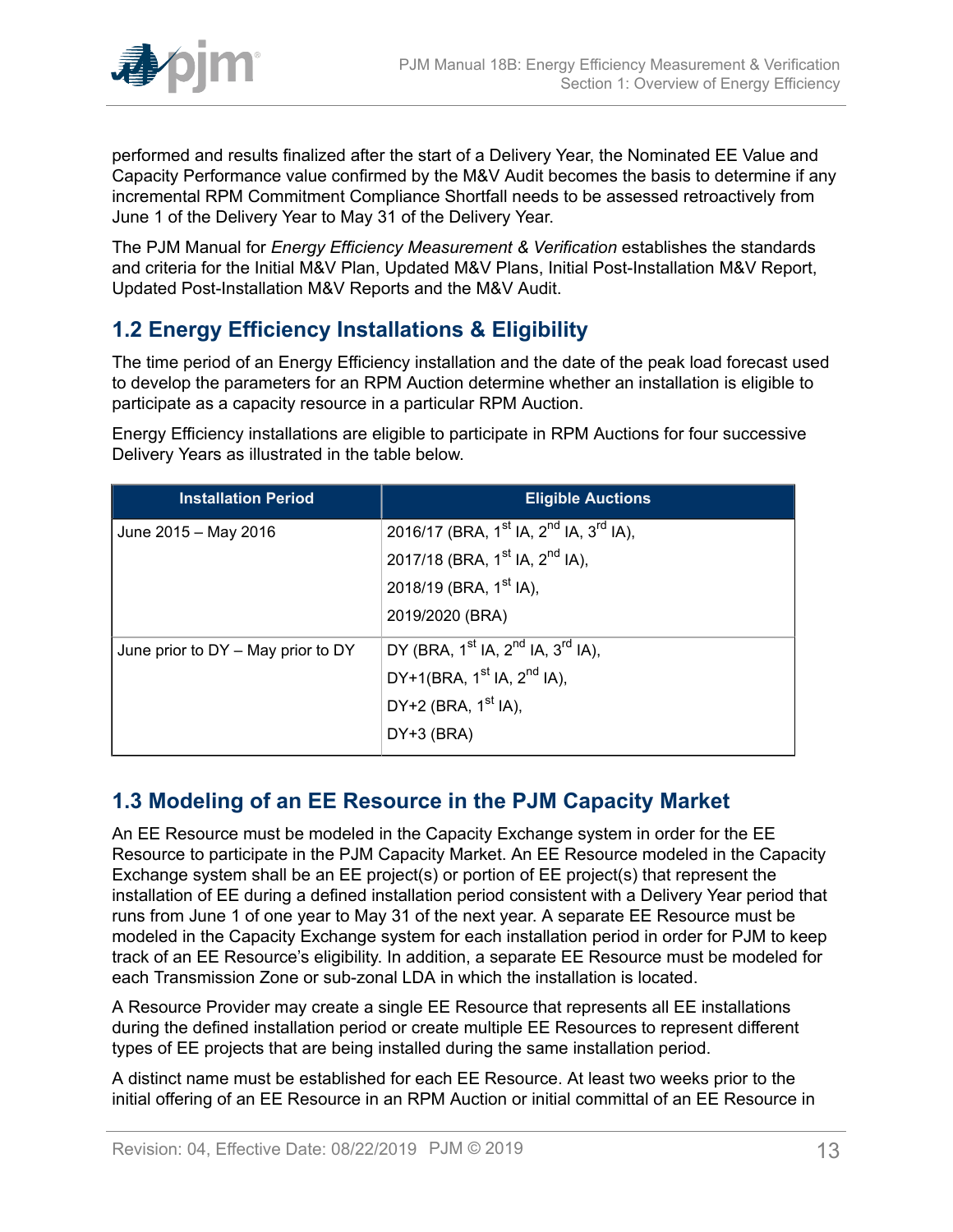performed and results finalized after the start of a Delivery Year, the Nominated EE Value and Capacity Performance value confirmed by the M&V Audit becomes the basis to determine if any incremental RPM Commitment Compliance Shortfall needs to be assessed retroactively from June 1 of the Delivery Year to May 31 of the Delivery Year.

The PJM Manual for *Energy Efficiency Measurement & Verification* establishes the standards and criteria for the Initial M&V Plan, Updated M&V Plans, Initial Post-Installation M&V Report, Updated Post-Installation M&V Reports and the M&V Audit.

## 1.2 Energy Efficiency Installations & Eligibility

The time period of an Energy Efficiency installation and the date of the peak load forecast used to develop the parameters for an RPM Auction determine whether an installation is eligible to participate as a capacity resource in a particular RPM Auction.

Energy Efficiency installations are eligible to participate in RPM Auctions for four successive Delivery Years as illustrated in the table below.

| Installation Period | Eligible Auctions |
|---|---|
| June 2015 – May 2016 | 2016/17 (BRA, 1st IA, 2nd IA, 3rd IA),<br>2017/18 (BRA, 1st IA, 2nd IA),<br>2018/19 (BRA, 1st IA),<br>2019/2020 (BRA) |
| June prior to DY – May prior to DY | DY (BRA, 1st IA, 2nd IA, 3rd IA),<br>DY+1(BRA, 1st IA, 2nd IA),<br>DY+2 (BRA, 1st IA),<br>DY+3 (BRA) |

## 1.3 Modeling of an EE Resource in the PJM Capacity Market

An EE Resource must be modeled in the Capacity Exchange system in order for the EE Resource to participate in the PJM Capacity Market. An EE Resource modeled in the Capacity Exchange system shall be an EE project(s) or portion of EE project(s) that represent the installation of EE during a defined installation period consistent with a Delivery Year period that runs from June 1 of one year to May 31 of the next year. A separate EE Resource must be modeled in the Capacity Exchange system for each installation period in order for PJM to keep track of an EE Resource's eligibility. In addition, a separate EE Resource must be modeled for each Transmission Zone or sub-zonal LDA in which the installation is located.

A Resource Provider may create a single EE Resource that represents all EE installations during the defined installation period or create multiple EE Resources to represent different types of EE projects that are being installed during the same installation period.

A distinct name must be established for each EE Resource. At least two weeks prior to the initial offering of an EE Resource in an RPM Auction or initial committal of an EE Resource in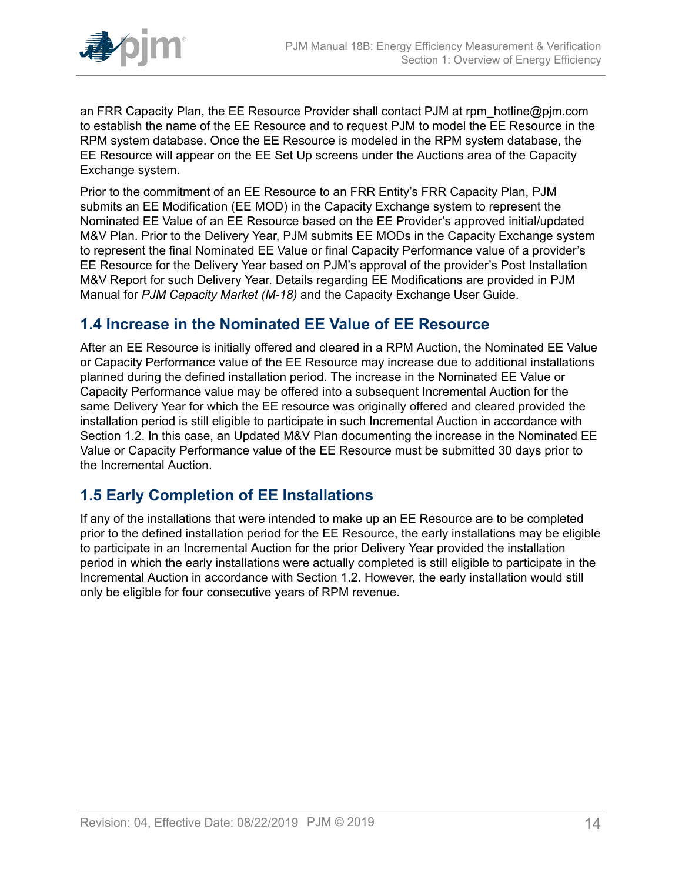an FRR Capacity Plan, the EE Resource Provider shall contact PJM at rpm_hotline@pjm.com to establish the name of the EE Resource and to request PJM to model the EE Resource in the RPM system database. Once the EE Resource is modeled in the RPM system database, the EE Resource will appear on the EE Set Up screens under the Auctions area of the Capacity Exchange system.

Prior to the commitment of an EE Resource to an FRR Entity's FRR Capacity Plan, PJM submits an EE Modification (EE MOD) in the Capacity Exchange system to represent the Nominated EE Value of an EE Resource based on the EE Provider's approved initial/updated M&V Plan. Prior to the Delivery Year, PJM submits EE MODs in the Capacity Exchange system to represent the final Nominated EE Value or final Capacity Performance value of a provider's EE Resource for the Delivery Year based on PJM's approval of the provider's Post Installation M&V Report for such Delivery Year. Details regarding EE Modifications are provided in PJM Manual for *PJM Capacity Market (M-18)* and the Capacity Exchange User Guide.

## 1.4 Increase in the Nominated EE Value of EE Resource

After an EE Resource is initially offered and cleared in a RPM Auction, the Nominated EE Value or Capacity Performance value of the EE Resource may increase due to additional installations planned during the defined installation period. The increase in the Nominated EE Value or Capacity Performance value may be offered into a subsequent Incremental Auction for the same Delivery Year for which the EE resource was originally offered and cleared provided the installation period is still eligible to participate in such Incremental Auction in accordance with Section 1.2. In this case, an Updated M&V Plan documenting the increase in the Nominated EE Value or Capacity Performance value of the EE Resource must be submitted 30 days prior to the Incremental Auction.

## 1.5 Early Completion of EE Installations

If any of the installations that were intended to make up an EE Resource are to be completed prior to the defined installation period for the EE Resource, the early installations may be eligible to participate in an Incremental Auction for the prior Delivery Year provided the installation period in which the early installations were actually completed is still eligible to participate in the Incremental Auction in accordance with Section 1.2. However, the early installation would still only be eligible for four consecutive years of RPM revenue.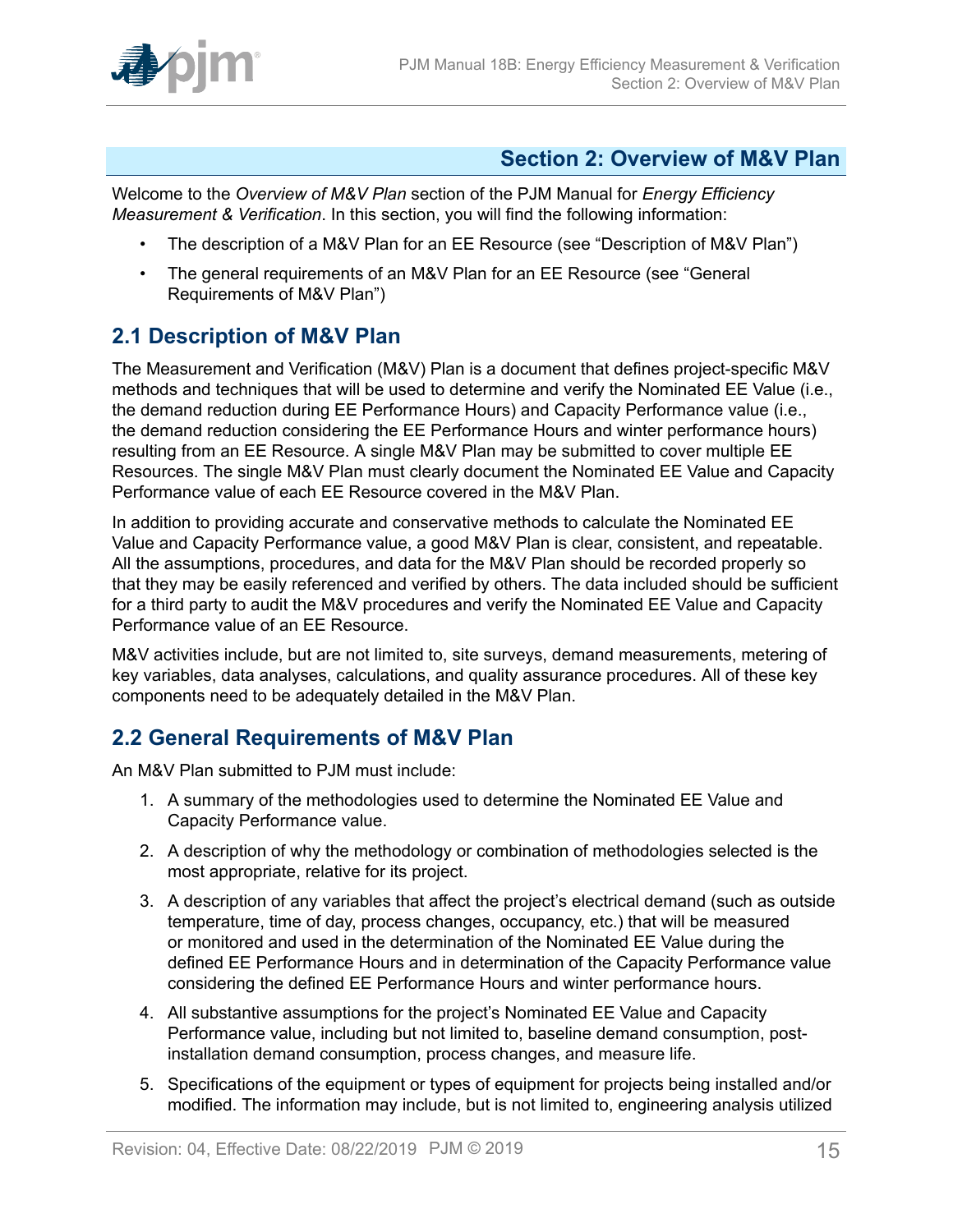# Section 2: Overview of M&V Plan

Welcome to the *Overview of M&V Plan* section of the PJM Manual for *Energy Efficiency Measurement & Verification*. In this section, you will find the following information:

- The description of a M&V Plan for an EE Resource (see "Description of M&V Plan")
- The general requirements of an M&V Plan for an EE Resource (see "General Requirements of M&V Plan")

## 2.1 Description of M&V Plan

The Measurement and Verification (M&V) Plan is a document that defines project-specific M&V methods and techniques that will be used to determine and verify the Nominated EE Value (i.e., the demand reduction during EE Performance Hours) and Capacity Performance value (i.e., the demand reduction considering the EE Performance Hours and winter performance hours) resulting from an EE Resource. A single M&V Plan may be submitted to cover multiple EE Resources. The single M&V Plan must clearly document the Nominated EE Value and Capacity Performance value of each EE Resource covered in the M&V Plan.

In addition to providing accurate and conservative methods to calculate the Nominated EE Value and Capacity Performance value, a good M&V Plan is clear, consistent, and repeatable. All the assumptions, procedures, and data for the M&V Plan should be recorded properly so that they may be easily referenced and verified by others. The data included should be sufficient for a third party to audit the M&V procedures and verify the Nominated EE Value and Capacity Performance value of an EE Resource.

M&V activities include, but are not limited to, site surveys, demand measurements, metering of key variables, data analyses, calculations, and quality assurance procedures. All of these key components need to be adequately detailed in the M&V Plan.

## 2.2 General Requirements of M&V Plan

An M&V Plan submitted to PJM must include:

1. A summary of the methodologies used to determine the Nominated EE Value and Capacity Performance value.
2. A description of why the methodology or combination of methodologies selected is the most appropriate, relative for its project.
3. A description of any variables that affect the project's electrical demand (such as outside temperature, time of day, process changes, occupancy, etc.) that will be measured or monitored and used in the determination of the Nominated EE Value during the defined EE Performance Hours and in determination of the Capacity Performance value considering the defined EE Performance Hours and winter performance hours.
4. All substantive assumptions for the project's Nominated EE Value and Capacity Performance value, including but not limited to, baseline demand consumption, post-installation demand consumption, process changes, and measure life.
5. Specifications of the equipment or types of equipment for projects being installed and/or modified. The information may include, but is not limited to, engineering analysis utilized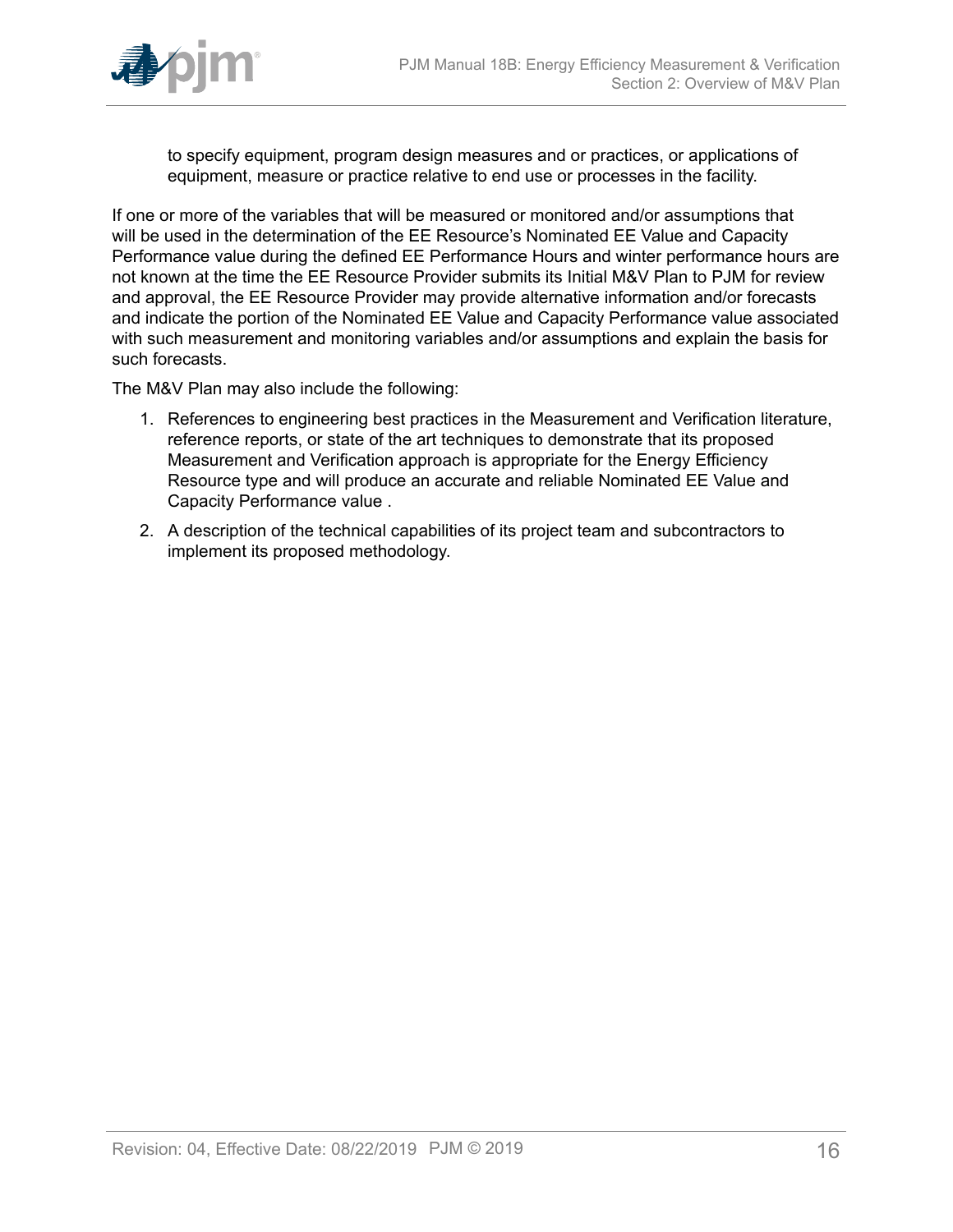to specify equipment, program design measures and or practices, or applications of equipment, measure or practice relative to end use or processes in the facility.

If one or more of the variables that will be measured or monitored and/or assumptions that will be used in the determination of the EE Resource's Nominated EE Value and Capacity Performance value during the defined EE Performance Hours and winter performance hours are not known at the time the EE Resource Provider submits its Initial M&V Plan to PJM for review and approval, the EE Resource Provider may provide alternative information and/or forecasts and indicate the portion of the Nominated EE Value and Capacity Performance value associated with such measurement and monitoring variables and/or assumptions and explain the basis for such forecasts.

The M&V Plan may also include the following:

1. References to engineering best practices in the Measurement and Verification literature, reference reports, or state of the art techniques to demonstrate that its proposed Measurement and Verification approach is appropriate for the Energy Efficiency Resource type and will produce an accurate and reliable Nominated EE Value and Capacity Performance value .
2. A description of the technical capabilities of its project team and subcontractors to implement its proposed methodology.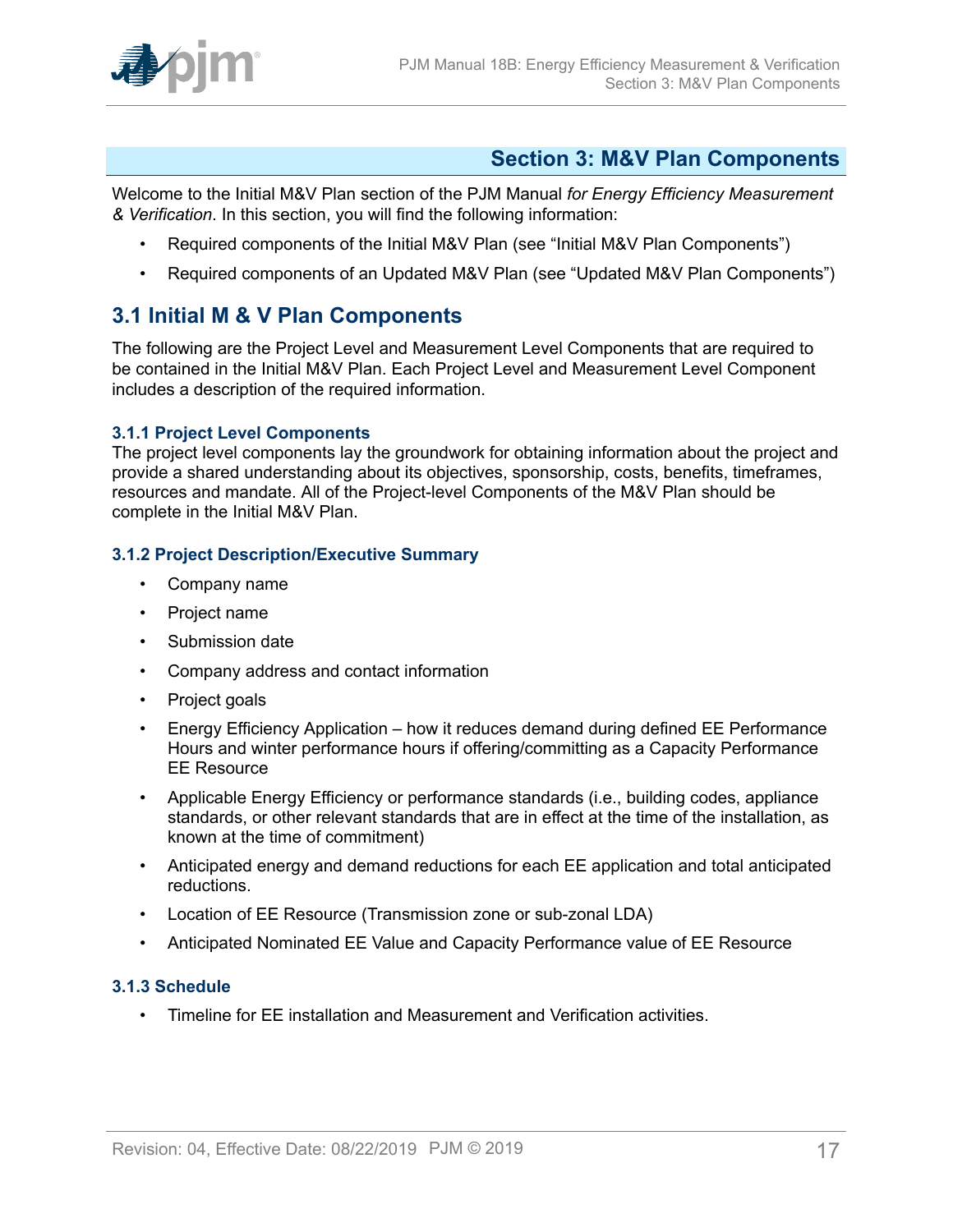## Section 3: M&V Plan Components

Welcome to the Initial M&V Plan section of the PJM Manual *for Energy Efficiency Measurement & Verification*. In this section, you will find the following information:

- Required components of the Initial M&V Plan (see "Initial M&V Plan Components")
- Required components of an Updated M&V Plan (see "Updated M&V Plan Components")

## 3.1 Initial M & V Plan Components

The following are the Project Level and Measurement Level Components that are required to be contained in the Initial M&V Plan. Each Project Level and Measurement Level Component includes a description of the required information.

### 3.1.1 Project Level Components

The project level components lay the groundwork for obtaining information about the project and provide a shared understanding about its objectives, sponsorship, costs, benefits, timeframes, resources and mandate. All of the Project-level Components of the M&V Plan should be complete in the Initial M&V Plan.

### 3.1.2 Project Description/Executive Summary

- Company name
- Project name
- Submission date
- Company address and contact information
- Project goals
- Energy Efficiency Application – how it reduces demand during defined EE Performance Hours and winter performance hours if offering/committing as a Capacity Performance EE Resource
- Applicable Energy Efficiency or performance standards (i.e., building codes, appliance standards, or other relevant standards that are in effect at the time of the installation, as known at the time of commitment)
- Anticipated energy and demand reductions for each EE application and total anticipated reductions.
- Location of EE Resource (Transmission zone or sub-zonal LDA)
- Anticipated Nominated EE Value and Capacity Performance value of EE Resource

### 3.1.3 Schedule

- Timeline for EE installation and Measurement and Verification activities.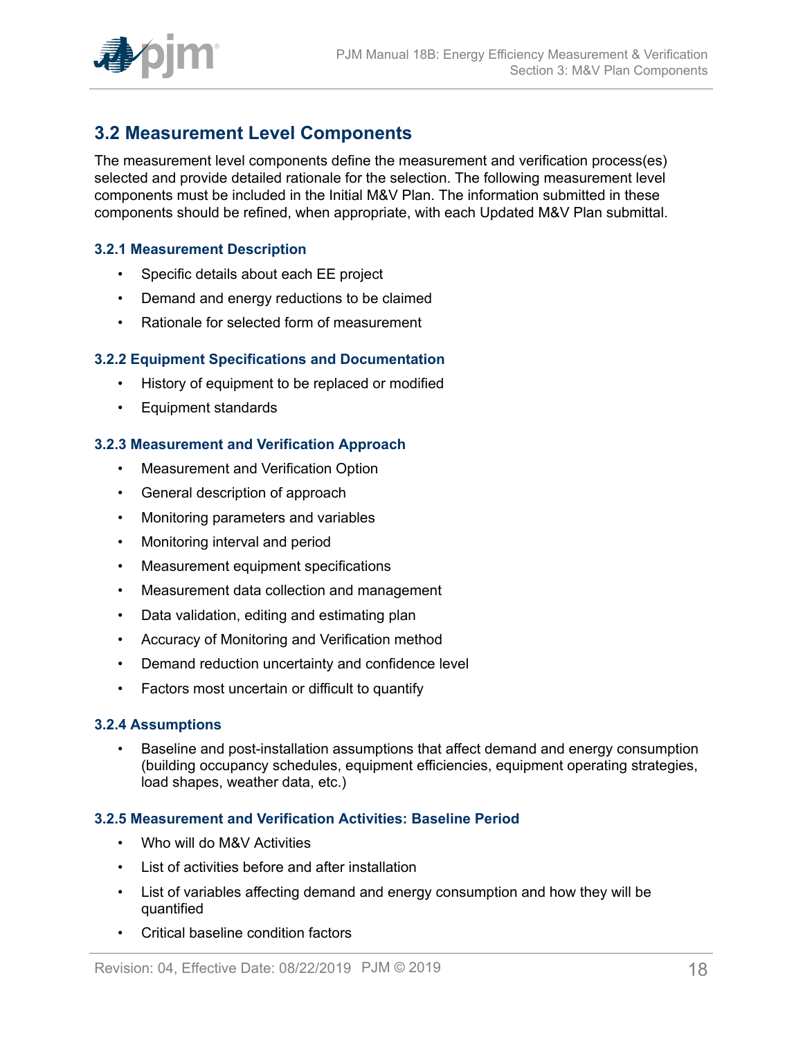## 3.2 Measurement Level Components

The measurement level components define the measurement and verification process(es) selected and provide detailed rationale for the selection. The following measurement level components must be included in the Initial M&V Plan. The information submitted in these components should be refined, when appropriate, with each Updated M&V Plan submittal.

### 3.2.1 Measurement Description

- Specific details about each EE project
- Demand and energy reductions to be claimed
- Rationale for selected form of measurement

### 3.2.2 Equipment Specifications and Documentation

- History of equipment to be replaced or modified
- Equipment standards

### 3.2.3 Measurement and Verification Approach

- Measurement and Verification Option
- General description of approach
- Monitoring parameters and variables
- Monitoring interval and period
- Measurement equipment specifications
- Measurement data collection and management
- Data validation, editing and estimating plan
- Accuracy of Monitoring and Verification method
- Demand reduction uncertainty and confidence level
- Factors most uncertain or difficult to quantify

### 3.2.4 Assumptions

- Baseline and post-installation assumptions that affect demand and energy consumption (building occupancy schedules, equipment efficiencies, equipment operating strategies, load shapes, weather data, etc.)

### 3.2.5 Measurement and Verification Activities: Baseline Period

- Who will do M&V Activities
- List of activities before and after installation
- List of variables affecting demand and energy consumption and how they will be quantified
- Critical baseline condition factors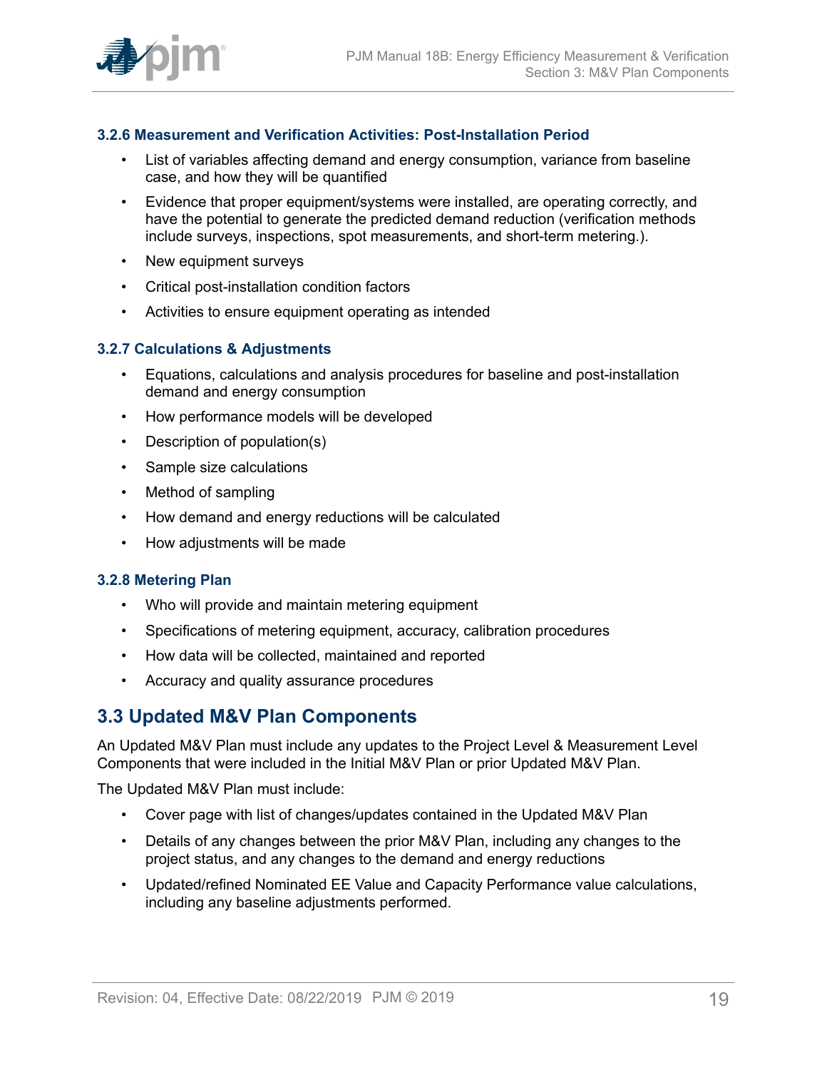### 3.2.6 Measurement and Verification Activities: Post-Installation Period

- List of variables affecting demand and energy consumption, variance from baseline case, and how they will be quantified
- Evidence that proper equipment/systems were installed, are operating correctly, and have the potential to generate the predicted demand reduction (verification methods include surveys, inspections, spot measurements, and short-term metering.).
- New equipment surveys
- Critical post-installation condition factors
- Activities to ensure equipment operating as intended

### 3.2.7 Calculations & Adjustments

- Equations, calculations and analysis procedures for baseline and post-installation demand and energy consumption
- How performance models will be developed
- Description of population(s)
- Sample size calculations
- Method of sampling
- How demand and energy reductions will be calculated
- How adjustments will be made

### 3.2.8 Metering Plan

- Who will provide and maintain metering equipment
- Specifications of metering equipment, accuracy, calibration procedures
- How data will be collected, maintained and reported
- Accuracy and quality assurance procedures

## 3.3 Updated M&V Plan Components

An Updated M&V Plan must include any updates to the Project Level & Measurement Level Components that were included in the Initial M&V Plan or prior Updated M&V Plan.

The Updated M&V Plan must include:

- Cover page with list of changes/updates contained in the Updated M&V Plan
- Details of any changes between the prior M&V Plan, including any changes to the project status, and any changes to the demand and energy reductions
- Updated/refined Nominated EE Value and Capacity Performance value calculations, including any baseline adjustments performed.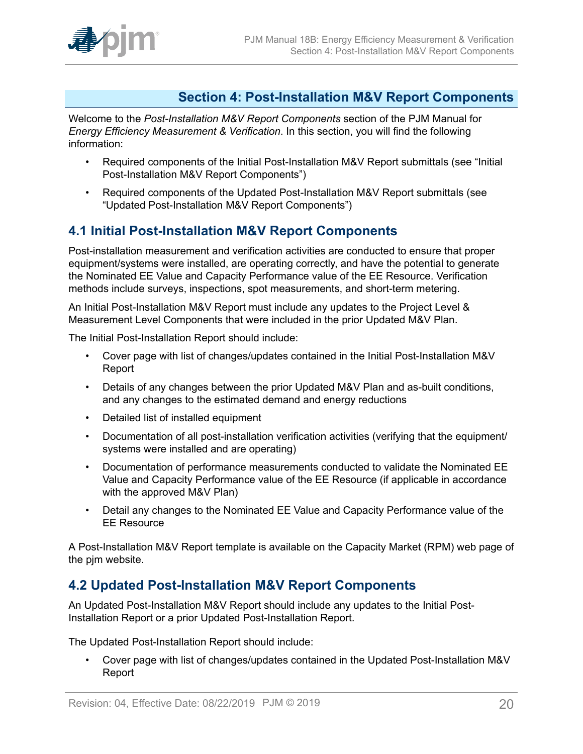## Section 4: Post-Installation M&V Report Components

Welcome to the *Post-Installation M&V Report Components* section of the PJM Manual for *Energy Efficiency Measurement & Verification*. In this section, you will find the following information:

- Required components of the Initial Post-Installation M&V Report submittals (see "Initial Post-Installation M&V Report Components")
- Required components of the Updated Post-Installation M&V Report submittals (see "Updated Post-Installation M&V Report Components")

### 4.1 Initial Post-Installation M&V Report Components

Post-installation measurement and verification activities are conducted to ensure that proper equipment/systems were installed, are operating correctly, and have the potential to generate the Nominated EE Value and Capacity Performance value of the EE Resource. Verification methods include surveys, inspections, spot measurements, and short-term metering.

An Initial Post-Installation M&V Report must include any updates to the Project Level & Measurement Level Components that were included in the prior Updated M&V Plan.

The Initial Post-Installation Report should include:

- Cover page with list of changes/updates contained in the Initial Post-Installation M&V Report
- Details of any changes between the prior Updated M&V Plan and as-built conditions, and any changes to the estimated demand and energy reductions
- Detailed list of installed equipment
- Documentation of all post-installation verification activities (verifying that the equipment/ systems were installed and are operating)
- Documentation of performance measurements conducted to validate the Nominated EE Value and Capacity Performance value of the EE Resource (if applicable in accordance with the approved M&V Plan)
- Detail any changes to the Nominated EE Value and Capacity Performance value of the EE Resource

A Post-Installation M&V Report template is available on the Capacity Market (RPM) web page of the pjm website.

### 4.2 Updated Post-Installation M&V Report Components

An Updated Post-Installation M&V Report should include any updates to the Initial Post-Installation Report or a prior Updated Post-Installation Report.

The Updated Post-Installation Report should include:

- Cover page with list of changes/updates contained in the Updated Post-Installation M&V Report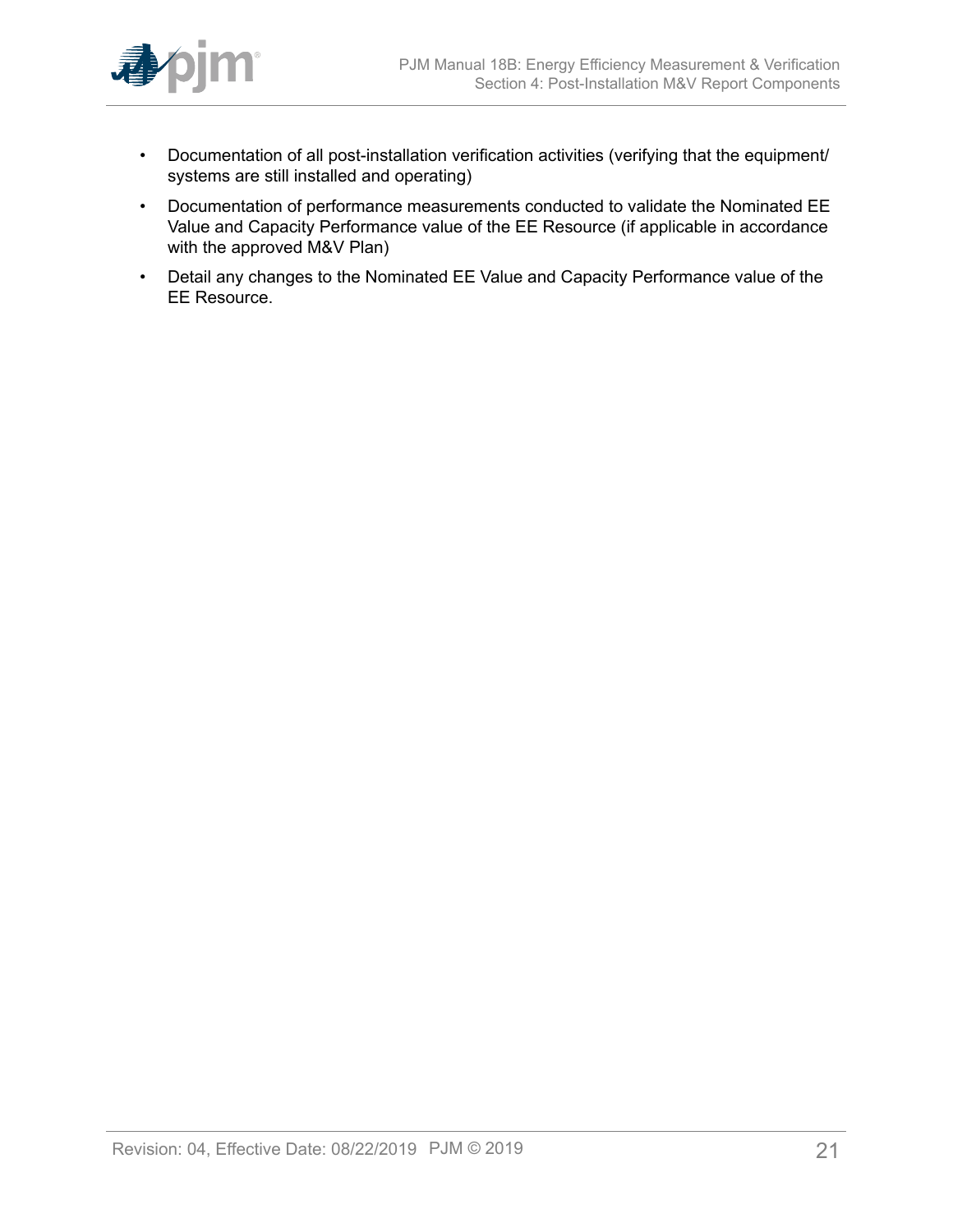- Documentation of all post-installation verification activities (verifying that the equipment/ systems are still installed and operating)
- Documentation of performance measurements conducted to validate the Nominated EE Value and Capacity Performance value of the EE Resource (if applicable in accordance with the approved M&V Plan)
- Detail any changes to the Nominated EE Value and Capacity Performance value of the EE Resource.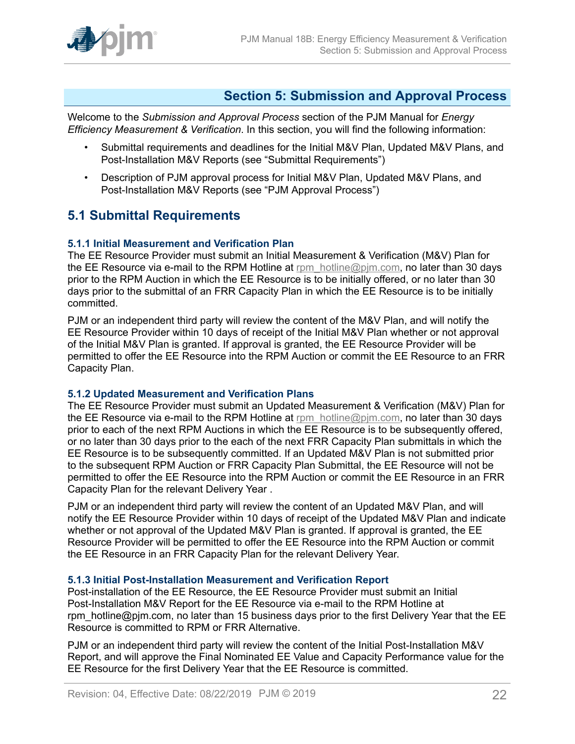## Section 5: Submission and Approval Process

Welcome to the *Submission and Approval Process* section of the PJM Manual for *Energy Efficiency Measurement & Verification*. In this section, you will find the following information:

- Submittal requirements and deadlines for the Initial M&V Plan, Updated M&V Plans, and Post-Installation M&V Reports (see "Submittal Requirements")
- Description of PJM approval process for Initial M&V Plan, Updated M&V Plans, and Post-Installation M&V Reports (see "PJM Approval Process")

## 5.1 Submittal Requirements

### 5.1.1 Initial Measurement and Verification Plan

The EE Resource Provider must submit an Initial Measurement & Verification (M&V) Plan for the EE Resource via e-mail to the RPM Hotline at rpm_hotline@pjm.com, no later than 30 days prior to the RPM Auction in which the EE Resource is to be initially offered, or no later than 30 days prior to the submittal of an FRR Capacity Plan in which the EE Resource is to be initially committed.

PJM or an independent third party will review the content of the M&V Plan, and will notify the EE Resource Provider within 10 days of receipt of the Initial M&V Plan whether or not approval of the Initial M&V Plan is granted. If approval is granted, the EE Resource Provider will be permitted to offer the EE Resource into the RPM Auction or commit the EE Resource to an FRR Capacity Plan.

### 5.1.2 Updated Measurement and Verification Plans

The EE Resource Provider must submit an Updated Measurement & Verification (M&V) Plan for the EE Resource via e-mail to the RPM Hotline at rpm_hotline@pjm.com, no later than 30 days prior to each of the next RPM Auctions in which the EE Resource is to be subsequently offered, or no later than 30 days prior to the each of the next FRR Capacity Plan submittals in which the EE Resource is to be subsequently committed. If an Updated M&V Plan is not submitted prior to the subsequent RPM Auction or FRR Capacity Plan Submittal, the EE Resource will not be permitted to offer the EE Resource into the RPM Auction or commit the EE Resource in an FRR Capacity Plan for the relevant Delivery Year .

PJM or an independent third party will review the content of an Updated M&V Plan, and will notify the EE Resource Provider within 10 days of receipt of the Updated M&V Plan and indicate whether or not approval of the Updated M&V Plan is granted. If approval is granted, the EE Resource Provider will be permitted to offer the EE Resource into the RPM Auction or commit the EE Resource in an FRR Capacity Plan for the relevant Delivery Year.

### 5.1.3 Initial Post-Installation Measurement and Verification Report

Post-installation of the EE Resource, the EE Resource Provider must submit an Initial Post-Installation M&V Report for the EE Resource via e-mail to the RPM Hotline at rpm_hotline@pjm.com, no later than 15 business days prior to the first Delivery Year that the EE Resource is committed to RPM or FRR Alternative.

PJM or an independent third party will review the content of the Initial Post-Installation M&V Report, and will approve the Final Nominated EE Value and Capacity Performance value for the EE Resource for the first Delivery Year that the EE Resource is committed.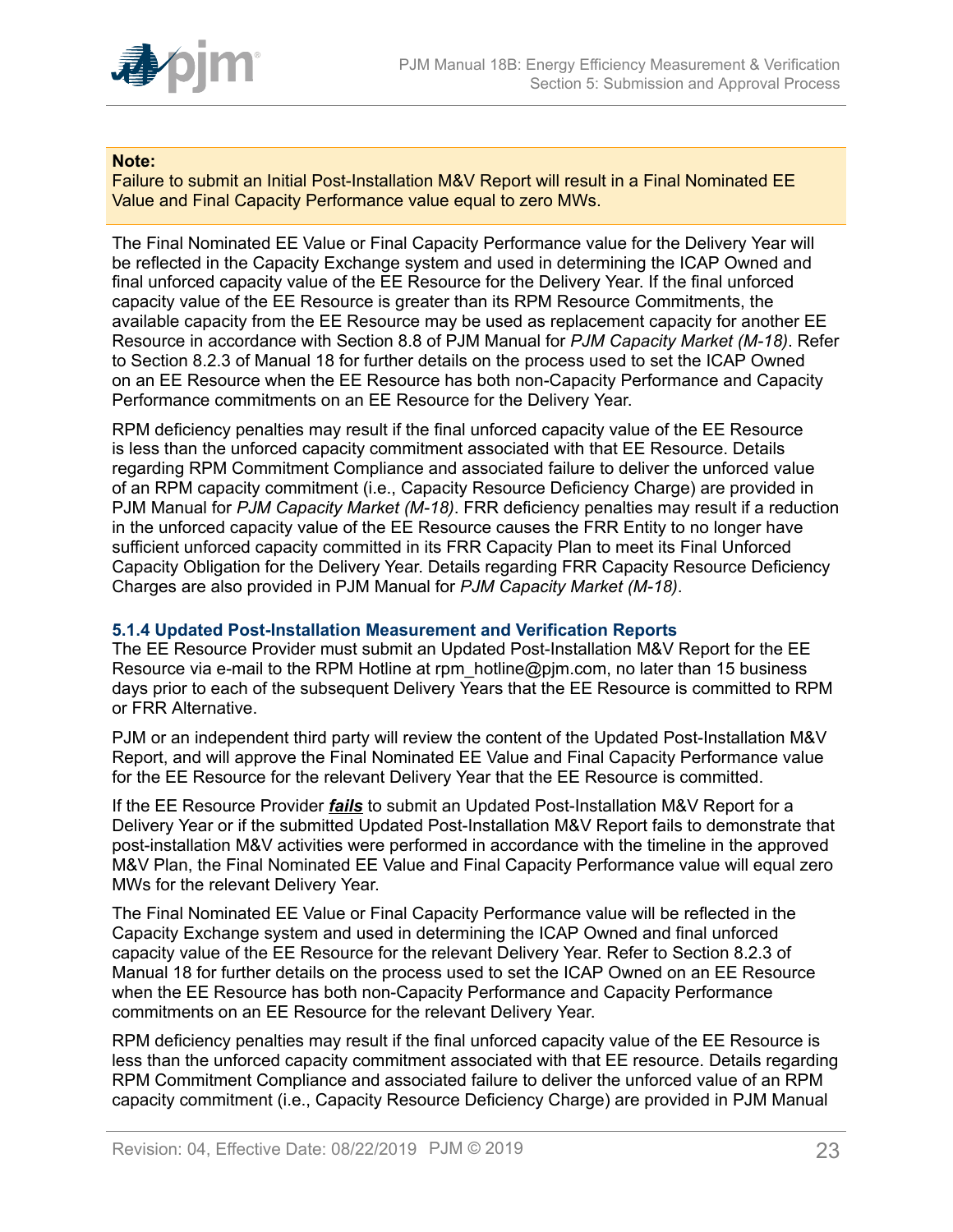**Note:**
Failure to submit an Initial Post-Installation M&V Report will result in a Final Nominated EE Value and Final Capacity Performance value equal to zero MWs.

The Final Nominated EE Value or Final Capacity Performance value for the Delivery Year will be reflected in the Capacity Exchange system and used in determining the ICAP Owned and final unforced capacity value of the EE Resource for the Delivery Year. If the final unforced capacity value of the EE Resource is greater than its RPM Resource Commitments, the available capacity from the EE Resource may be used as replacement capacity for another EE Resource in accordance with Section 8.8 of PJM Manual for *PJM Capacity Market (M-18)*. Refer to Section 8.2.3 of Manual 18 for further details on the process used to set the ICAP Owned on an EE Resource when the EE Resource has both non-Capacity Performance and Capacity Performance commitments on an EE Resource for the Delivery Year.

RPM deficiency penalties may result if the final unforced capacity value of the EE Resource is less than the unforced capacity commitment associated with that EE Resource. Details regarding RPM Commitment Compliance and associated failure to deliver the unforced value of an RPM capacity commitment (i.e., Capacity Resource Deficiency Charge) are provided in PJM Manual for *PJM Capacity Market (M-18)*. FRR deficiency penalties may result if a reduction in the unforced capacity value of the EE Resource causes the FRR Entity to no longer have sufficient unforced capacity committed in its FRR Capacity Plan to meet its Final Unforced Capacity Obligation for the Delivery Year. Details regarding FRR Capacity Resource Deficiency Charges are also provided in PJM Manual for *PJM Capacity Market (M-18)*.

### 5.1.4 Updated Post-Installation Measurement and Verification Reports

The EE Resource Provider must submit an Updated Post-Installation M&V Report for the EE Resource via e-mail to the RPM Hotline at rpm_hotline@pjm.com, no later than 15 business days prior to each of the subsequent Delivery Years that the EE Resource is committed to RPM or FRR Alternative.

PJM or an independent third party will review the content of the Updated Post-Installation M&V Report, and will approve the Final Nominated EE Value and Final Capacity Performance value for the EE Resource for the relevant Delivery Year that the EE Resource is committed.

If the EE Resource Provider ***fails*** to submit an Updated Post-Installation M&V Report for a Delivery Year or if the submitted Updated Post-Installation M&V Report fails to demonstrate that post-installation M&V activities were performed in accordance with the timeline in the approved M&V Plan, the Final Nominated EE Value and Final Capacity Performance value will equal zero MWs for the relevant Delivery Year.

The Final Nominated EE Value or Final Capacity Performance value will be reflected in the Capacity Exchange system and used in determining the ICAP Owned and final unforced capacity value of the EE Resource for the relevant Delivery Year. Refer to Section 8.2.3 of Manual 18 for further details on the process used to set the ICAP Owned on an EE Resource when the EE Resource has both non-Capacity Performance and Capacity Performance commitments on an EE Resource for the relevant Delivery Year.

RPM deficiency penalties may result if the final unforced capacity value of the EE Resource is less than the unforced capacity commitment associated with that EE resource. Details regarding RPM Commitment Compliance and associated failure to deliver the unforced value of an RPM capacity commitment (i.e., Capacity Resource Deficiency Charge) are provided in PJM Manual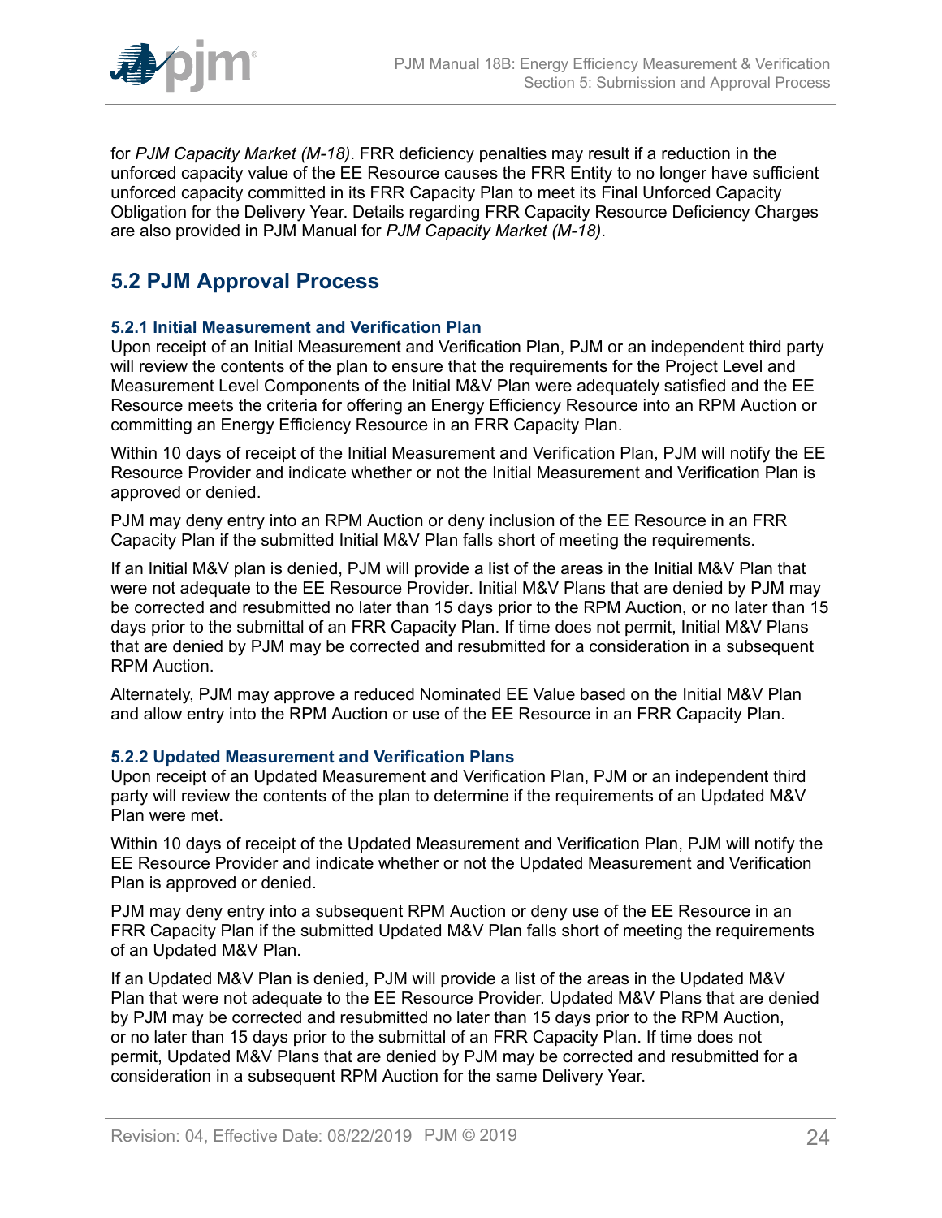for *PJM Capacity Market (M-18)*. FRR deficiency penalties may result if a reduction in the unforced capacity value of the EE Resource causes the FRR Entity to no longer have sufficient unforced capacity committed in its FRR Capacity Plan to meet its Final Unforced Capacity Obligation for the Delivery Year. Details regarding FRR Capacity Resource Deficiency Charges are also provided in PJM Manual for *PJM Capacity Market (M-18)*.

## 5.2 PJM Approval Process

### 5.2.1 Initial Measurement and Verification Plan

Upon receipt of an Initial Measurement and Verification Plan, PJM or an independent third party will review the contents of the plan to ensure that the requirements for the Project Level and Measurement Level Components of the Initial M&V Plan were adequately satisfied and the EE Resource meets the criteria for offering an Energy Efficiency Resource into an RPM Auction or committing an Energy Efficiency Resource in an FRR Capacity Plan.

Within 10 days of receipt of the Initial Measurement and Verification Plan, PJM will notify the EE Resource Provider and indicate whether or not the Initial Measurement and Verification Plan is approved or denied.

PJM may deny entry into an RPM Auction or deny inclusion of the EE Resource in an FRR Capacity Plan if the submitted Initial M&V Plan falls short of meeting the requirements.

If an Initial M&V plan is denied, PJM will provide a list of the areas in the Initial M&V Plan that were not adequate to the EE Resource Provider. Initial M&V Plans that are denied by PJM may be corrected and resubmitted no later than 15 days prior to the RPM Auction, or no later than 15 days prior to the submittal of an FRR Capacity Plan. If time does not permit, Initial M&V Plans that are denied by PJM may be corrected and resubmitted for a consideration in a subsequent RPM Auction.

Alternately, PJM may approve a reduced Nominated EE Value based on the Initial M&V Plan and allow entry into the RPM Auction or use of the EE Resource in an FRR Capacity Plan.

### 5.2.2 Updated Measurement and Verification Plans

Upon receipt of an Updated Measurement and Verification Plan, PJM or an independent third party will review the contents of the plan to determine if the requirements of an Updated M&V Plan were met.

Within 10 days of receipt of the Updated Measurement and Verification Plan, PJM will notify the EE Resource Provider and indicate whether or not the Updated Measurement and Verification Plan is approved or denied.

PJM may deny entry into a subsequent RPM Auction or deny use of the EE Resource in an FRR Capacity Plan if the submitted Updated M&V Plan falls short of meeting the requirements of an Updated M&V Plan.

If an Updated M&V Plan is denied, PJM will provide a list of the areas in the Updated M&V Plan that were not adequate to the EE Resource Provider. Updated M&V Plans that are denied by PJM may be corrected and resubmitted no later than 15 days prior to the RPM Auction, or no later than 15 days prior to the submittal of an FRR Capacity Plan. If time does not permit, Updated M&V Plans that are denied by PJM may be corrected and resubmitted for a consideration in a subsequent RPM Auction for the same Delivery Year.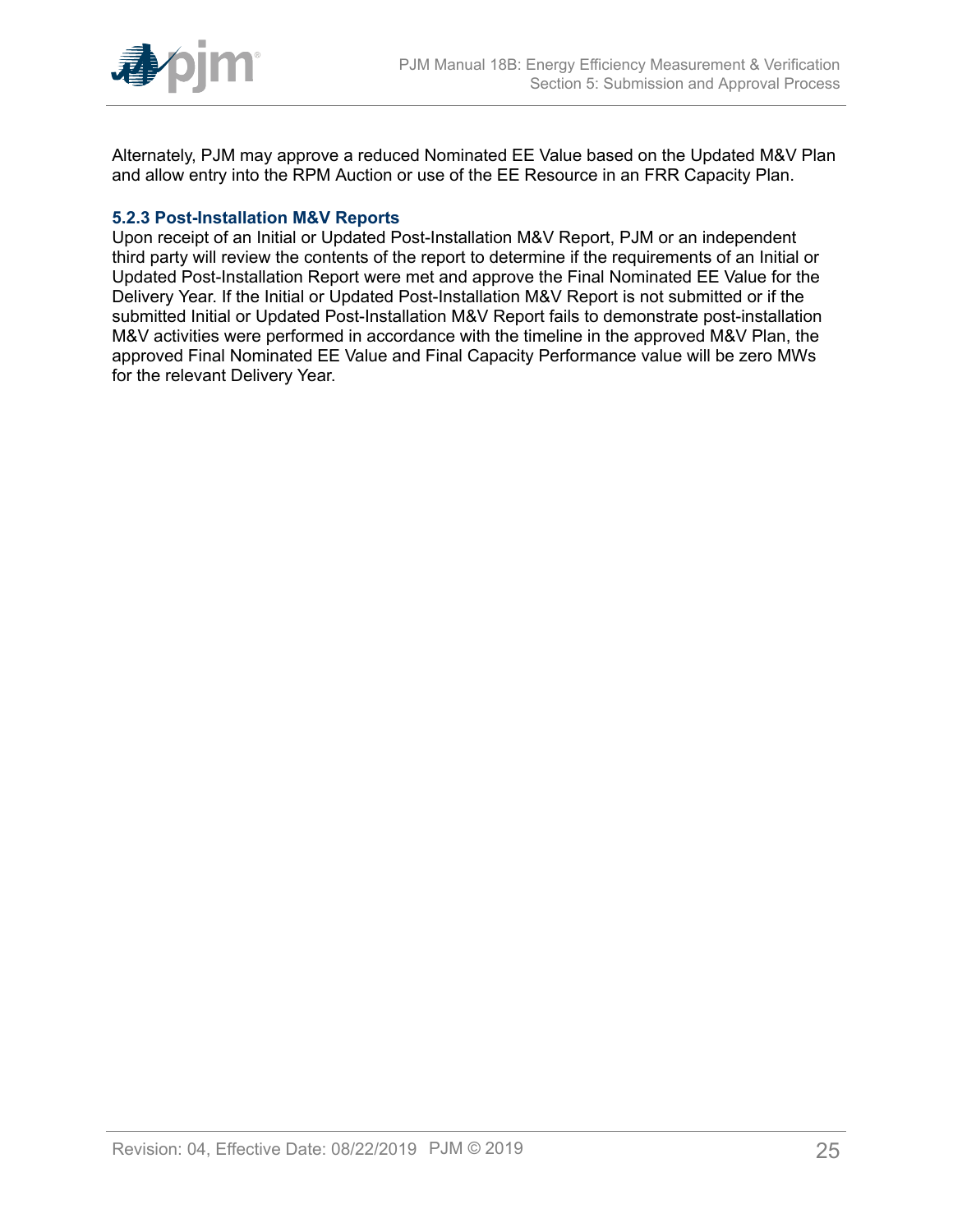Alternately, PJM may approve a reduced Nominated EE Value based on the Updated M&V Plan and allow entry into the RPM Auction or use of the EE Resource in an FRR Capacity Plan.

### 5.2.3 Post-Installation M&V Reports

Upon receipt of an Initial or Updated Post-Installation M&V Report, PJM or an independent third party will review the contents of the report to determine if the requirements of an Initial or Updated Post-Installation Report were met and approve the Final Nominated EE Value for the Delivery Year. If the Initial or Updated Post-Installation M&V Report is not submitted or if the submitted Initial or Updated Post-Installation M&V Report fails to demonstrate post-installation M&V activities were performed in accordance with the timeline in the approved M&V Plan, the approved Final Nominated EE Value and Final Capacity Performance value will be zero MWs for the relevant Delivery Year.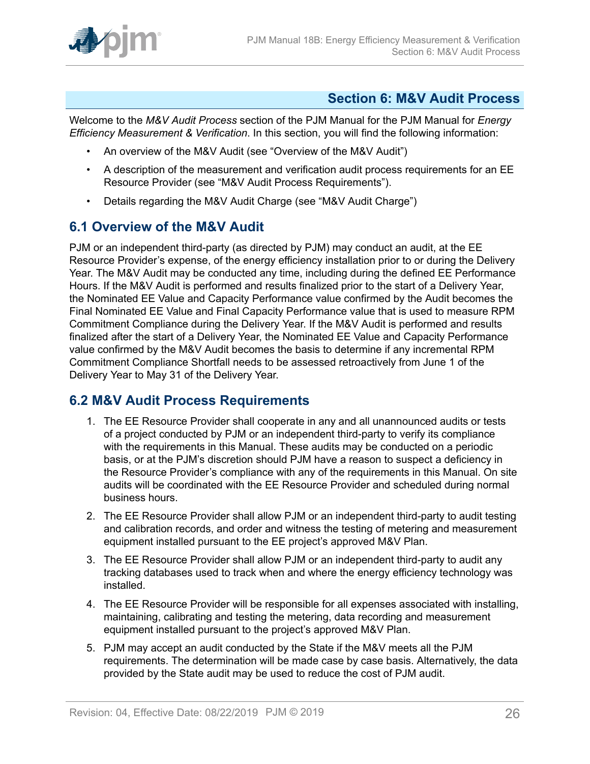# Section 6: M&V Audit Process

Welcome to the *M&V Audit Process* section of the PJM Manual for the PJM Manual for *Energy Efficiency Measurement & Verification*. In this section, you will find the following information:

- An overview of the M&V Audit (see "Overview of the M&V Audit")
- A description of the measurement and verification audit process requirements for an EE Resource Provider (see "M&V Audit Process Requirements").
- Details regarding the M&V Audit Charge (see "M&V Audit Charge")

## 6.1 Overview of the M&V Audit

PJM or an independent third-party (as directed by PJM) may conduct an audit, at the EE Resource Provider's expense, of the energy efficiency installation prior to or during the Delivery Year. The M&V Audit may be conducted any time, including during the defined EE Performance Hours. If the M&V Audit is performed and results finalized prior to the start of a Delivery Year, the Nominated EE Value and Capacity Performance value confirmed by the Audit becomes the Final Nominated EE Value and Final Capacity Performance value that is used to measure RPM Commitment Compliance during the Delivery Year. If the M&V Audit is performed and results finalized after the start of a Delivery Year, the Nominated EE Value and Capacity Performance value confirmed by the M&V Audit becomes the basis to determine if any incremental RPM Commitment Compliance Shortfall needs to be assessed retroactively from June 1 of the Delivery Year to May 31 of the Delivery Year.

## 6.2 M&V Audit Process Requirements

1. The EE Resource Provider shall cooperate in any and all unannounced audits or tests of a project conducted by PJM or an independent third-party to verify its compliance with the requirements in this Manual. These audits may be conducted on a periodic basis, or at the PJM's discretion should PJM have a reason to suspect a deficiency in the Resource Provider's compliance with any of the requirements in this Manual. On site audits will be coordinated with the EE Resource Provider and scheduled during normal business hours.
2. The EE Resource Provider shall allow PJM or an independent third-party to audit testing and calibration records, and order and witness the testing of metering and measurement equipment installed pursuant to the EE project's approved M&V Plan.
3. The EE Resource Provider shall allow PJM or an independent third-party to audit any tracking databases used to track when and where the energy efficiency technology was installed.
4. The EE Resource Provider will be responsible for all expenses associated with installing, maintaining, calibrating and testing the metering, data recording and measurement equipment installed pursuant to the project's approved M&V Plan.
5. PJM may accept an audit conducted by the State if the M&V meets all the PJM requirements. The determination will be made case by case basis. Alternatively, the data provided by the State audit may be used to reduce the cost of PJM audit.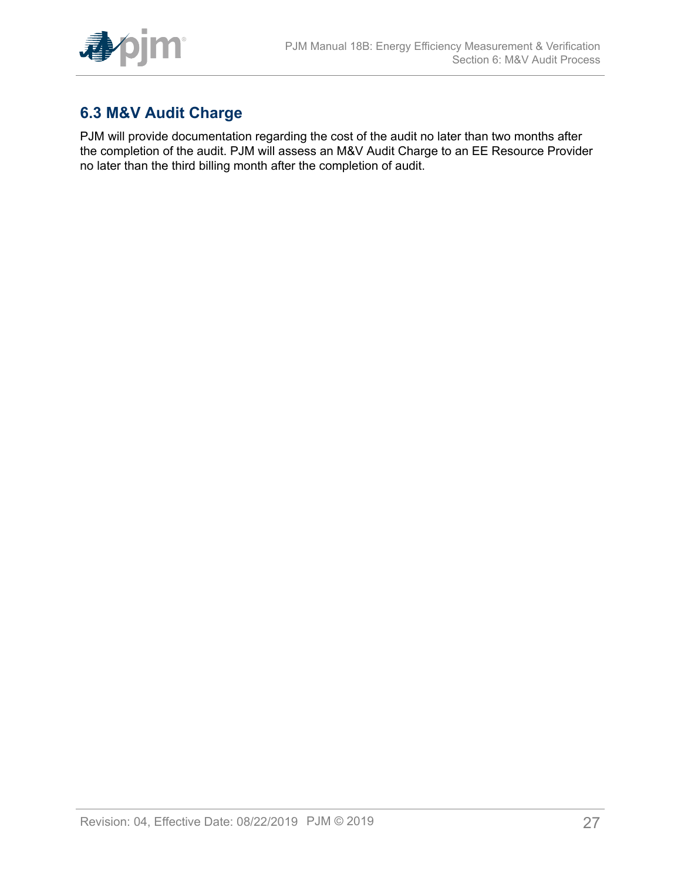## 6.3 M&V Audit Charge

PJM will provide documentation regarding the cost of the audit no later than two months after the completion of the audit. PJM will assess an M&V Audit Charge to an EE Resource Provider no later than the third billing month after the completion of audit.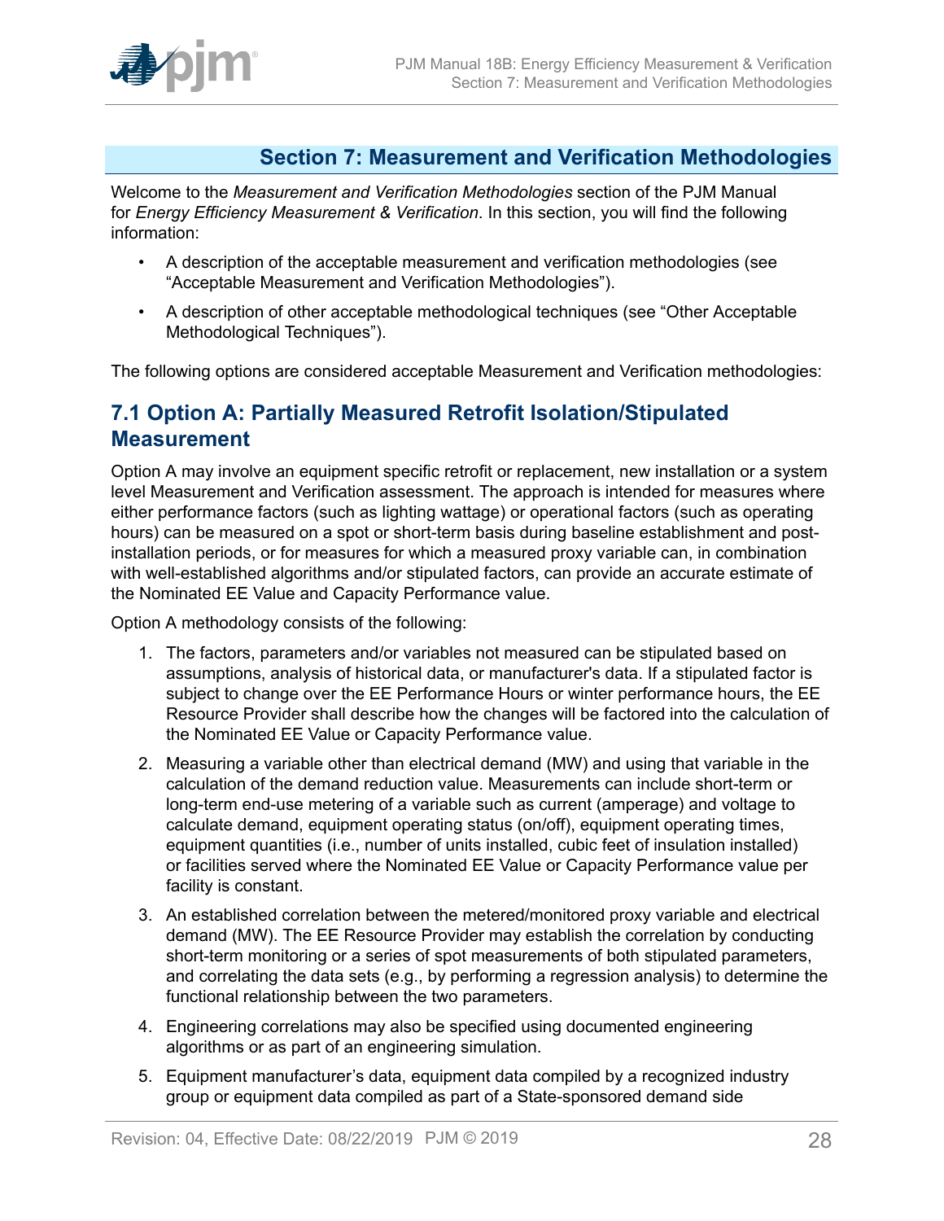## Section 7: Measurement and Verification Methodologies

Welcome to the *Measurement and Verification Methodologies* section of the PJM Manual for *Energy Efficiency Measurement & Verification*. In this section, you will find the following information:

- A description of the acceptable measurement and verification methodologies (see "Acceptable Measurement and Verification Methodologies").
- A description of other acceptable methodological techniques (see "Other Acceptable Methodological Techniques").

The following options are considered acceptable Measurement and Verification methodologies:

### 7.1 Option A: Partially Measured Retrofit Isolation/Stipulated Measurement

Option A may involve an equipment specific retrofit or replacement, new installation or a system level Measurement and Verification assessment. The approach is intended for measures where either performance factors (such as lighting wattage) or operational factors (such as operating hours) can be measured on a spot or short-term basis during baseline establishment and post-installation periods, or for measures for which a measured proxy variable can, in combination with well-established algorithms and/or stipulated factors, can provide an accurate estimate of the Nominated EE Value and Capacity Performance value.

Option A methodology consists of the following:

1. The factors, parameters and/or variables not measured can be stipulated based on assumptions, analysis of historical data, or manufacturer's data. If a stipulated factor is subject to change over the EE Performance Hours or winter performance hours, the EE Resource Provider shall describe how the changes will be factored into the calculation of the Nominated EE Value or Capacity Performance value.
2. Measuring a variable other than electrical demand (MW) and using that variable in the calculation of the demand reduction value. Measurements can include short-term or long-term end-use metering of a variable such as current (amperage) and voltage to calculate demand, equipment operating status (on/off), equipment operating times, equipment quantities (i.e., number of units installed, cubic feet of insulation installed) or facilities served where the Nominated EE Value or Capacity Performance value per facility is constant.
3. An established correlation between the metered/monitored proxy variable and electrical demand (MW). The EE Resource Provider may establish the correlation by conducting short-term monitoring or a series of spot measurements of both stipulated parameters, and correlating the data sets (e.g., by performing a regression analysis) to determine the functional relationship between the two parameters.
4. Engineering correlations may also be specified using documented engineering algorithms or as part of an engineering simulation.
5. Equipment manufacturer's data, equipment data compiled by a recognized industry group or equipment data compiled as part of a State-sponsored demand side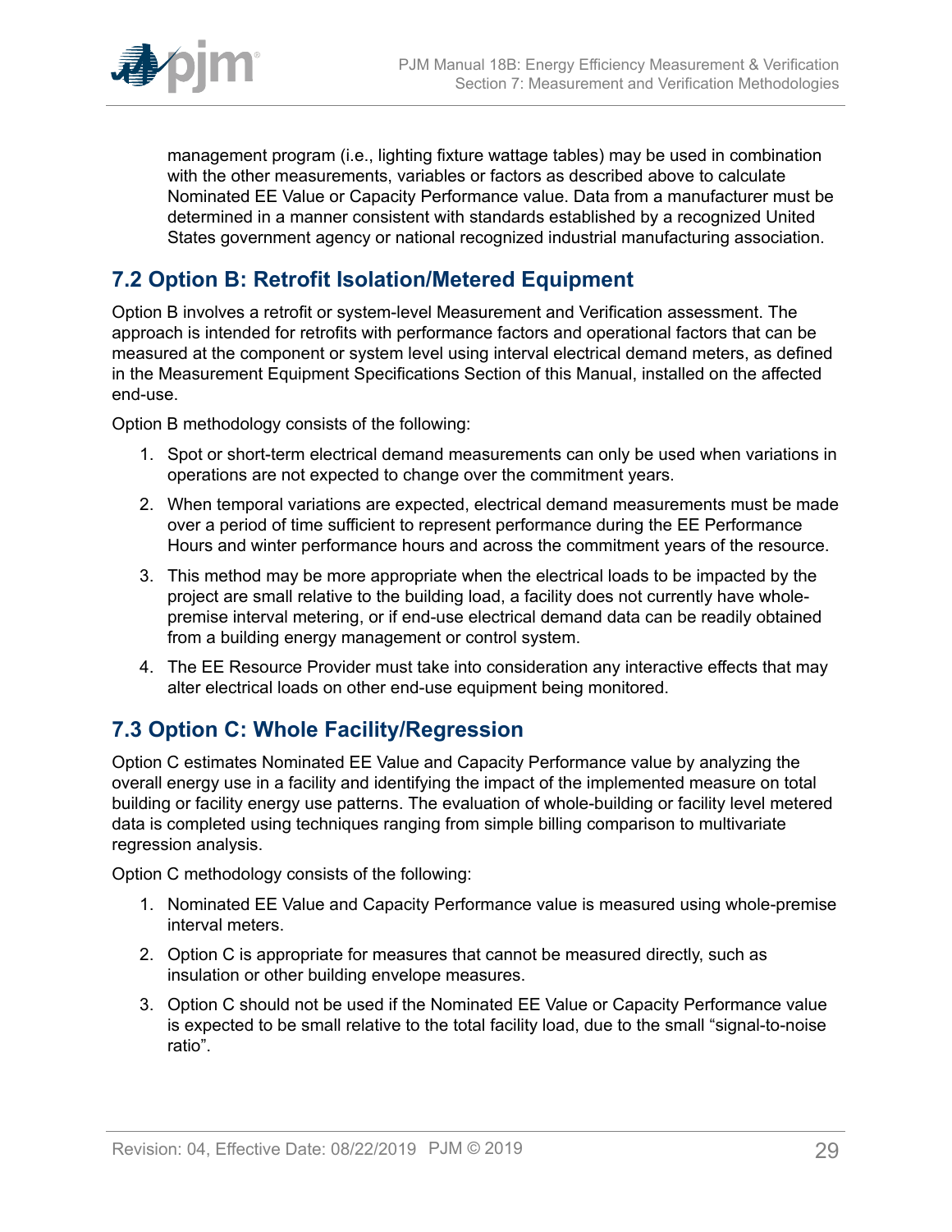management program (i.e., lighting fixture wattage tables) may be used in combination with the other measurements, variables or factors as described above to calculate Nominated EE Value or Capacity Performance value. Data from a manufacturer must be determined in a manner consistent with standards established by a recognized United States government agency or national recognized industrial manufacturing association.

## 7.2 Option B: Retrofit Isolation/Metered Equipment

Option B involves a retrofit or system-level Measurement and Verification assessment. The approach is intended for retrofits with performance factors and operational factors that can be measured at the component or system level using interval electrical demand meters, as defined in the Measurement Equipment Specifications Section of this Manual, installed on the affected end-use.

Option B methodology consists of the following:

1. Spot or short-term electrical demand measurements can only be used when variations in operations are not expected to change over the commitment years.
2. When temporal variations are expected, electrical demand measurements must be made over a period of time sufficient to represent performance during the EE Performance Hours and winter performance hours and across the commitment years of the resource.
3. This method may be more appropriate when the electrical loads to be impacted by the project are small relative to the building load, a facility does not currently have whole-premise interval metering, or if end-use electrical demand data can be readily obtained from a building energy management or control system.
4. The EE Resource Provider must take into consideration any interactive effects that may alter electrical loads on other end-use equipment being monitored.

## 7.3 Option C: Whole Facility/Regression

Option C estimates Nominated EE Value and Capacity Performance value by analyzing the overall energy use in a facility and identifying the impact of the implemented measure on total building or facility energy use patterns. The evaluation of whole-building or facility level metered data is completed using techniques ranging from simple billing comparison to multivariate regression analysis.

Option C methodology consists of the following:

1. Nominated EE Value and Capacity Performance value is measured using whole-premise interval meters.
2. Option C is appropriate for measures that cannot be measured directly, such as insulation or other building envelope measures.
3. Option C should not be used if the Nominated EE Value or Capacity Performance value is expected to be small relative to the total facility load, due to the small "signal-to-noise ratio".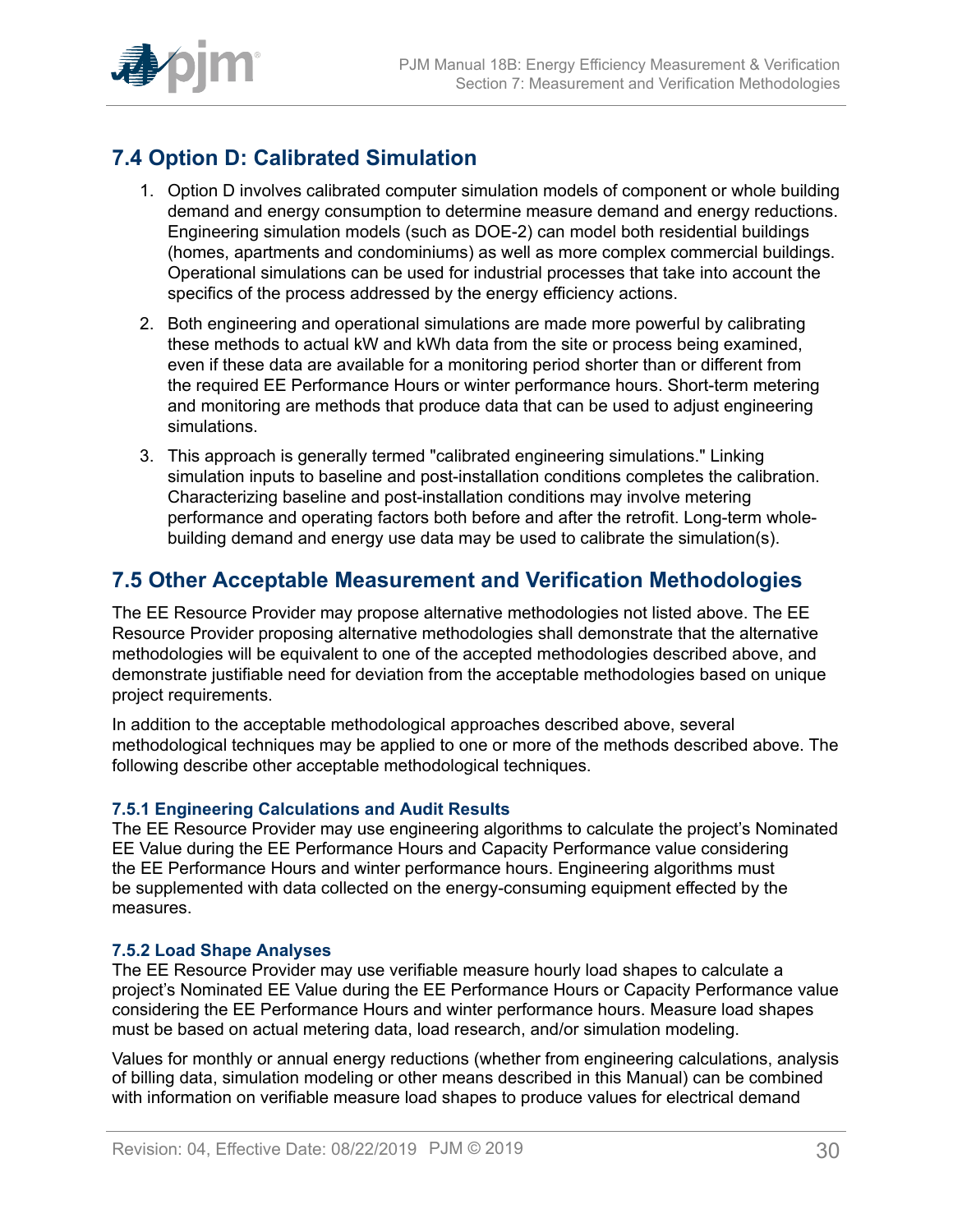## 7.4 Option D: Calibrated Simulation

1. Option D involves calibrated computer simulation models of component or whole building demand and energy consumption to determine measure demand and energy reductions. Engineering simulation models (such as DOE-2) can model both residential buildings (homes, apartments and condominiums) as well as more complex commercial buildings. Operational simulations can be used for industrial processes that take into account the specifics of the process addressed by the energy efficiency actions.

2. Both engineering and operational simulations are made more powerful by calibrating these methods to actual kW and kWh data from the site or process being examined, even if these data are available for a monitoring period shorter than or different from the required EE Performance Hours or winter performance hours. Short-term metering and monitoring are methods that produce data that can be used to adjust engineering simulations.

3. This approach is generally termed "calibrated engineering simulations." Linking simulation inputs to baseline and post-installation conditions completes the calibration. Characterizing baseline and post-installation conditions may involve metering performance and operating factors both before and after the retrofit. Long-term whole-building demand and energy use data may be used to calibrate the simulation(s).

## 7.5 Other Acceptable Measurement and Verification Methodologies

The EE Resource Provider may propose alternative methodologies not listed above. The EE Resource Provider proposing alternative methodologies shall demonstrate that the alternative methodologies will be equivalent to one of the accepted methodologies described above, and demonstrate justifiable need for deviation from the acceptable methodologies based on unique project requirements.

In addition to the acceptable methodological approaches described above, several methodological techniques may be applied to one or more of the methods described above. The following describe other acceptable methodological techniques.

### 7.5.1 Engineering Calculations and Audit Results

The EE Resource Provider may use engineering algorithms to calculate the project's Nominated EE Value during the EE Performance Hours and Capacity Performance value considering the EE Performance Hours and winter performance hours. Engineering algorithms must be supplemented with data collected on the energy-consuming equipment effected by the measures.

### 7.5.2 Load Shape Analyses

The EE Resource Provider may use verifiable measure hourly load shapes to calculate a project's Nominated EE Value during the EE Performance Hours or Capacity Performance value considering the EE Performance Hours and winter performance hours. Measure load shapes must be based on actual metering data, load research, and/or simulation modeling.

Values for monthly or annual energy reductions (whether from engineering calculations, analysis of billing data, simulation modeling or other means described in this Manual) can be combined with information on verifiable measure load shapes to produce values for electrical demand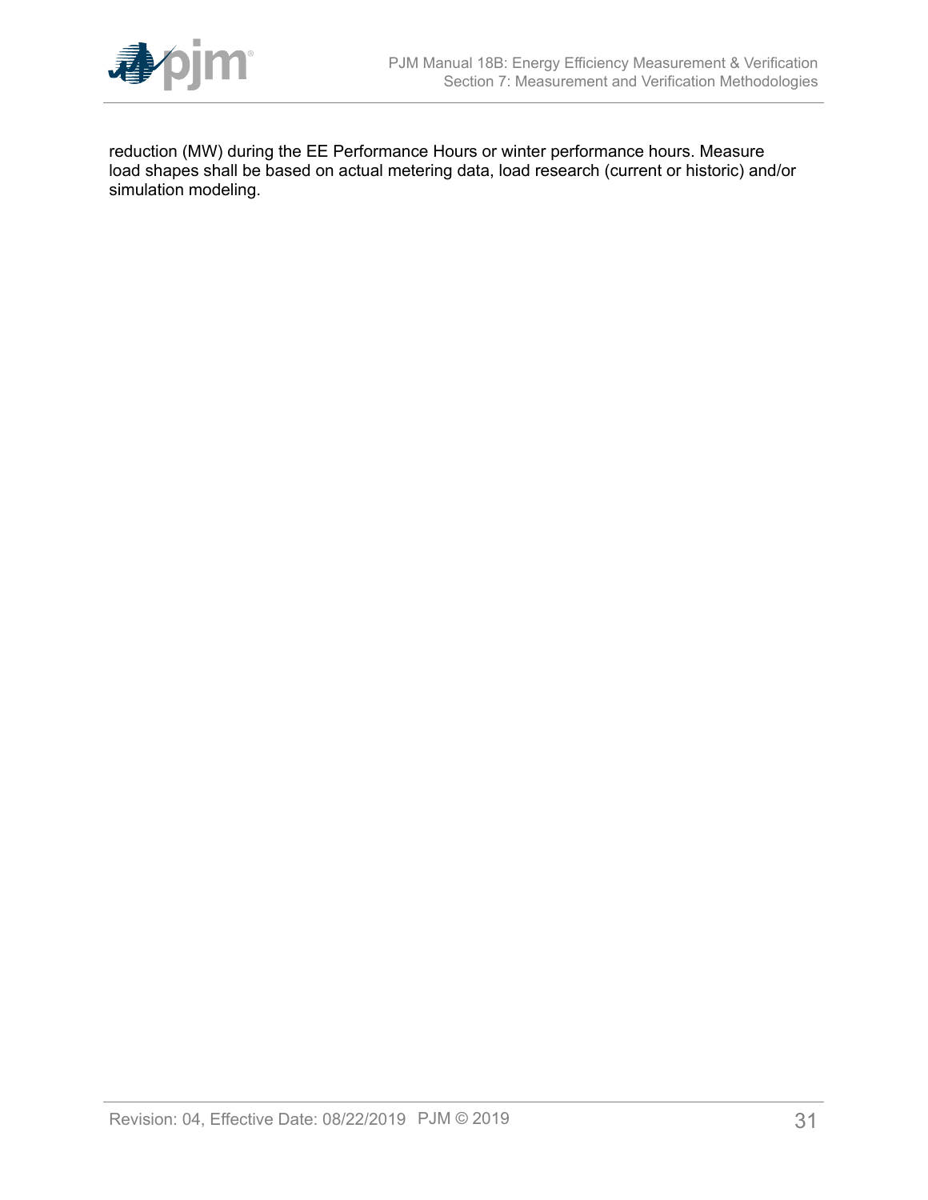reduction (MW) during the EE Performance Hours or winter performance hours. Measure load shapes shall be based on actual metering data, load research (current or historic) and/or simulation modeling.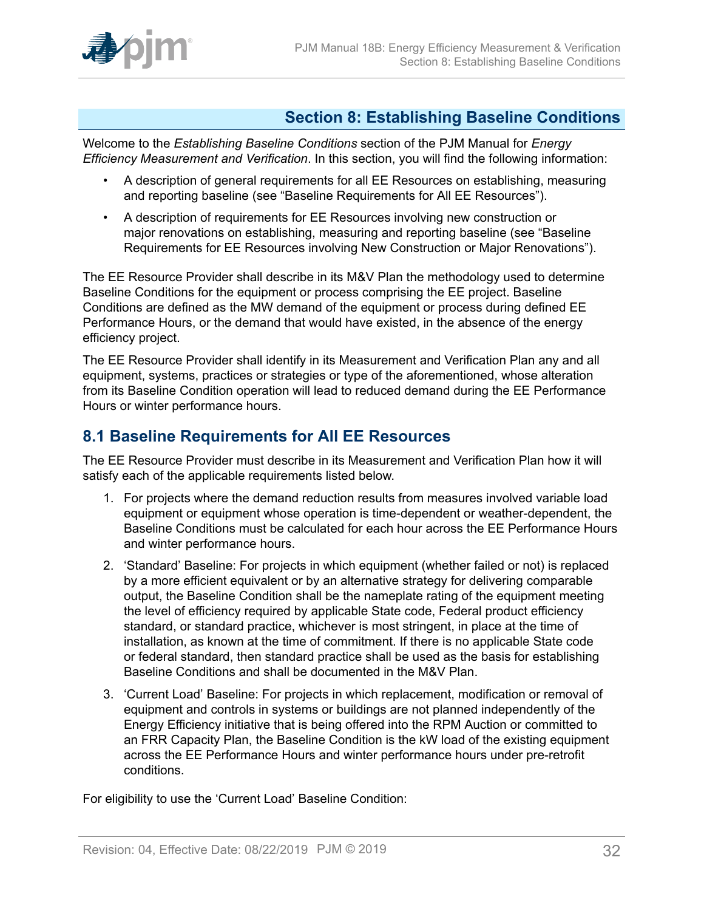# Section 8: Establishing Baseline Conditions

Welcome to the *Establishing Baseline Conditions* section of the PJM Manual for *Energy Efficiency Measurement and Verification*. In this section, you will find the following information:

- A description of general requirements for all EE Resources on establishing, measuring and reporting baseline (see "Baseline Requirements for All EE Resources").
- A description of requirements for EE Resources involving new construction or major renovations on establishing, measuring and reporting baseline (see "Baseline Requirements for EE Resources involving New Construction or Major Renovations").

The EE Resource Provider shall describe in its M&V Plan the methodology used to determine Baseline Conditions for the equipment or process comprising the EE project. Baseline Conditions are defined as the MW demand of the equipment or process during defined EE Performance Hours, or the demand that would have existed, in the absence of the energy efficiency project.

The EE Resource Provider shall identify in its Measurement and Verification Plan any and all equipment, systems, practices or strategies or type of the aforementioned, whose alteration from its Baseline Condition operation will lead to reduced demand during the EE Performance Hours or winter performance hours.

## 8.1 Baseline Requirements for All EE Resources

The EE Resource Provider must describe in its Measurement and Verification Plan how it will satisfy each of the applicable requirements listed below.

1. For projects where the demand reduction results from measures involved variable load equipment or equipment whose operation is time-dependent or weather-dependent, the Baseline Conditions must be calculated for each hour across the EE Performance Hours and winter performance hours.
2. 'Standard' Baseline: For projects in which equipment (whether failed or not) is replaced by a more efficient equivalent or by an alternative strategy for delivering comparable output, the Baseline Condition shall be the nameplate rating of the equipment meeting the level of efficiency required by applicable State code, Federal product efficiency standard, or standard practice, whichever is most stringent, in place at the time of installation, as known at the time of commitment. If there is no applicable State code or federal standard, then standard practice shall be used as the basis for establishing Baseline Conditions and shall be documented in the M&V Plan.
3. 'Current Load' Baseline: For projects in which replacement, modification or removal of equipment and controls in systems or buildings are not planned independently of the Energy Efficiency initiative that is being offered into the RPM Auction or committed to an FRR Capacity Plan, the Baseline Condition is the kW load of the existing equipment across the EE Performance Hours and winter performance hours under pre-retrofit conditions.

For eligibility to use the 'Current Load' Baseline Condition: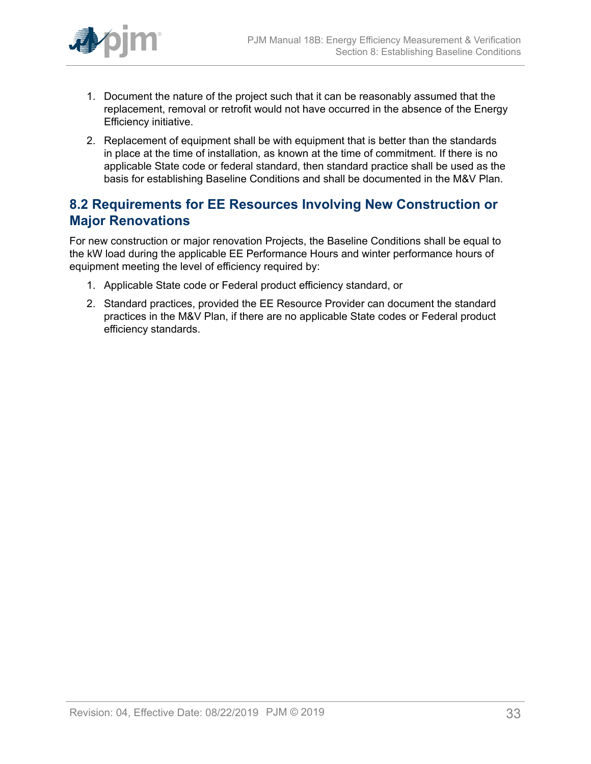1. Document the nature of the project such that it can be reasonably assumed that the replacement, removal or retrofit would not have occurred in the absence of the Energy Efficiency initiative.
2. Replacement of equipment shall be with equipment that is better than the standards in place at the time of installation, as known at the time of commitment. If there is no applicable State code or federal standard, then standard practice shall be used as the basis for establishing Baseline Conditions and shall be documented in the M&V Plan.

## 8.2 Requirements for EE Resources Involving New Construction or Major Renovations

For new construction or major renovation Projects, the Baseline Conditions shall be equal to the kW load during the applicable EE Performance Hours and winter performance hours of equipment meeting the level of efficiency required by:

1. Applicable State code or Federal product efficiency standard, or
2. Standard practices, provided the EE Resource Provider can document the standard practices in the M&V Plan, if there are no applicable State codes or Federal product efficiency standards.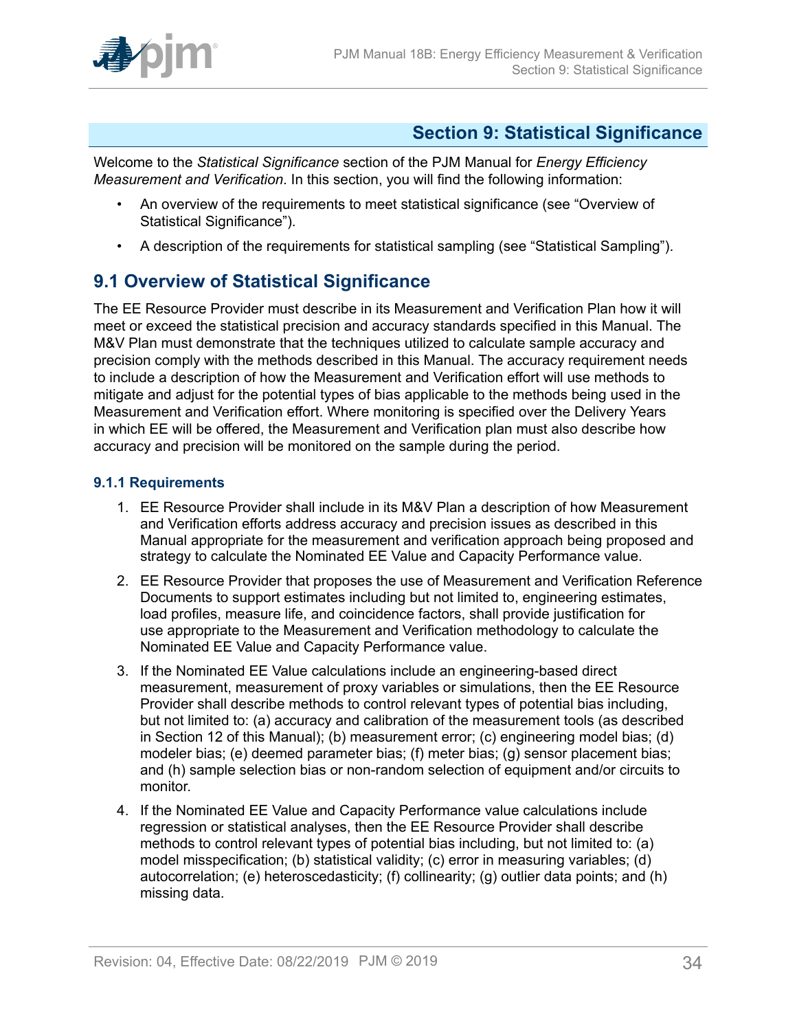# Section 9: Statistical Significance

Welcome to the *Statistical Significance* section of the PJM Manual for *Energy Efficiency Measurement and Verification*. In this section, you will find the following information:

- An overview of the requirements to meet statistical significance (see "Overview of Statistical Significance").
- A description of the requirements for statistical sampling (see "Statistical Sampling").

## 9.1 Overview of Statistical Significance

The EE Resource Provider must describe in its Measurement and Verification Plan how it will meet or exceed the statistical precision and accuracy standards specified in this Manual. The M&V Plan must demonstrate that the techniques utilized to calculate sample accuracy and precision comply with the methods described in this Manual. The accuracy requirement needs to include a description of how the Measurement and Verification effort will use methods to mitigate and adjust for the potential types of bias applicable to the methods being used in the Measurement and Verification effort. Where monitoring is specified over the Delivery Years in which EE will be offered, the Measurement and Verification plan must also describe how accuracy and precision will be monitored on the sample during the period.

### 9.1.1 Requirements

1. EE Resource Provider shall include in its M&V Plan a description of how Measurement and Verification efforts address accuracy and precision issues as described in this Manual appropriate for the measurement and verification approach being proposed and strategy to calculate the Nominated EE Value and Capacity Performance value.
2. EE Resource Provider that proposes the use of Measurement and Verification Reference Documents to support estimates including but not limited to, engineering estimates, load profiles, measure life, and coincidence factors, shall provide justification for use appropriate to the Measurement and Verification methodology to calculate the Nominated EE Value and Capacity Performance value.
3. If the Nominated EE Value calculations include an engineering-based direct measurement, measurement of proxy variables or simulations, then the EE Resource Provider shall describe methods to control relevant types of potential bias including, but not limited to: (a) accuracy and calibration of the measurement tools (as described in Section 12 of this Manual); (b) measurement error; (c) engineering model bias; (d) modeler bias; (e) deemed parameter bias; (f) meter bias; (g) sensor placement bias; and (h) sample selection bias or non-random selection of equipment and/or circuits to monitor.
4. If the Nominated EE Value and Capacity Performance value calculations include regression or statistical analyses, then the EE Resource Provider shall describe methods to control relevant types of potential bias including, but not limited to: (a) model misspecification; (b) statistical validity; (c) error in measuring variables; (d) autocorrelation; (e) heteroscedasticity; (f) collinearity; (g) outlier data points; and (h) missing data.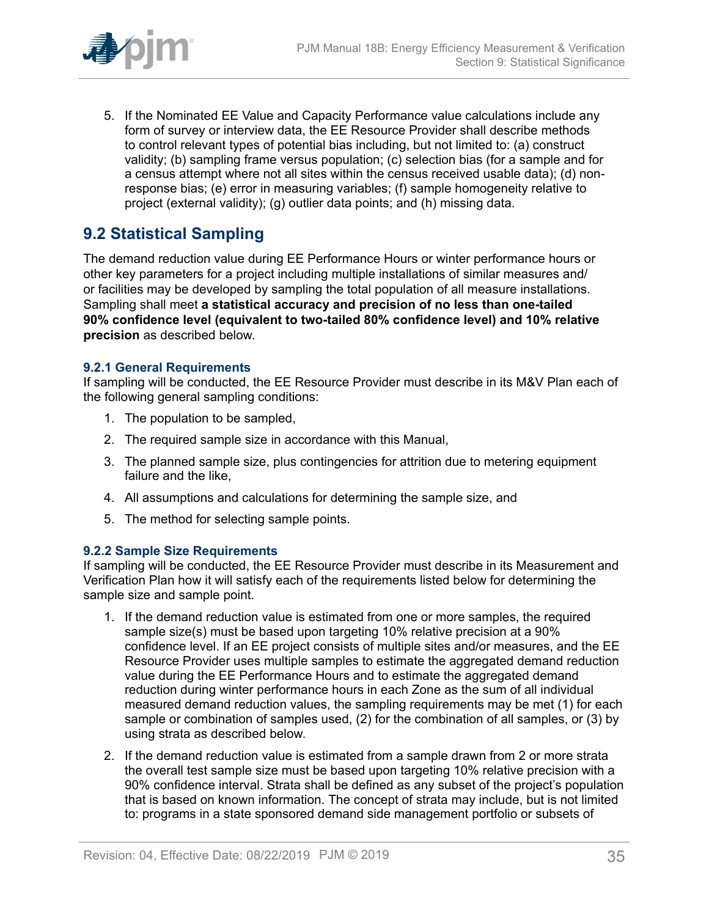5. If the Nominated EE Value and Capacity Performance value calculations include any form of survey or interview data, the EE Resource Provider shall describe methods to control relevant types of potential bias including, but not limited to: (a) construct validity; (b) sampling frame versus population; (c) selection bias (for a sample and for a census attempt where not all sites within the census received usable data); (d) non-response bias; (e) error in measuring variables; (f) sample homogeneity relative to project (external validity); (g) outlier data points; and (h) missing data.

## 9.2 Statistical Sampling

The demand reduction value during EE Performance Hours or winter performance hours or other key parameters for a project including multiple installations of similar measures and/ or facilities may be developed by sampling the total population of all measure installations. Sampling shall meet **a statistical accuracy and precision of no less than one-tailed 90% confidence level (equivalent to two-tailed 80% confidence level) and 10% relative precision** as described below.

### 9.2.1 General Requirements

If sampling will be conducted, the EE Resource Provider must describe in its M&V Plan each of the following general sampling conditions:

1. The population to be sampled,
2. The required sample size in accordance with this Manual,
3. The planned sample size, plus contingencies for attrition due to metering equipment failure and the like,
4. All assumptions and calculations for determining the sample size, and
5. The method for selecting sample points.

### 9.2.2 Sample Size Requirements

If sampling will be conducted, the EE Resource Provider must describe in its Measurement and Verification Plan how it will satisfy each of the requirements listed below for determining the sample size and sample point.

1. If the demand reduction value is estimated from one or more samples, the required sample size(s) must be based upon targeting 10% relative precision at a 90% confidence level. If an EE project consists of multiple sites and/or measures, and the EE Resource Provider uses multiple samples to estimate the aggregated demand reduction value during the EE Performance Hours and to estimate the aggregated demand reduction during winter performance hours in each Zone as the sum of all individual measured demand reduction values, the sampling requirements may be met (1) for each sample or combination of samples used, (2) for the combination of all samples, or (3) by using strata as described below.
2. If the demand reduction value is estimated from a sample drawn from 2 or more strata the overall test sample size must be based upon targeting 10% relative precision with a 90% confidence interval. Strata shall be defined as any subset of the project's population that is based on known information. The concept of strata may include, but is not limited to: programs in a state sponsored demand side management portfolio or subsets of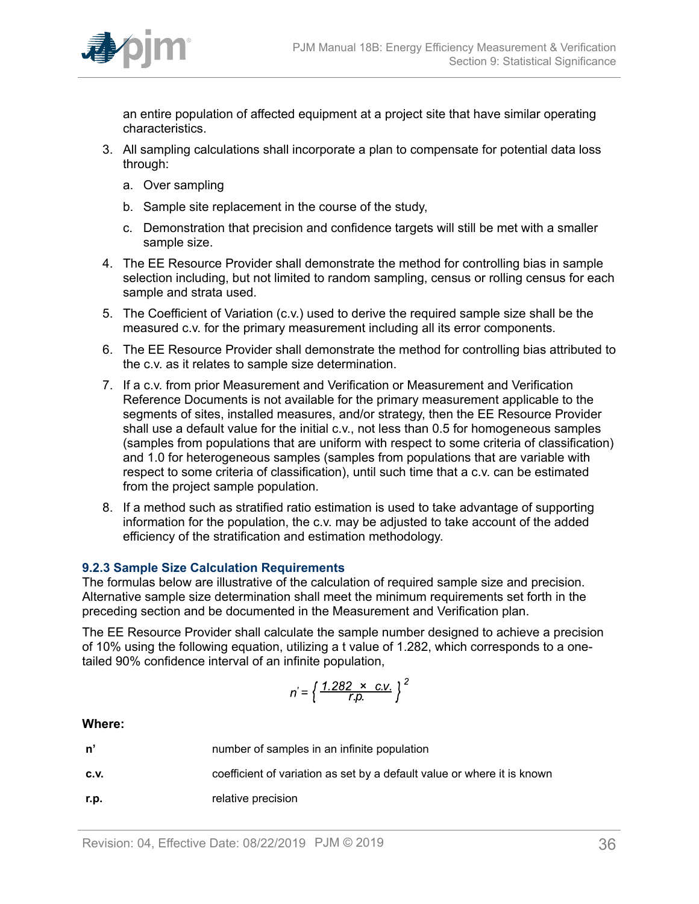an entire population of affected equipment at a project site that have similar operating characteristics.

3. All sampling calculations shall incorporate a plan to compensate for potential data loss through:
   a. Over sampling
   b. Sample site replacement in the course of the study,
   c. Demonstration that precision and confidence targets will still be met with a smaller sample size.
4. The EE Resource Provider shall demonstrate the method for controlling bias in sample selection including, but not limited to random sampling, census or rolling census for each sample and strata used.
5. The Coefficient of Variation (c.v.) used to derive the required sample size shall be the measured c.v. for the primary measurement including all its error components.
6. The EE Resource Provider shall demonstrate the method for controlling bias attributed to the c.v. as it relates to sample size determination.
7. If a c.v. from prior Measurement and Verification or Measurement and Verification Reference Documents is not available for the primary measurement applicable to the segments of sites, installed measures, and/or strategy, then the EE Resource Provider shall use a default value for the initial c.v., not less than 0.5 for homogeneous samples (samples from populations that are uniform with respect to some criteria of classification) and 1.0 for heterogeneous samples (samples from populations that are variable with respect to some criteria of classification), until such time that a c.v. can be estimated from the project sample population.
8. If a method such as stratified ratio estimation is used to take advantage of supporting information for the population, the c.v. may be adjusted to take account of the added efficiency of the stratification and estimation methodology.

### 9.2.3 Sample Size Calculation Requirements

The formulas below are illustrative of the calculation of required sample size and precision. Alternative sample size determination shall meet the minimum requirements set forth in the preceding section and be documented in the Measurement and Verification plan.

The EE Resource Provider shall calculate the sample number designed to achieve a precision of 10% using the following equation, utilizing a t value of 1.282, which corresponds to a one-tailed 90% confidence interval of an infinite population,

$$n' = \left\{ \frac{1.282 \times c.v.}{r.p.} \right\}^2$$

**Where:**

| | |
|---|---|
| **n’** | number of samples in an infinite population |
| **c.v.** | coefficient of variation as set by a default value or where it is known |
| **r.p.** | relative precision |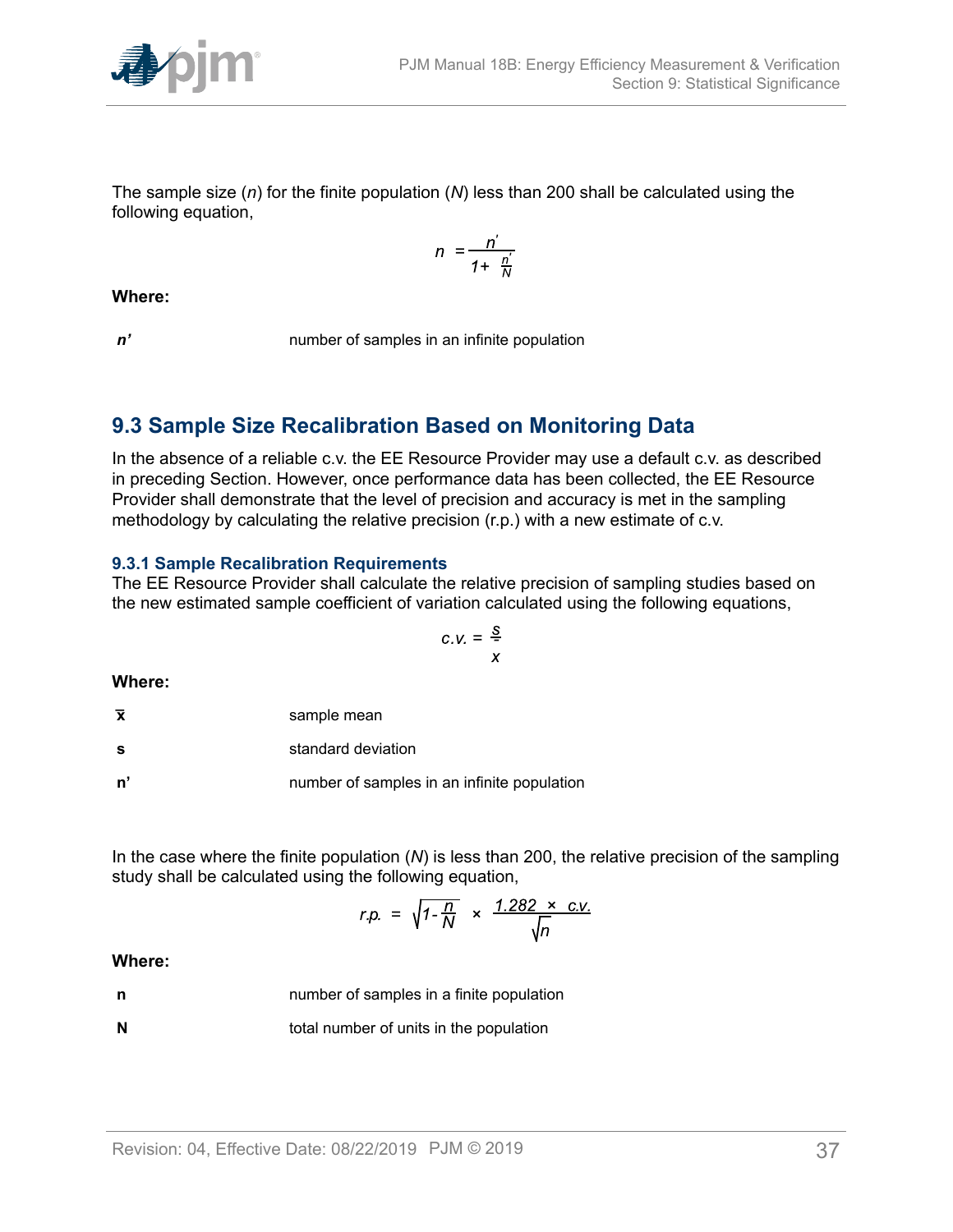The sample size ($n$) for the finite population ($N$) less than 200 shall be calculated using the following equation,

$$n = \frac{n'}{1 + \frac{n'}{N}}$$

**Where:**

| | |
|---|---|
| ***n'*** | number of samples in an infinite population |

## 9.3 Sample Size Recalibration Based on Monitoring Data

In the absence of a reliable c.v. the EE Resource Provider may use a default c.v. as described in preceding Section. However, once performance data has been collected, the EE Resource Provider shall demonstrate that the level of precision and accuracy is met in the sampling methodology by calculating the relative precision (r.p.) with a new estimate of c.v.

### 9.3.1 Sample Recalibration Requirements

The EE Resource Provider shall calculate the relative precision of sampling studies based on the new estimated sample coefficient of variation calculated using the following equations,

$$c.v. = \frac{s}{\bar{x}}$$

**Where:**

| | |
|---|---|
| $\bar{x}$ | sample mean |
| **s** | standard deviation |
| **n'** | number of samples in an infinite population |

In the case where the finite population ($N$) is less than 200, the relative precision of the sampling study shall be calculated using the following equation,

$$r.p. = \sqrt{1 - \frac{n}{N}} \times \frac{1.282 \times c.v.}{\sqrt{n}}$$

**Where:**

| | |
|---|---|
| **n** | number of samples in a finite population |
| **N** | total number of units in the population |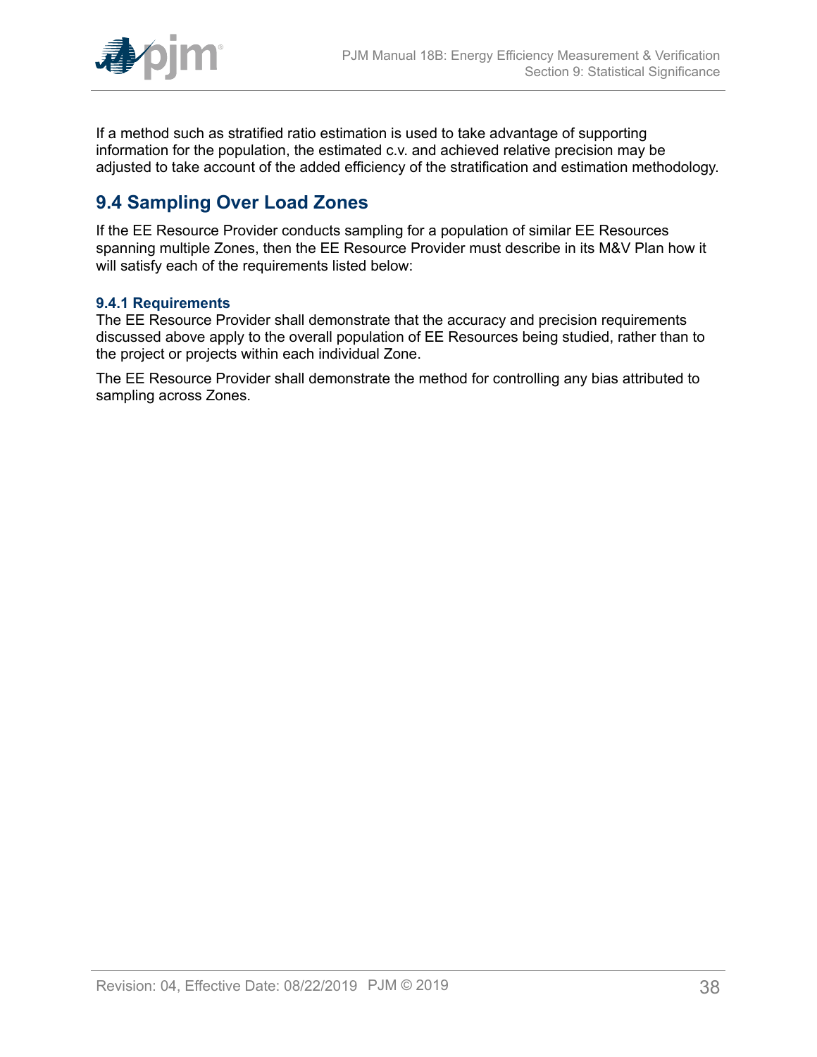If a method such as stratified ratio estimation is used to take advantage of supporting information for the population, the estimated c.v. and achieved relative precision may be adjusted to take account of the added efficiency of the stratification and estimation methodology.

## 9.4 Sampling Over Load Zones

If the EE Resource Provider conducts sampling for a population of similar EE Resources spanning multiple Zones, then the EE Resource Provider must describe in its M&V Plan how it will satisfy each of the requirements listed below:

### 9.4.1 Requirements

The EE Resource Provider shall demonstrate that the accuracy and precision requirements discussed above apply to the overall population of EE Resources being studied, rather than to the project or projects within each individual Zone.

The EE Resource Provider shall demonstrate the method for controlling any bias attributed to sampling across Zones.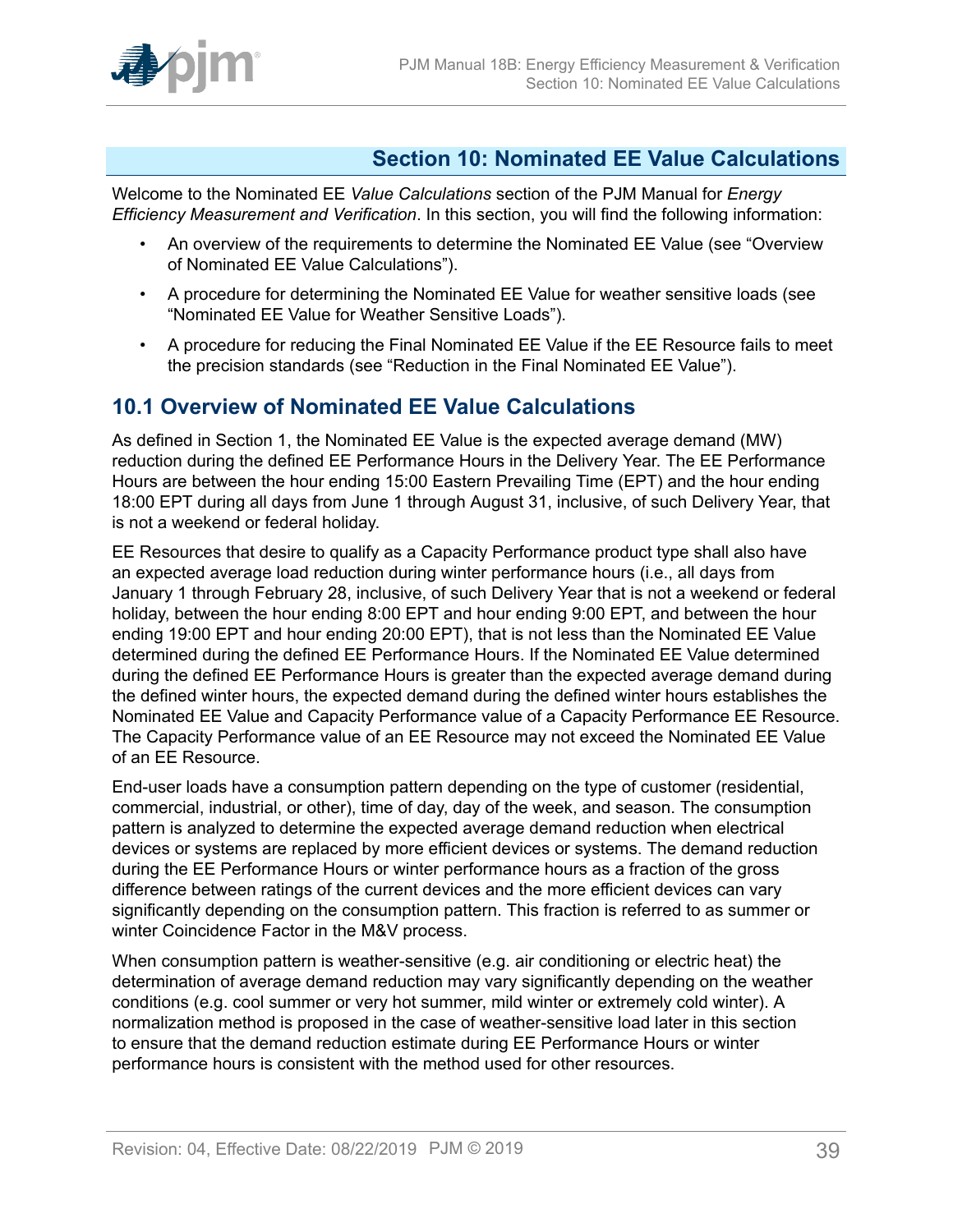## Section 10: Nominated EE Value Calculations

Welcome to the Nominated EE *Value Calculations* section of the PJM Manual for *Energy Efficiency Measurement and Verification*. In this section, you will find the following information:

- An overview of the requirements to determine the Nominated EE Value (see "Overview of Nominated EE Value Calculations").
- A procedure for determining the Nominated EE Value for weather sensitive loads (see "Nominated EE Value for Weather Sensitive Loads").
- A procedure for reducing the Final Nominated EE Value if the EE Resource fails to meet the precision standards (see "Reduction in the Final Nominated EE Value").

### 10.1 Overview of Nominated EE Value Calculations

As defined in Section 1, the Nominated EE Value is the expected average demand (MW) reduction during the defined EE Performance Hours in the Delivery Year. The EE Performance Hours are between the hour ending 15:00 Eastern Prevailing Time (EPT) and the hour ending 18:00 EPT during all days from June 1 through August 31, inclusive, of such Delivery Year, that is not a weekend or federal holiday.

EE Resources that desire to qualify as a Capacity Performance product type shall also have an expected average load reduction during winter performance hours (i.e., all days from January 1 through February 28, inclusive, of such Delivery Year that is not a weekend or federal holiday, between the hour ending 8:00 EPT and hour ending 9:00 EPT, and between the hour ending 19:00 EPT and hour ending 20:00 EPT), that is not less than the Nominated EE Value determined during the defined EE Performance Hours. If the Nominated EE Value determined during the defined EE Performance Hours is greater than the expected average demand during the defined winter hours, the expected demand during the defined winter hours establishes the Nominated EE Value and Capacity Performance value of a Capacity Performance EE Resource. The Capacity Performance value of an EE Resource may not exceed the Nominated EE Value of an EE Resource.

End-user loads have a consumption pattern depending on the type of customer (residential, commercial, industrial, or other), time of day, day of the week, and season. The consumption pattern is analyzed to determine the expected average demand reduction when electrical devices or systems are replaced by more efficient devices or systems. The demand reduction during the EE Performance Hours or winter performance hours as a fraction of the gross difference between ratings of the current devices and the more efficient devices can vary significantly depending on the consumption pattern. This fraction is referred to as summer or winter Coincidence Factor in the M&V process.

When consumption pattern is weather-sensitive (e.g. air conditioning or electric heat) the determination of average demand reduction may vary significantly depending on the weather conditions (e.g. cool summer or very hot summer, mild winter or extremely cold winter). A normalization method is proposed in the case of weather-sensitive load later in this section to ensure that the demand reduction estimate during EE Performance Hours or winter performance hours is consistent with the method used for other resources.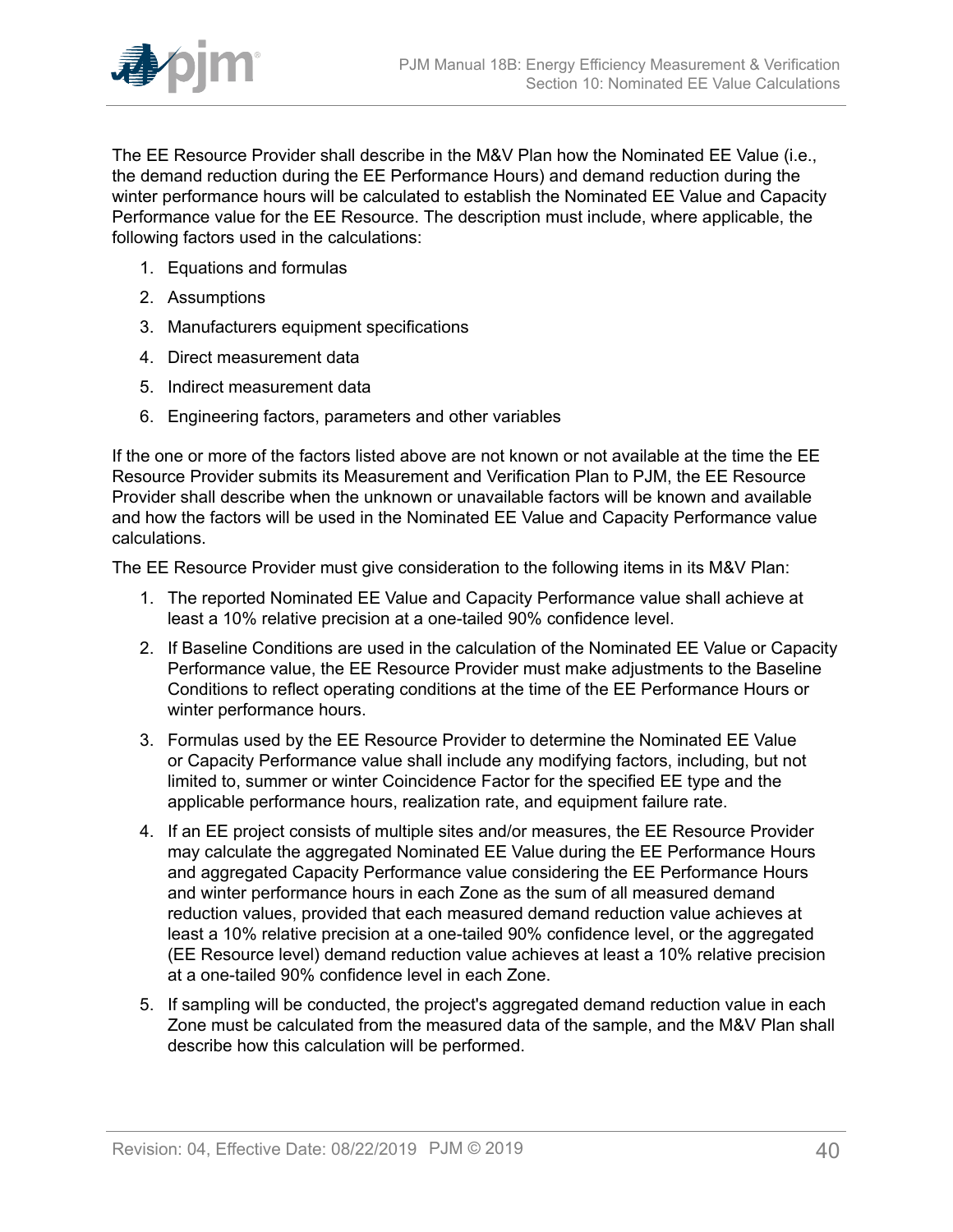The EE Resource Provider shall describe in the M&V Plan how the Nominated EE Value (i.e., the demand reduction during the EE Performance Hours) and demand reduction during the winter performance hours will be calculated to establish the Nominated EE Value and Capacity Performance value for the EE Resource. The description must include, where applicable, the following factors used in the calculations:

1. Equations and formulas
2. Assumptions
3. Manufacturers equipment specifications
4. Direct measurement data
5. Indirect measurement data
6. Engineering factors, parameters and other variables

If the one or more of the factors listed above are not known or not available at the time the EE Resource Provider submits its Measurement and Verification Plan to PJM, the EE Resource Provider shall describe when the unknown or unavailable factors will be known and available and how the factors will be used in the Nominated EE Value and Capacity Performance value calculations.

The EE Resource Provider must give consideration to the following items in its M&V Plan:

1. The reported Nominated EE Value and Capacity Performance value shall achieve at least a 10% relative precision at a one-tailed 90% confidence level.
2. If Baseline Conditions are used in the calculation of the Nominated EE Value or Capacity Performance value, the EE Resource Provider must make adjustments to the Baseline Conditions to reflect operating conditions at the time of the EE Performance Hours or winter performance hours.
3. Formulas used by the EE Resource Provider to determine the Nominated EE Value or Capacity Performance value shall include any modifying factors, including, but not limited to, summer or winter Coincidence Factor for the specified EE type and the applicable performance hours, realization rate, and equipment failure rate.
4. If an EE project consists of multiple sites and/or measures, the EE Resource Provider may calculate the aggregated Nominated EE Value during the EE Performance Hours and aggregated Capacity Performance value considering the EE Performance Hours and winter performance hours in each Zone as the sum of all measured demand reduction values, provided that each measured demand reduction value achieves at least a 10% relative precision at a one-tailed 90% confidence level, or the aggregated (EE Resource level) demand reduction value achieves at least a 10% relative precision at a one-tailed 90% confidence level in each Zone.
5. If sampling will be conducted, the project's aggregated demand reduction value in each Zone must be calculated from the measured data of the sample, and the M&V Plan shall describe how this calculation will be performed.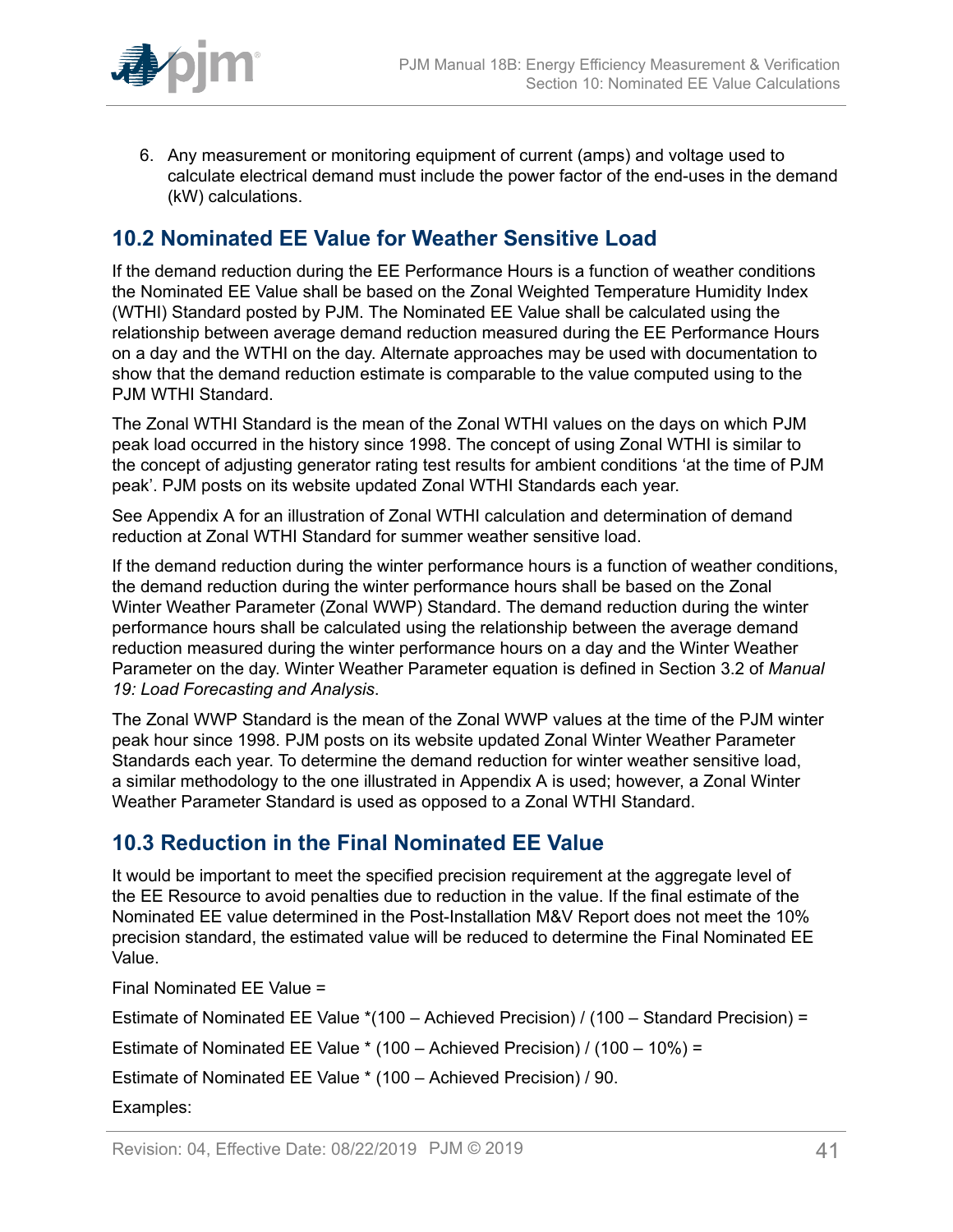6. Any measurement or monitoring equipment of current (amps) and voltage used to calculate electrical demand must include the power factor of the end-uses in the demand (kW) calculations.

## 10.2 Nominated EE Value for Weather Sensitive Load

If the demand reduction during the EE Performance Hours is a function of weather conditions the Nominated EE Value shall be based on the Zonal Weighted Temperature Humidity Index (WTHI) Standard posted by PJM. The Nominated EE Value shall be calculated using the relationship between average demand reduction measured during the EE Performance Hours on a day and the WTHI on the day. Alternate approaches may be used with documentation to show that the demand reduction estimate is comparable to the value computed using to the PJM WTHI Standard.

The Zonal WTHI Standard is the mean of the Zonal WTHI values on the days on which PJM peak load occurred in the history since 1998. The concept of using Zonal WTHI is similar to the concept of adjusting generator rating test results for ambient conditions 'at the time of PJM peak'. PJM posts on its website updated Zonal WTHI Standards each year.

See Appendix A for an illustration of Zonal WTHI calculation and determination of demand reduction at Zonal WTHI Standard for summer weather sensitive load.

If the demand reduction during the winter performance hours is a function of weather conditions, the demand reduction during the winter performance hours shall be based on the Zonal Winter Weather Parameter (Zonal WWP) Standard. The demand reduction during the winter performance hours shall be calculated using the relationship between the average demand reduction measured during the winter performance hours on a day and the Winter Weather Parameter on the day. Winter Weather Parameter equation is defined in Section 3.2 of *Manual 19: Load Forecasting and Analysis*.

The Zonal WWP Standard is the mean of the Zonal WWP values at the time of the PJM winter peak hour since 1998. PJM posts on its website updated Zonal Winter Weather Parameter Standards each year. To determine the demand reduction for winter weather sensitive load, a similar methodology to the one illustrated in Appendix A is used; however, a Zonal Winter Weather Parameter Standard is used as opposed to a Zonal WTHI Standard.

## 10.3 Reduction in the Final Nominated EE Value

It would be important to meet the specified precision requirement at the aggregate level of the EE Resource to avoid penalties due to reduction in the value. If the final estimate of the Nominated EE value determined in the Post-Installation M&V Report does not meet the 10% precision standard, the estimated value will be reduced to determine the Final Nominated EE Value.

Final Nominated EE Value =

Estimate of Nominated EE Value *(100 – Achieved Precision) / (100 – Standard Precision) =

Estimate of Nominated EE Value * (100 – Achieved Precision) / (100 – 10%) =

Estimate of Nominated EE Value * (100 – Achieved Precision) / 90.

Examples: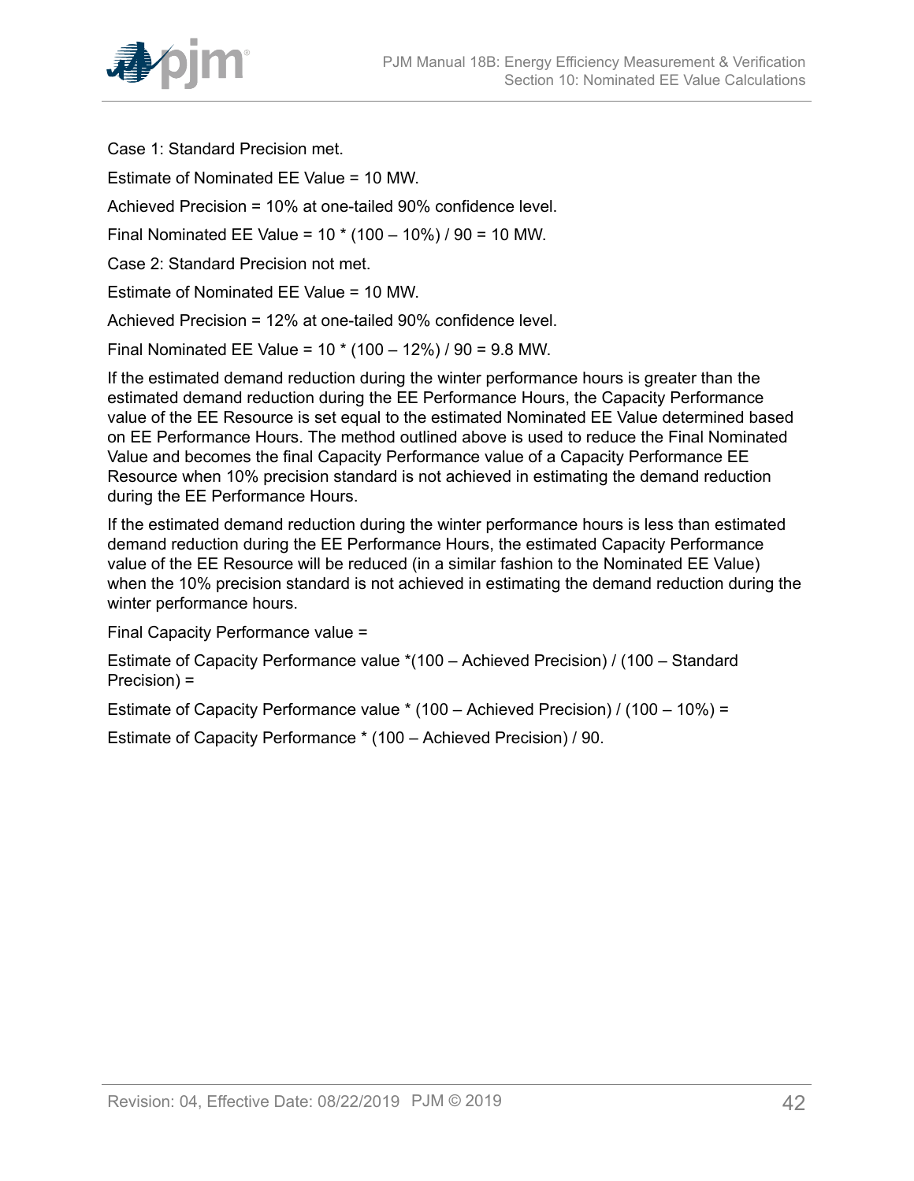Case 1: Standard Precision met.

Estimate of Nominated EE Value = 10 MW.

Achieved Precision = 10% at one-tailed 90% confidence level.

Final Nominated EE Value = 10 * (100 – 10%) / 90 = 10 MW.

Case 2: Standard Precision not met.

Estimate of Nominated EE Value = 10 MW.

Achieved Precision = 12% at one-tailed 90% confidence level.

Final Nominated EE Value = 10 * (100 – 12%) / 90 = 9.8 MW.

If the estimated demand reduction during the winter performance hours is greater than the estimated demand reduction during the EE Performance Hours, the Capacity Performance value of the EE Resource is set equal to the estimated Nominated EE Value determined based on EE Performance Hours. The method outlined above is used to reduce the Final Nominated Value and becomes the final Capacity Performance value of a Capacity Performance EE Resource when 10% precision standard is not achieved in estimating the demand reduction during the EE Performance Hours.

If the estimated demand reduction during the winter performance hours is less than estimated demand reduction during the EE Performance Hours, the estimated Capacity Performance value of the EE Resource will be reduced (in a similar fashion to the Nominated EE Value) when the 10% precision standard is not achieved in estimating the demand reduction during the winter performance hours.

Final Capacity Performance value =

Estimate of Capacity Performance value *(100 – Achieved Precision) / (100 – Standard Precision) =

Estimate of Capacity Performance value * (100 – Achieved Precision) / (100 – 10%) =

Estimate of Capacity Performance * (100 – Achieved Precision) / 90.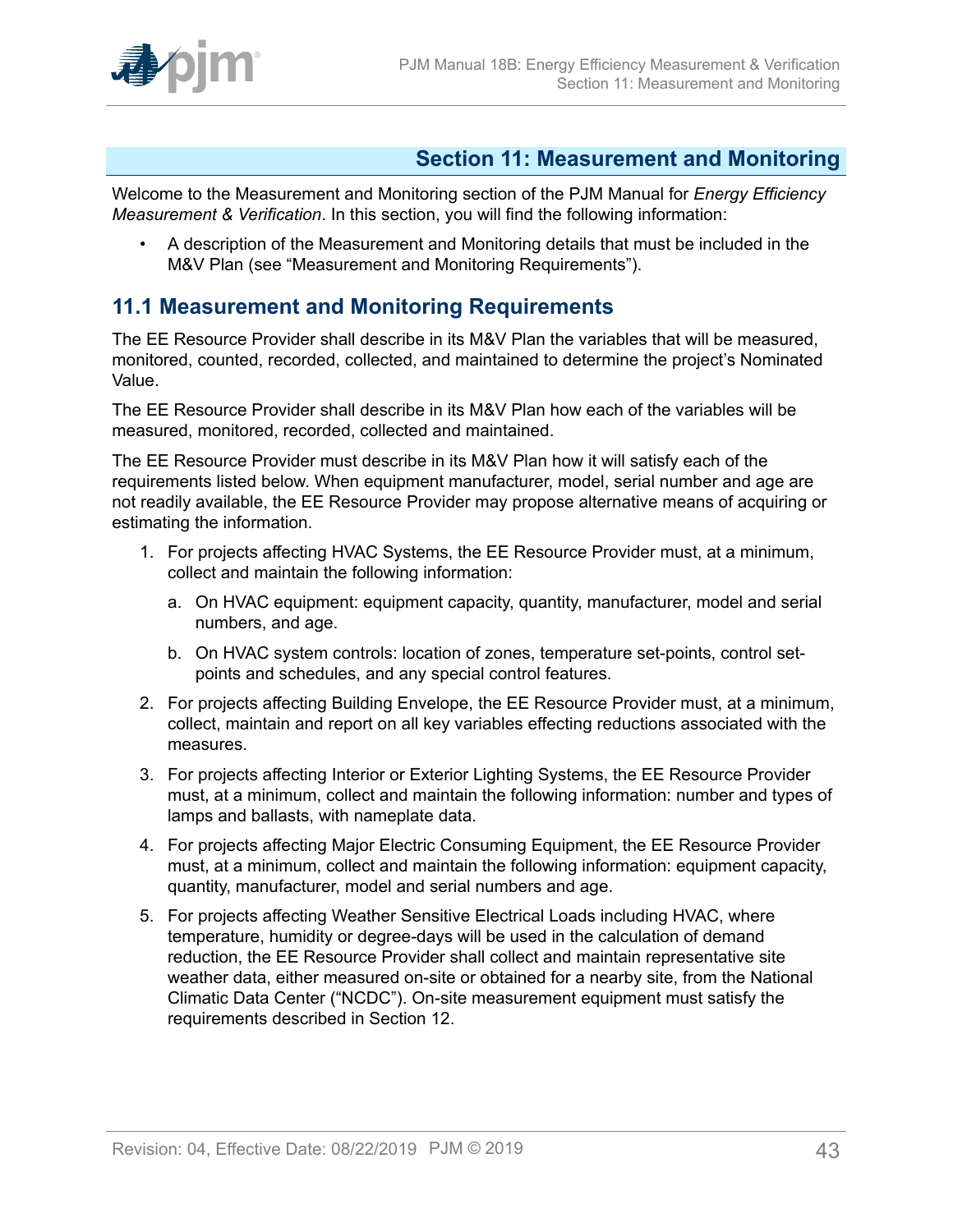# Section 11: Measurement and Monitoring

Welcome to the Measurement and Monitoring section of the PJM Manual for *Energy Efficiency Measurement & Verification*. In this section, you will find the following information:

- A description of the Measurement and Monitoring details that must be included in the M&V Plan (see "Measurement and Monitoring Requirements").

## 11.1 Measurement and Monitoring Requirements

The EE Resource Provider shall describe in its M&V Plan the variables that will be measured, monitored, counted, recorded, collected, and maintained to determine the project's Nominated Value.

The EE Resource Provider shall describe in its M&V Plan how each of the variables will be measured, monitored, recorded, collected and maintained.

The EE Resource Provider must describe in its M&V Plan how it will satisfy each of the requirements listed below. When equipment manufacturer, model, serial number and age are not readily available, the EE Resource Provider may propose alternative means of acquiring or estimating the information.

1. For projects affecting HVAC Systems, the EE Resource Provider must, at a minimum, collect and maintain the following information:
   a. On HVAC equipment: equipment capacity, quantity, manufacturer, model and serial numbers, and age.
   b. On HVAC system controls: location of zones, temperature set-points, control set-points and schedules, and any special control features.
2. For projects affecting Building Envelope, the EE Resource Provider must, at a minimum, collect, maintain and report on all key variables effecting reductions associated with the measures.
3. For projects affecting Interior or Exterior Lighting Systems, the EE Resource Provider must, at a minimum, collect and maintain the following information: number and types of lamps and ballasts, with nameplate data.
4. For projects affecting Major Electric Consuming Equipment, the EE Resource Provider must, at a minimum, collect and maintain the following information: equipment capacity, quantity, manufacturer, model and serial numbers and age.
5. For projects affecting Weather Sensitive Electrical Loads including HVAC, where temperature, humidity or degree-days will be used in the calculation of demand reduction, the EE Resource Provider shall collect and maintain representative site weather data, either measured on-site or obtained for a nearby site, from the National Climatic Data Center ("NCDC"). On-site measurement equipment must satisfy the requirements described in Section 12.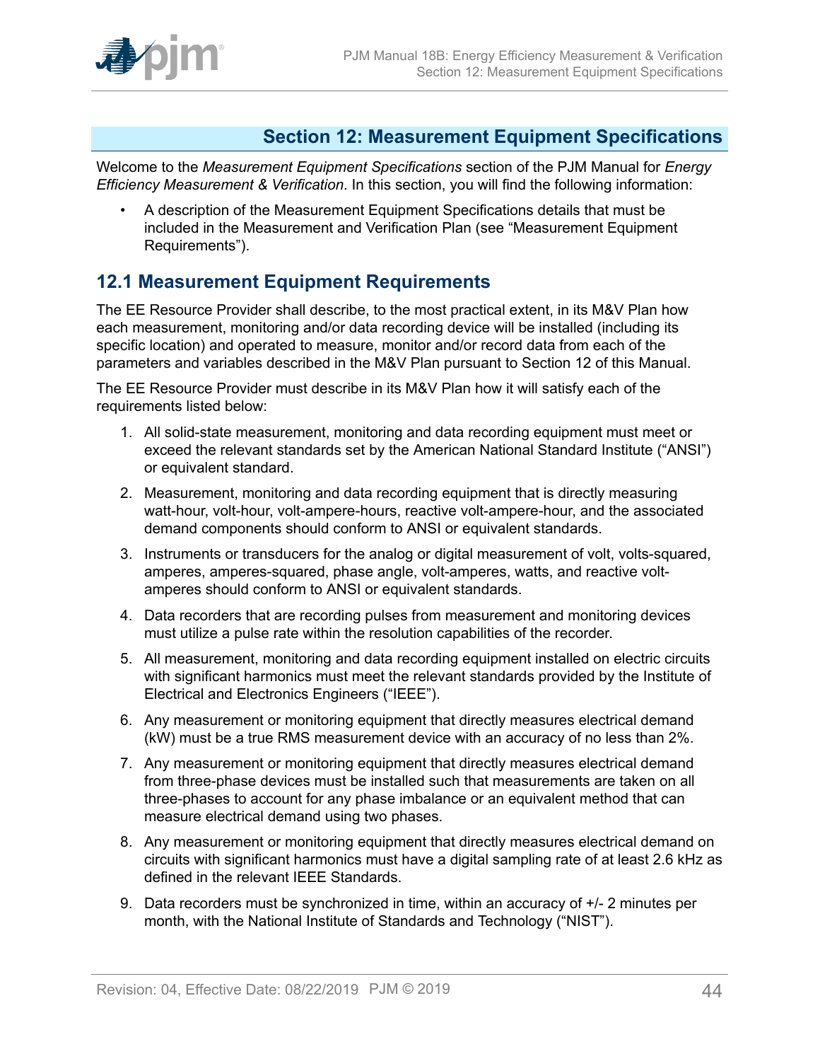# Section 12: Measurement Equipment Specifications

Welcome to the *Measurement Equipment Specifications* section of the PJM Manual for *Energy Efficiency Measurement & Verification*. In this section, you will find the following information:

- A description of the Measurement Equipment Specifications details that must be included in the Measurement and Verification Plan (see "Measurement Equipment Requirements").

## 12.1 Measurement Equipment Requirements

The EE Resource Provider shall describe, to the most practical extent, in its M&V Plan how each measurement, monitoring and/or data recording device will be installed (including its specific location) and operated to measure, monitor and/or record data from each of the parameters and variables described in the M&V Plan pursuant to Section 12 of this Manual.

The EE Resource Provider must describe in its M&V Plan how it will satisfy each of the requirements listed below:

1. All solid-state measurement, monitoring and data recording equipment must meet or exceed the relevant standards set by the American National Standard Institute ("ANSI") or equivalent standard.
2. Measurement, monitoring and data recording equipment that is directly measuring watt-hour, volt-hour, volt-ampere-hours, reactive volt-ampere-hour, and the associated demand components should conform to ANSI or equivalent standards.
3. Instruments or transducers for the analog or digital measurement of volt, volts-squared, amperes, amperes-squared, phase angle, volt-amperes, watts, and reactive volt-amperes should conform to ANSI or equivalent standards.
4. Data recorders that are recording pulses from measurement and monitoring devices must utilize a pulse rate within the resolution capabilities of the recorder.
5. All measurement, monitoring and data recording equipment installed on electric circuits with significant harmonics must meet the relevant standards provided by the Institute of Electrical and Electronics Engineers ("IEEE").
6. Any measurement or monitoring equipment that directly measures electrical demand (kW) must be a true RMS measurement device with an accuracy of no less than 2%.
7. Any measurement or monitoring equipment that directly measures electrical demand from three-phase devices must be installed such that measurements are taken on all three-phases to account for any phase imbalance or an equivalent method that can measure electrical demand using two phases.
8. Any measurement or monitoring equipment that directly measures electrical demand on circuits with significant harmonics must have a digital sampling rate of at least 2.6 kHz as defined in the relevant IEEE Standards.
9. Data recorders must be synchronized in time, within an accuracy of +/- 2 minutes per month, with the National Institute of Standards and Technology ("NIST").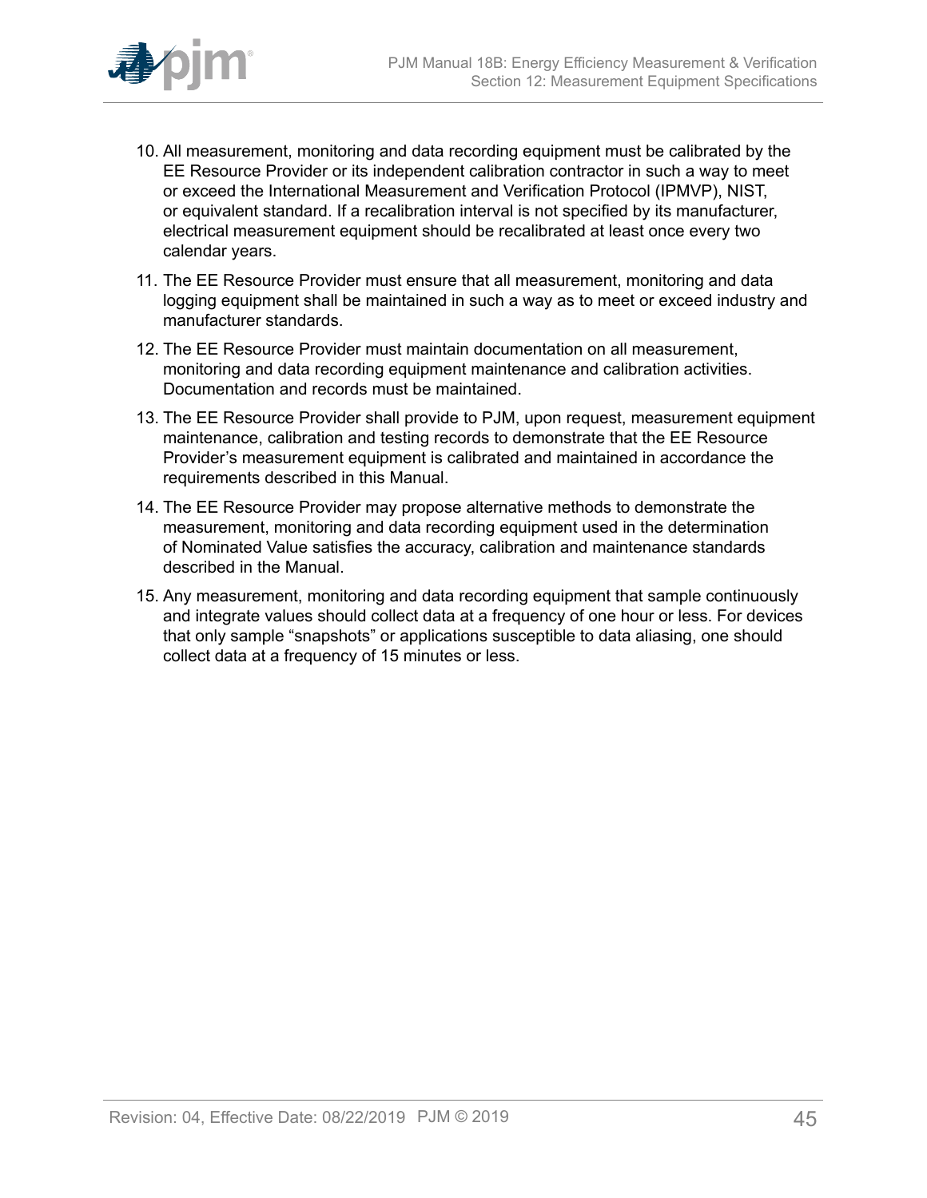10. All measurement, monitoring and data recording equipment must be calibrated by the EE Resource Provider or its independent calibration contractor in such a way to meet or exceed the International Measurement and Verification Protocol (IPMVP), NIST, or equivalent standard. If a recalibration interval is not specified by its manufacturer, electrical measurement equipment should be recalibrated at least once every two calendar years.

11. The EE Resource Provider must ensure that all measurement, monitoring and data logging equipment shall be maintained in such a way as to meet or exceed industry and manufacturer standards.

12. The EE Resource Provider must maintain documentation on all measurement, monitoring and data recording equipment maintenance and calibration activities. Documentation and records must be maintained.

13. The EE Resource Provider shall provide to PJM, upon request, measurement equipment maintenance, calibration and testing records to demonstrate that the EE Resource Provider's measurement equipment is calibrated and maintained in accordance the requirements described in this Manual.

14. The EE Resource Provider may propose alternative methods to demonstrate the measurement, monitoring and data recording equipment used in the determination of Nominated Value satisfies the accuracy, calibration and maintenance standards described in the Manual.

15. Any measurement, monitoring and data recording equipment that sample continuously and integrate values should collect data at a frequency of one hour or less. For devices that only sample "snapshots" or applications susceptible to data aliasing, one should collect data at a frequency of 15 minutes or less.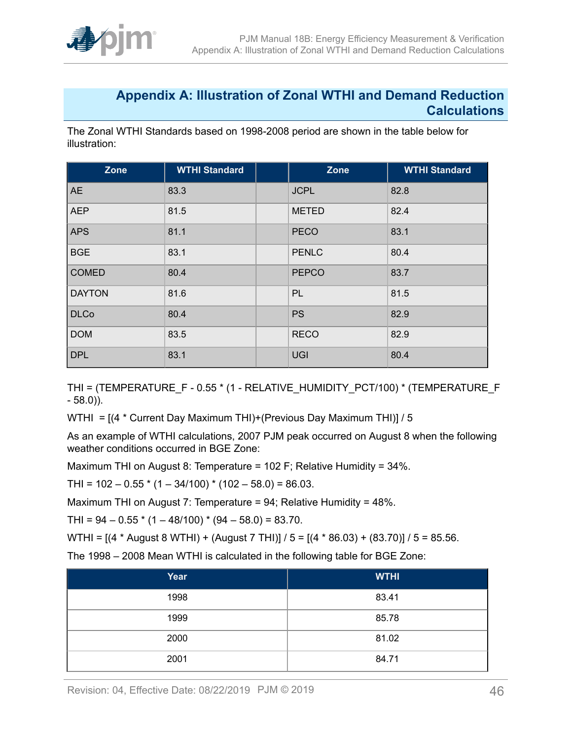# Appendix A: Illustration of Zonal WTHI and Demand Reduction Calculations

The Zonal WTHI Standards based on 1998-2008 period are shown in the table below for illustration:

| Zone | WTHI Standard | | Zone | WTHI Standard |
|---|---|---|---|---|
| AE | 83.3 | | JCPL | 82.8 |
| AEP | 81.5 | | METED | 82.4 |
| APS | 81.1 | | PECO | 83.1 |
| BGE | 83.1 | | PENLC | 80.4 |
| COMED | 80.4 | | PEPCO | 83.7 |
| DAYTON | 81.6 | | PL | 81.5 |
| DLCo | 80.4 | | PS | 82.9 |
| DOM | 83.5 | | RECO | 82.9 |
| DPL | 83.1 | | UGI | 80.4 |

THI = (TEMPERATURE_F - 0.55 * (1 - RELATIVE_HUMIDITY_PCT/100) * (TEMPERATURE_F - 58.0)).

WTHI = [(4 * Current Day Maximum THI)+(Previous Day Maximum THI)] / 5

As an example of WTHI calculations, 2007 PJM peak occurred on August 8 when the following weather conditions occurred in BGE Zone:

Maximum THI on August 8: Temperature = 102 F; Relative Humidity = 34%.

THI = 102 – 0.55 * (1 – 34/100) * (102 – 58.0) = 86.03.

Maximum THI on August 7: Temperature = 94; Relative Humidity = 48%.

THI = 94 – 0.55 * (1 – 48/100) * (94 – 58.0) = 83.70.

WTHI = [(4 * August 8 WTHI) + (August 7 THI)] / 5 = [(4 * 86.03) + (83.70)] / 5 = 85.56.

The 1998 – 2008 Mean WTHI is calculated in the following table for BGE Zone:

| Year | WTHI |
|---|---|
| 1998 | 83.41 |
| 1999 | 85.78 |
| 2000 | 81.02 |
| 2001 | 84.71 |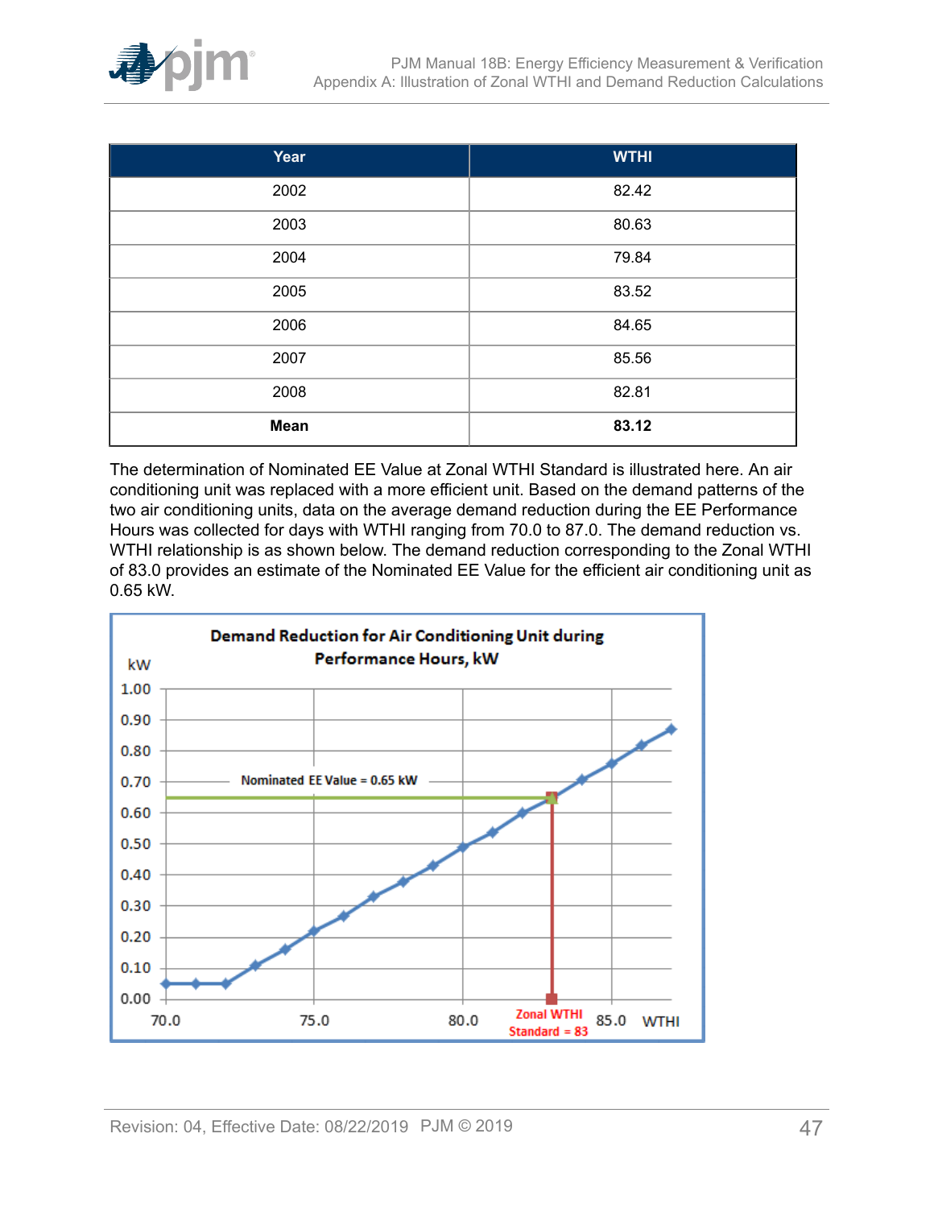| Year | WTHI |
|---|---|
| 2002 | 82.42 |
| 2003 | 80.63 |
| 2004 | 79.84 |
| 2005 | 83.52 |
| 2006 | 84.65 |
| 2007 | 85.56 |
| 2008 | 82.81 |
| **Mean** | **83.12** |

The determination of Nominated EE Value at Zonal WTHI Standard is illustrated here. An air conditioning unit was replaced with a more efficient unit. Based on the demand patterns of the two air conditioning units, data on the average demand reduction during the EE Performance Hours was collected for days with WTHI ranging from 70.0 to 87.0. The demand reduction vs. WTHI relationship is as shown below. The demand reduction corresponding to the Zonal WTHI of 83.0 provides an estimate of the Nominated EE Value for the efficient air conditioning unit as 0.65 kW.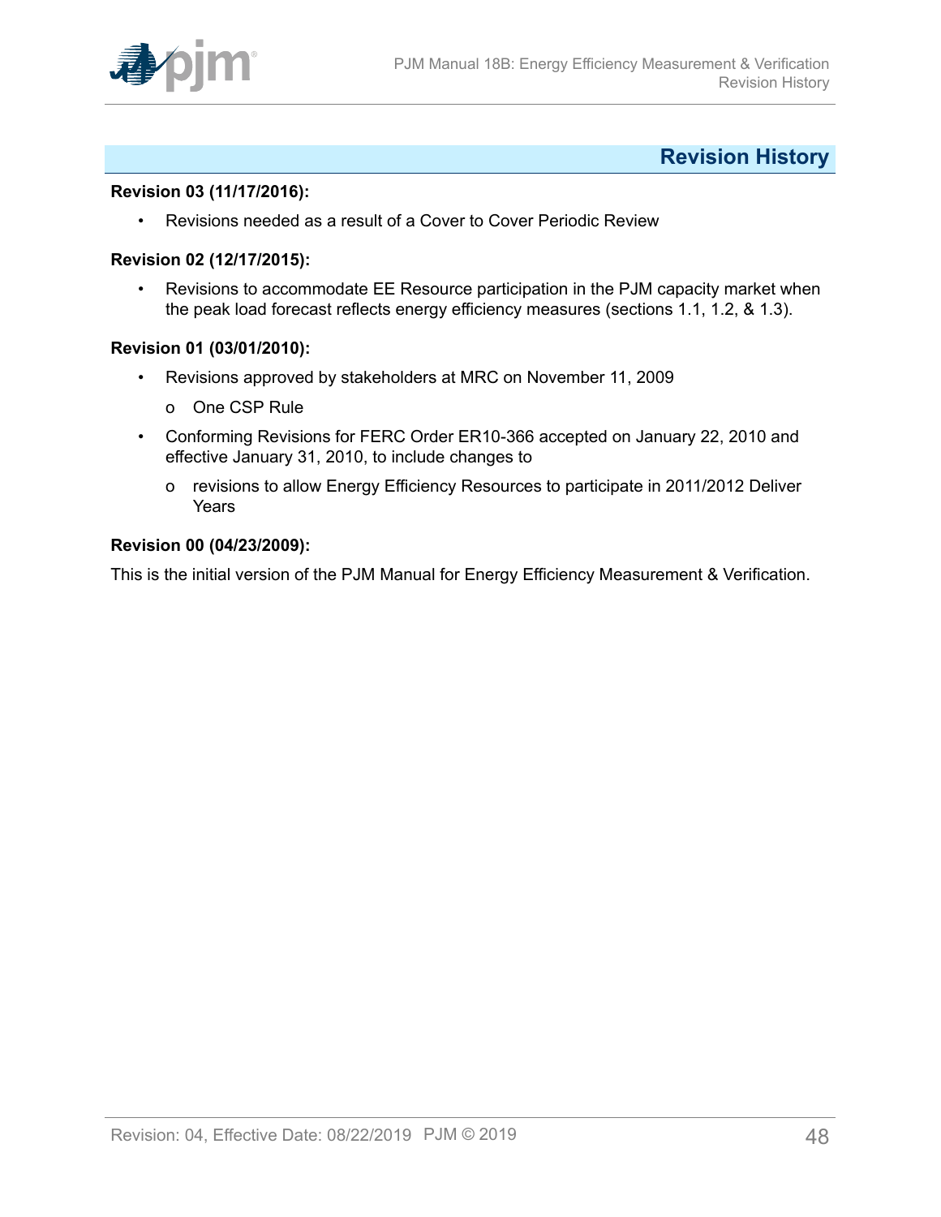## Revision History

**Revision 03 (11/17/2016):**

- Revisions needed as a result of a Cover to Cover Periodic Review

**Revision 02 (12/17/2015):**

- Revisions to accommodate EE Resource participation in the PJM capacity market when the peak load forecast reflects energy efficiency measures (sections 1.1, 1.2, & 1.3).

**Revision 01 (03/01/2010):**

- Revisions approved by stakeholders at MRC on November 11, 2009
  - One CSP Rule
- Conforming Revisions for FERC Order ER10-366 accepted on January 22, 2010 and effective January 31, 2010, to include changes to
  - revisions to allow Energy Efficiency Resources to participate in 2011/2012 Deliver Years

**Revision 00 (04/23/2009):**

This is the initial version of the PJM Manual for Energy Efficiency Measurement & Verification.